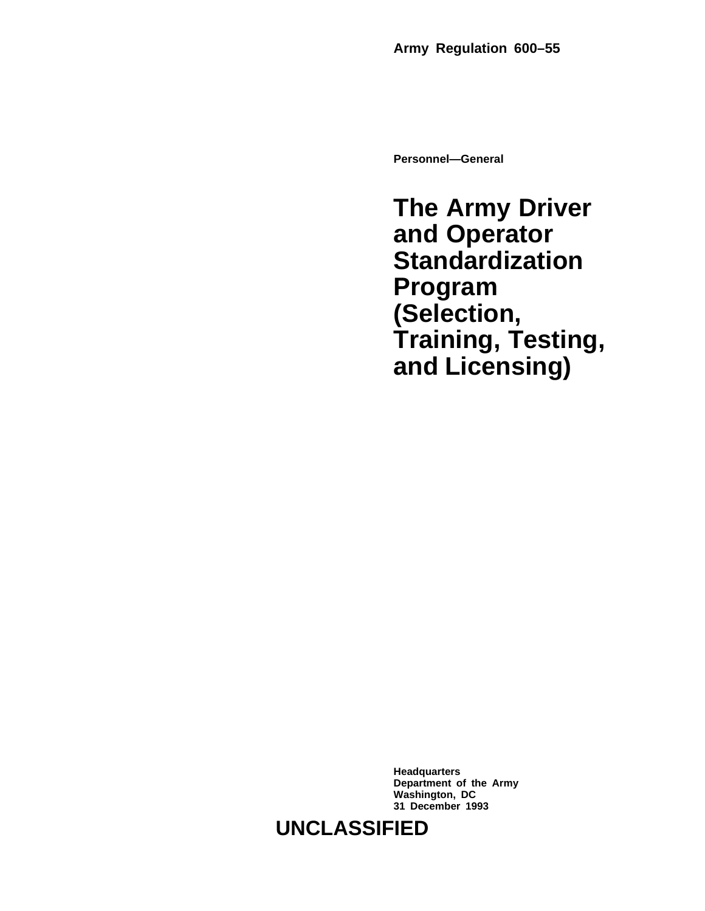**Army Regulation 600–55**

**Personnel—General**

# The Army Driver and Operator Standardization Program (Selection, Training, Testing, and Licensing)

**Headquarters**
**Department of the Army**
**Washington, DC**
**31 December 1993**

**UNCLASSIFIED**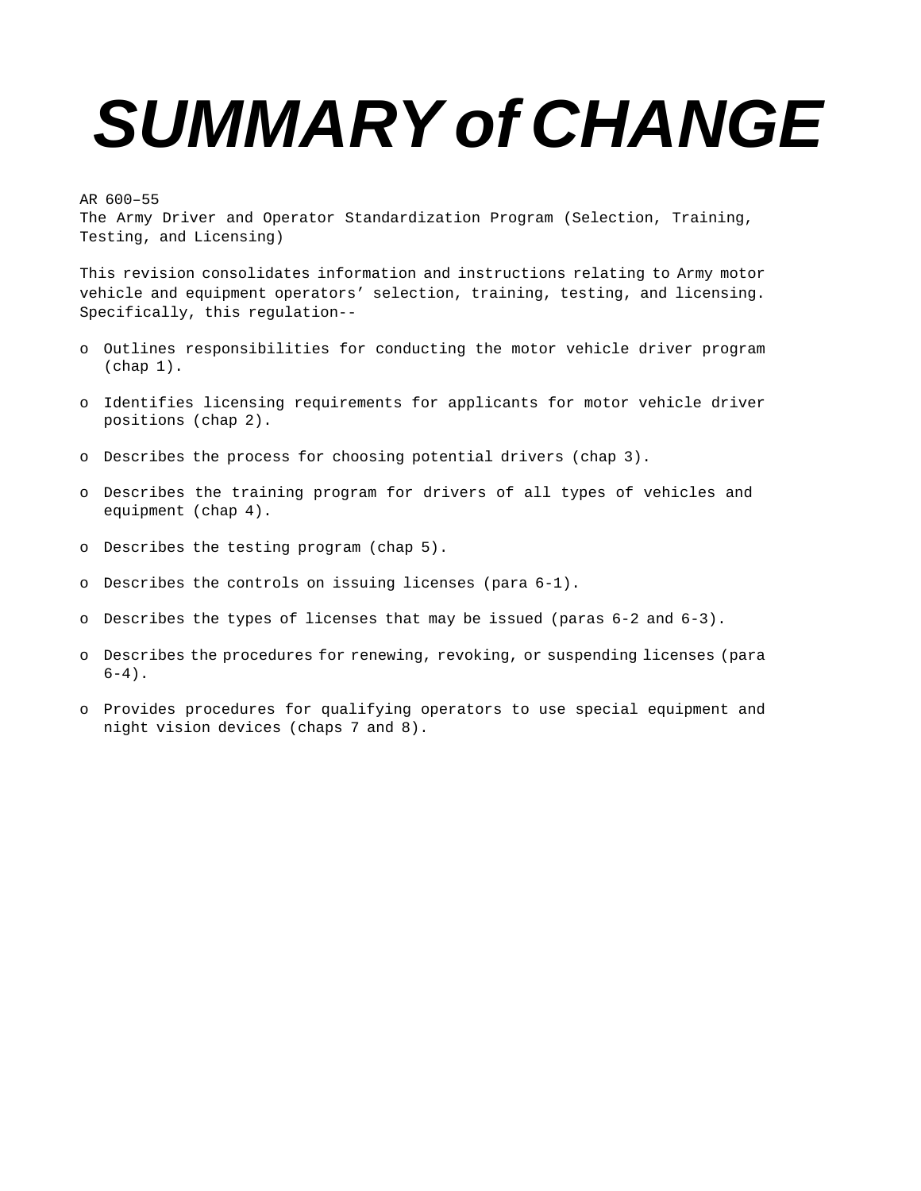# SUMMARY of CHANGE

AR 600–55
The Army Driver and Operator Standardization Program (Selection, Training, Testing, and Licensing)

This revision consolidates information and instructions relating to Army motor vehicle and equipment operators’ selection, training, testing, and licensing. Specifically, this regulation--

- Outlines responsibilities for conducting the motor vehicle driver program (chap 1).

- Identifies licensing requirements for applicants for motor vehicle driver positions (chap 2).

- Describes the process for choosing potential drivers (chap 3).

- Describes the training program for drivers of all types of vehicles and equipment (chap 4).

- Describes the testing program (chap 5).

- Describes the controls on issuing licenses (para 6-1).

- Describes the types of licenses that may be issued (paras 6-2 and 6-3).

- Describes the procedures for renewing, revoking, or suspending licenses (para 6-4).

- Provides procedures for qualifying operators to use special equipment and night vision devices (chaps 7 and 8).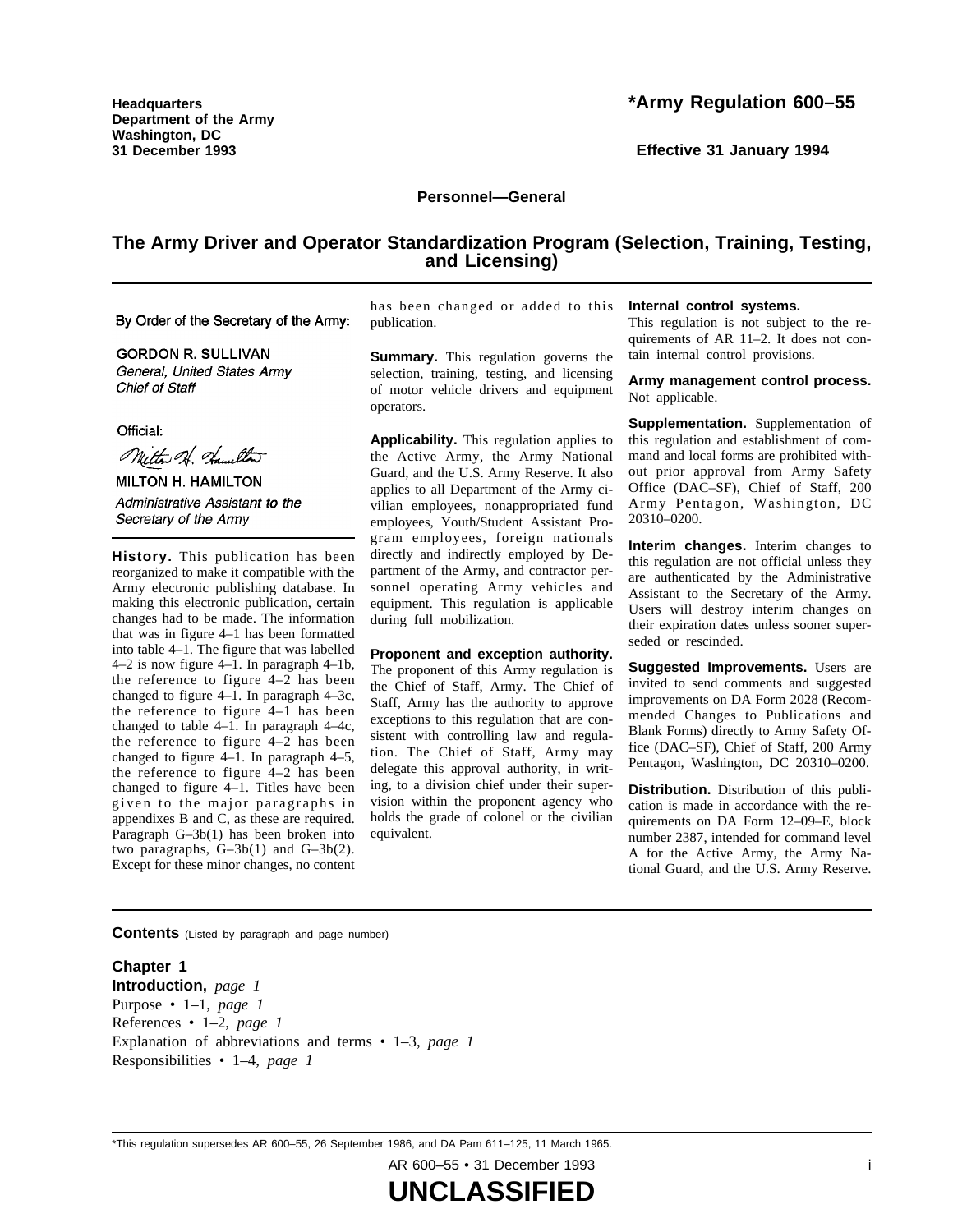Headquarters
Department of the Army
Washington, DC
31 December 1993

# *Army Regulation 600–55

Effective 31 January 1994

**Personnel—General**

## The Army Driver and Operator Standardization Program (Selection, Training, Testing, and Licensing)

By Order of the Secretary of the Army:

GORDON R. SULLIVAN
*General, United States Army*
*Chief of Staff*

Official:

MILTON H. HAMILTON
*Administrative Assistant to the Secretary of the Army*

**History.** This publication has been reorganized to make it compatible with the Army electronic publishing database. In making this electronic publication, certain changes had to be made. The information that was in figure 4–1 has been formatted into table 4–1. The figure that was labelled 4–2 is now figure 4–1. In paragraph 4–1b, the reference to figure 4–2 has been changed to figure 4–1. In paragraph 4–3c, the reference to figure 4–1 has been changed to table 4–1. In paragraph 4–4c, the reference to figure 4–2 has been changed to figure 4–1. In paragraph 4–5, the reference to figure 4–2 has been changed to figure 4–1. Titles have been given to the major paragraphs in appendixes B and C, as these are required. Paragraph G–3b(1) has been broken into two paragraphs, G–3b(1) and G–3b(2). Except for these minor changes, no content has been changed or added to this publication.

**Summary.** This regulation governs the selection, training, testing, and licensing of motor vehicle drivers and equipment operators.

**Applicability.** This regulation applies to the Active Army, the Army National Guard, and the U.S. Army Reserve. It also applies to all Department of the Army civilian employees, nonappropriated fund employees, Youth/Student Assistant Program employees, foreign nationals directly and indirectly employed by Department of the Army, and contractor personnel operating Army vehicles and equipment. This regulation is applicable during full mobilization.

**Proponent and exception authority.** The proponent of this Army regulation is the Chief of Staff, Army. The Chief of Staff, Army has the authority to approve exceptions to this regulation that are consistent with controlling law and regulation. The Chief of Staff, Army may delegate this approval authority, in writing, to a division chief under their supervision within the proponent agency who holds the grade of colonel or the civilian equivalent.

**Internal control systems.** This regulation is not subject to the requirements of AR 11–2. It does not contain internal control provisions.

**Army management control process.** Not applicable.

**Supplementation.** Supplementation of this regulation and establishment of command and local forms are prohibited without prior approval from Army Safety Office (DAC–SF), Chief of Staff, 200 Army Pentagon, Washington, DC 20310–0200.

**Interim changes.** Interim changes to this regulation are not official unless they are authenticated by the Administrative Assistant to the Secretary of the Army. Users will destroy interim changes on their expiration dates unless sooner superseded or rescinded.

**Suggested Improvements.** Users are invited to send comments and suggested improvements on DA Form 2028 (Recommended Changes to Publications and Blank Forms) directly to Army Safety Office (DAC–SF), Chief of Staff, 200 Army Pentagon, Washington, DC 20310–0200.

**Distribution.** Distribution of this publication is made in accordance with the requirements on DA Form 12–09–E, block number 2387, intended for command level A for the Active Army, the Army National Guard, and the U.S. Army Reserve.

**Contents** (Listed by paragraph and page number)

**Chapter 1**
**Introduction,** *page 1*
Purpose • 1–1, *page 1*
References • 1–2, *page 1*
Explanation of abbreviations and terms • 1–3, *page 1*
Responsibilities • 1–4, *page 1*

*This regulation supersedes AR 600–55, 26 September 1986, and DA Pam 611–125, 11 March 1965.

**UNCLASSIFIED**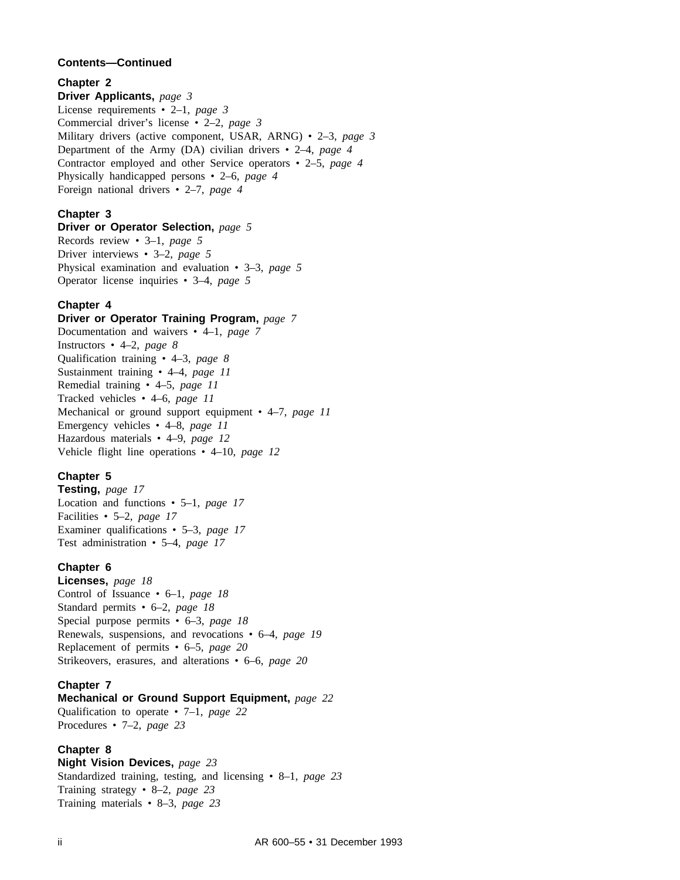**Contents—Continued**

**Chapter 2**
**Driver Applicants,** *page 3*
License requirements • 2–1, *page 3*
Commercial driver's license • 2–2, *page 3*
Military drivers (active component, USAR, ARNG) • 2–3, *page 3*
Department of the Army (DA) civilian drivers • 2–4, *page 4*
Contractor employed and other Service operators • 2–5, *page 4*
Physically handicapped persons • 2–6, *page 4*
Foreign national drivers • 2–7, *page 4*

**Chapter 3**
**Driver or Operator Selection,** *page 5*
Records review • 3–1, *page 5*
Driver interviews • 3–2, *page 5*
Physical examination and evaluation • 3–3, *page 5*
Operator license inquiries • 3–4, *page 5*

**Chapter 4**
**Driver or Operator Training Program,** *page 7*
Documentation and waivers • 4–1, *page 7*
Instructors • 4–2, *page 8*
Qualification training • 4–3, *page 8*
Sustainment training • 4–4, *page 11*
Remedial training • 4–5, *page 11*
Tracked vehicles • 4–6, *page 11*
Mechanical or ground support equipment • 4–7, *page 11*
Emergency vehicles • 4–8, *page 11*
Hazardous materials • 4–9, *page 12*
Vehicle flight line operations • 4–10, *page 12*

**Chapter 5**
**Testing,** *page 17*
Location and functions • 5–1, *page 17*
Facilities • 5–2, *page 17*
Examiner qualifications • 5–3, *page 17*
Test administration • 5–4, *page 17*

**Chapter 6**
**Licenses,** *page 18*
Control of Issuance • 6–1, *page 18*
Standard permits • 6–2, *page 18*
Special purpose permits • 6–3, *page 18*
Renewals, suspensions, and revocations • 6–4, *page 19*
Replacement of permits • 6–5, *page 20*
Strikeovers, erasures, and alterations • 6–6, *page 20*

**Chapter 7**
**Mechanical or Ground Support Equipment,** *page 22*
Qualification to operate • 7–1, *page 22*
Procedures • 7–2, *page 23*

**Chapter 8**
**Night Vision Devices,** *page 23*
Standardized training, testing, and licensing • 8–1, *page 23*
Training strategy • 8–2, *page 23*
Training materials • 8–3, *page 23*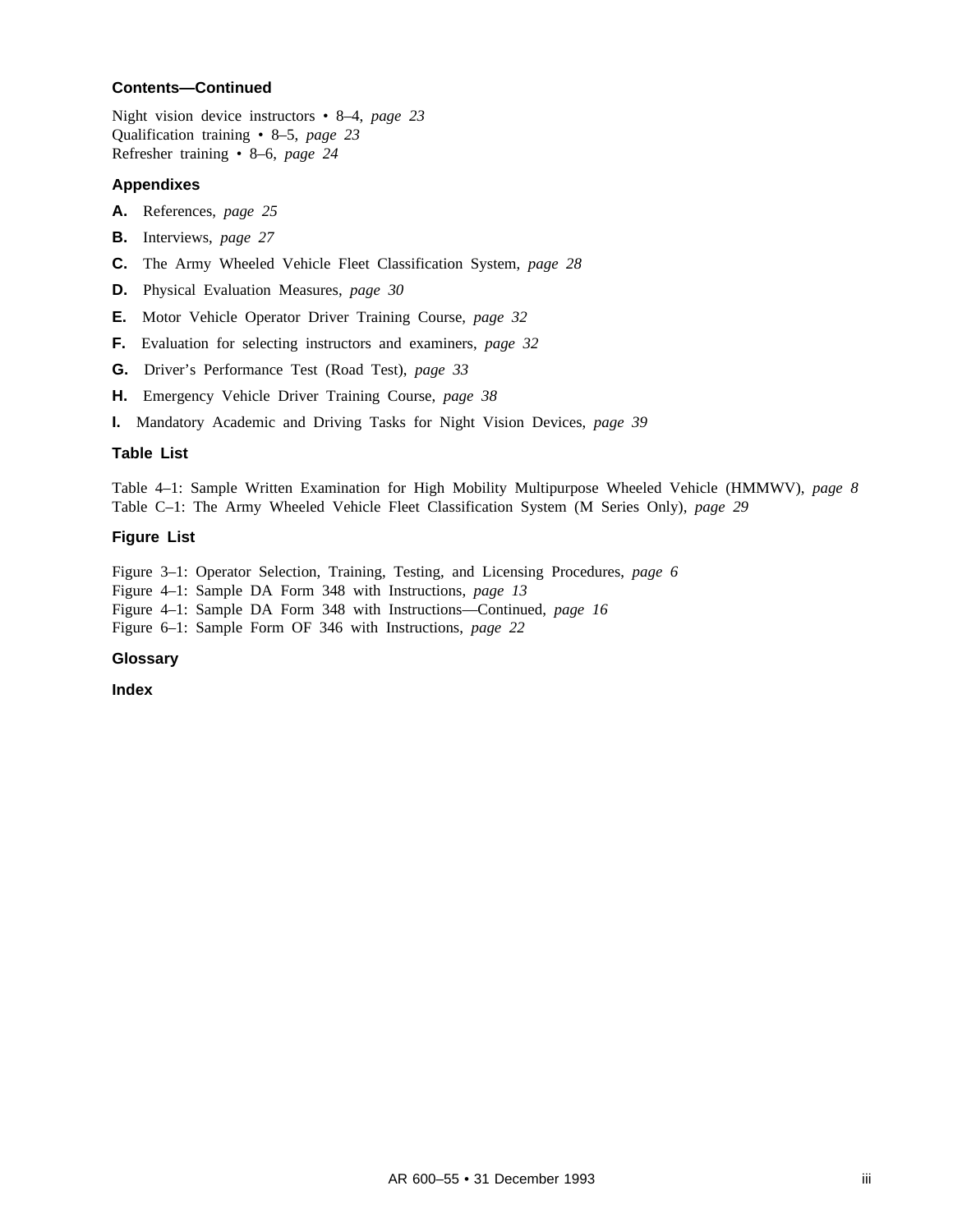### Contents—Continued

Night vision device instructors • 8–4, *page 23*
Qualification training • 8–5, *page 23*
Refresher training • 8–6, *page 24*

### Appendixes

**A.** References, *page 25*

**B.** Interviews, *page 27*

**C.** The Army Wheeled Vehicle Fleet Classification System, *page 28*

**D.** Physical Evaluation Measures, *page 30*

**E.** Motor Vehicle Operator Driver Training Course, *page 32*

**F.** Evaluation for selecting instructors and examiners, *page 32*

**G.** Driver's Performance Test (Road Test), *page 33*

**H.** Emergency Vehicle Driver Training Course, *page 38*

**I.** Mandatory Academic and Driving Tasks for Night Vision Devices, *page 39*

### Table List

Table 4–1: Sample Written Examination for High Mobility Multipurpose Wheeled Vehicle (HMMWV), *page 8*
Table C–1: The Army Wheeled Vehicle Fleet Classification System (M Series Only), *page 29*

### Figure List

Figure 3–1: Operator Selection, Training, Testing, and Licensing Procedures, *page 6*
Figure 4–1: Sample DA Form 348 with Instructions, *page 13*
Figure 4–1: Sample DA Form 348 with Instructions—Continued, *page 16*
Figure 6–1: Sample Form OF 346 with Instructions, *page 22*

### Glossary

### Index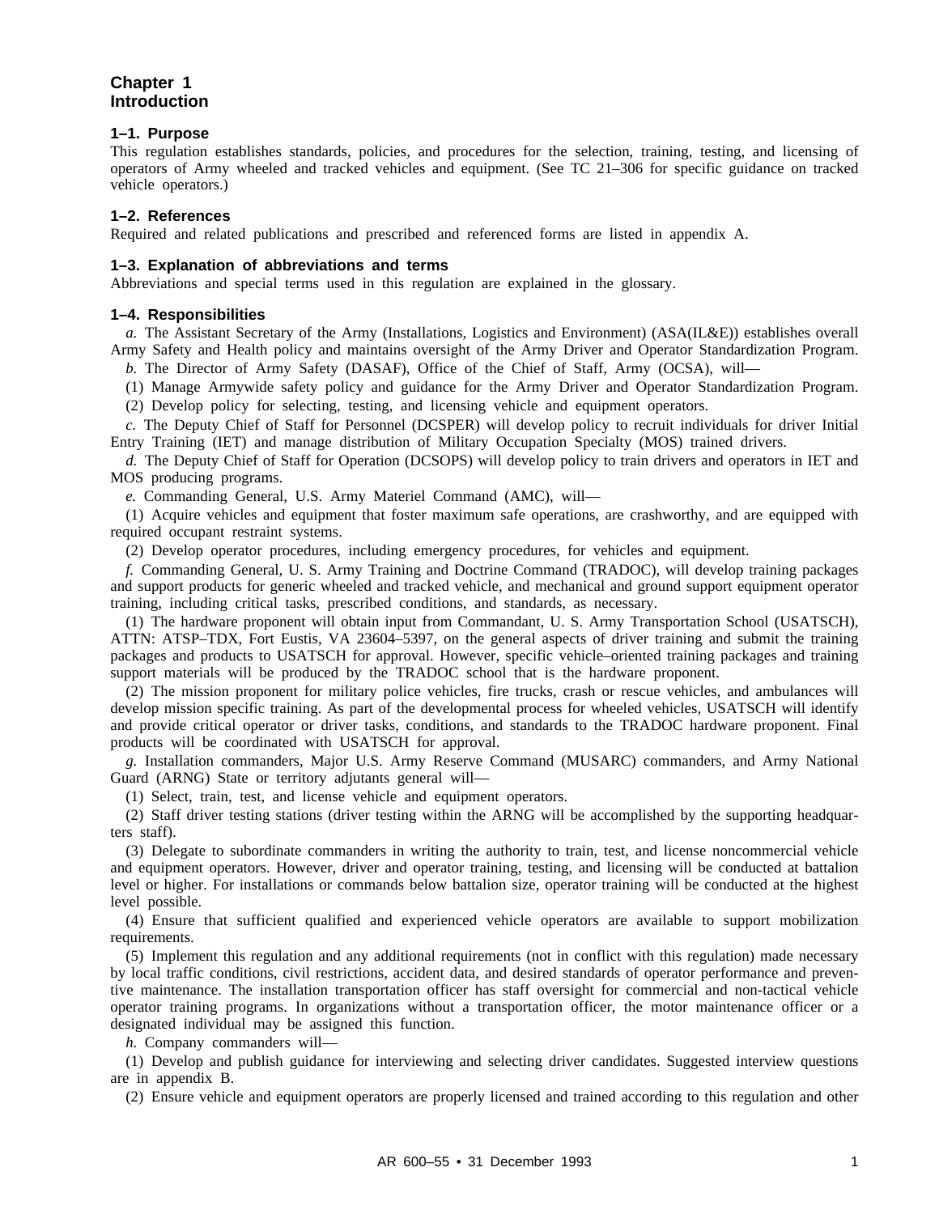# Chapter 1
# Introduction

### 1–1. Purpose

This regulation establishes standards, policies, and procedures for the selection, training, testing, and licensing of operators of Army wheeled and tracked vehicles and equipment. (See TC 21–306 for specific guidance on tracked vehicle operators.)

### 1–2. References

Required and related publications and prescribed and referenced forms are listed in appendix A.

### 1–3. Explanation of abbreviations and terms

Abbreviations and special terms used in this regulation are explained in the glossary.

### 1–4. Responsibilities

*a.* The Assistant Secretary of the Army (Installations, Logistics and Environment) (ASA(IL&E)) establishes overall Army Safety and Health policy and maintains oversight of the Army Driver and Operator Standardization Program.

*b.* The Director of Army Safety (DASAF), Office of the Chief of Staff, Army (OCSA), will—

(1) Manage Armywide safety policy and guidance for the Army Driver and Operator Standardization Program.

(2) Develop policy for selecting, testing, and licensing vehicle and equipment operators.

*c.* The Deputy Chief of Staff for Personnel (DCSPER) will develop policy to recruit individuals for driver Initial Entry Training (IET) and manage distribution of Military Occupation Specialty (MOS) trained drivers.

*d.* The Deputy Chief of Staff for Operation (DCSOPS) will develop policy to train drivers and operators in IET and MOS producing programs.

*e.* Commanding General, U.S. Army Materiel Command (AMC), will—

(1) Acquire vehicles and equipment that foster maximum safe operations, are crashworthy, and are equipped with required occupant restraint systems.

(2) Develop operator procedures, including emergency procedures, for vehicles and equipment.

*f.* Commanding General, U. S. Army Training and Doctrine Command (TRADOC), will develop training packages and support products for generic wheeled and tracked vehicle, and mechanical and ground support equipment operator training, including critical tasks, prescribed conditions, and standards, as necessary.

(1) The hardware proponent will obtain input from Commandant, U. S. Army Transportation School (USATSCH), ATTN: ATSP–TDX, Fort Eustis, VA 23604–5397, on the general aspects of driver training and submit the training packages and products to USATSCH for approval. However, specific vehicle–oriented training packages and training support materials will be produced by the TRADOC school that is the hardware proponent.

(2) The mission proponent for military police vehicles, fire trucks, crash or rescue vehicles, and ambulances will develop mission specific training. As part of the developmental process for wheeled vehicles, USATSCH will identify and provide critical operator or driver tasks, conditions, and standards to the TRADOC hardware proponent. Final products will be coordinated with USATSCH for approval.

*g.* Installation commanders, Major U.S. Army Reserve Command (MUSARC) commanders, and Army National Guard (ARNG) State or territory adjutants general will—

(1) Select, train, test, and license vehicle and equipment operators.

(2) Staff driver testing stations (driver testing within the ARNG will be accomplished by the supporting headquarters staff).

(3) Delegate to subordinate commanders in writing the authority to train, test, and license noncommercial vehicle and equipment operators. However, driver and operator training, testing, and licensing will be conducted at battalion level or higher. For installations or commands below battalion size, operator training will be conducted at the highest level possible.

(4) Ensure that sufficient qualified and experienced vehicle operators are available to support mobilization requirements.

(5) Implement this regulation and any additional requirements (not in conflict with this regulation) made necessary by local traffic conditions, civil restrictions, accident data, and desired standards of operator performance and preventive maintenance. The installation transportation officer has staff oversight for commercial and non-tactical vehicle operator training programs. In organizations without a transportation officer, the motor maintenance officer or a designated individual may be assigned this function.

*h.* Company commanders will—

(1) Develop and publish guidance for interviewing and selecting driver candidates. Suggested interview questions are in appendix B.

(2) Ensure vehicle and equipment operators are properly licensed and trained according to this regulation and other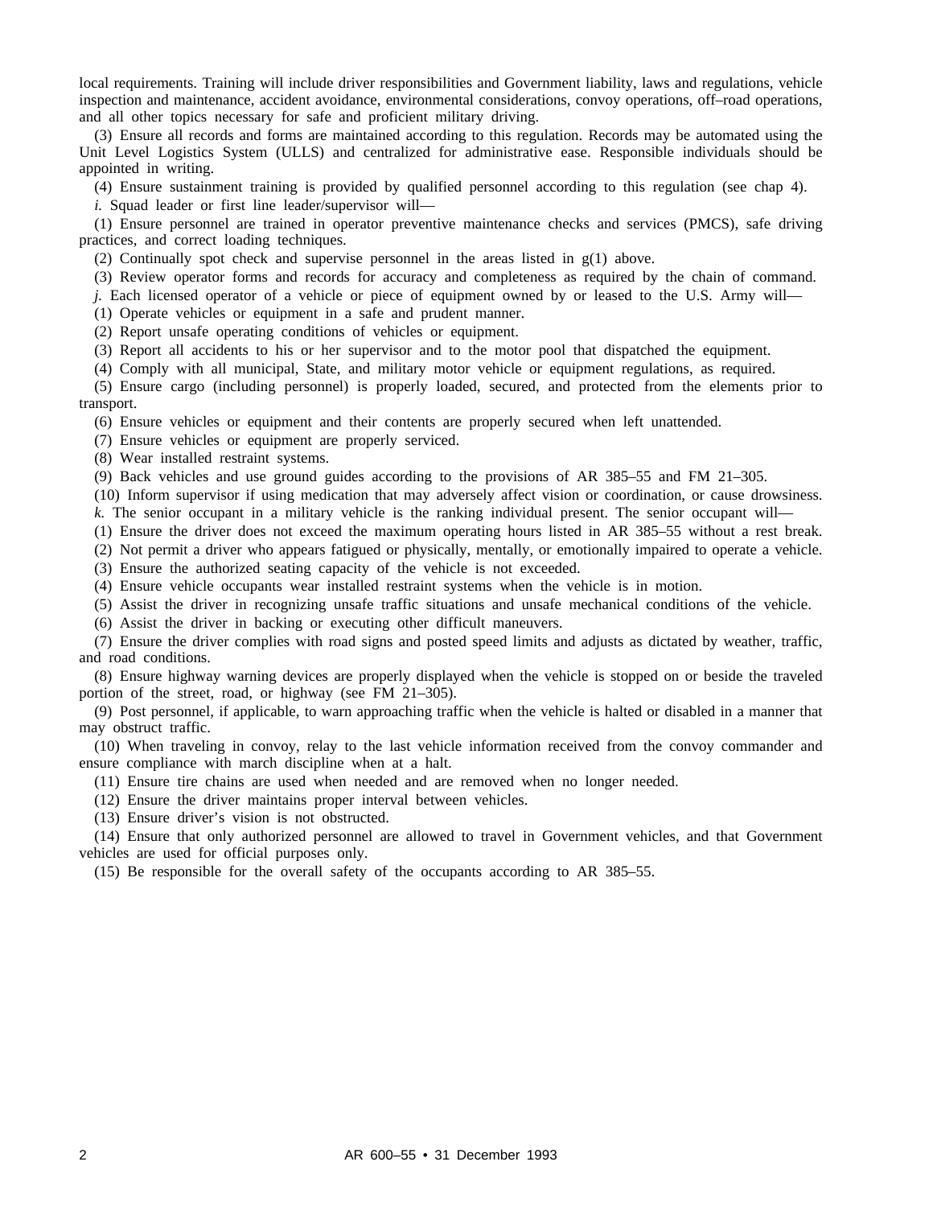local requirements. Training will include driver responsibilities and Government liability, laws and regulations, vehicle inspection and maintenance, accident avoidance, environmental considerations, convoy operations, off–road operations, and all other topics necessary for safe and proficient military driving.

(3) Ensure all records and forms are maintained according to this regulation. Records may be automated using the Unit Level Logistics System (ULLS) and centralized for administrative ease. Responsible individuals should be appointed in writing.

(4) Ensure sustainment training is provided by qualified personnel according to this regulation (see chap 4).

*i.* Squad leader or first line leader/supervisor will—

(1) Ensure personnel are trained in operator preventive maintenance checks and services (PMCS), safe driving practices, and correct loading techniques.

(2) Continually spot check and supervise personnel in the areas listed in g(1) above.

(3) Review operator forms and records for accuracy and completeness as required by the chain of command.

*j.* Each licensed operator of a vehicle or piece of equipment owned by or leased to the U.S. Army will—

(1) Operate vehicles or equipment in a safe and prudent manner.

(2) Report unsafe operating conditions of vehicles or equipment.

(3) Report all accidents to his or her supervisor and to the motor pool that dispatched the equipment.

(4) Comply with all municipal, State, and military motor vehicle or equipment regulations, as required.

(5) Ensure cargo (including personnel) is properly loaded, secured, and protected from the elements prior to transport.

(6) Ensure vehicles or equipment and their contents are properly secured when left unattended.

(7) Ensure vehicles or equipment are properly serviced.

(8) Wear installed restraint systems.

(9) Back vehicles and use ground guides according to the provisions of AR 385–55 and FM 21–305.

(10) Inform supervisor if using medication that may adversely affect vision or coordination, or cause drowsiness.

*k.* The senior occupant in a military vehicle is the ranking individual present. The senior occupant will—

(1) Ensure the driver does not exceed the maximum operating hours listed in AR 385–55 without a rest break.

(2) Not permit a driver who appears fatigued or physically, mentally, or emotionally impaired to operate a vehicle.

(3) Ensure the authorized seating capacity of the vehicle is not exceeded.

(4) Ensure vehicle occupants wear installed restraint systems when the vehicle is in motion.

(5) Assist the driver in recognizing unsafe traffic situations and unsafe mechanical conditions of the vehicle.

(6) Assist the driver in backing or executing other difficult maneuvers.

(7) Ensure the driver complies with road signs and posted speed limits and adjusts as dictated by weather, traffic, and road conditions.

(8) Ensure highway warning devices are properly displayed when the vehicle is stopped on or beside the traveled portion of the street, road, or highway (see FM 21–305).

(9) Post personnel, if applicable, to warn approaching traffic when the vehicle is halted or disabled in a manner that may obstruct traffic.

(10) When traveling in convoy, relay to the last vehicle information received from the convoy commander and ensure compliance with march discipline when at a halt.

(11) Ensure tire chains are used when needed and are removed when no longer needed.

(12) Ensure the driver maintains proper interval between vehicles.

(13) Ensure driver's vision is not obstructed.

(14) Ensure that only authorized personnel are allowed to travel in Government vehicles, and that Government vehicles are used for official purposes only.

(15) Be responsible for the overall safety of the occupants according to AR 385–55.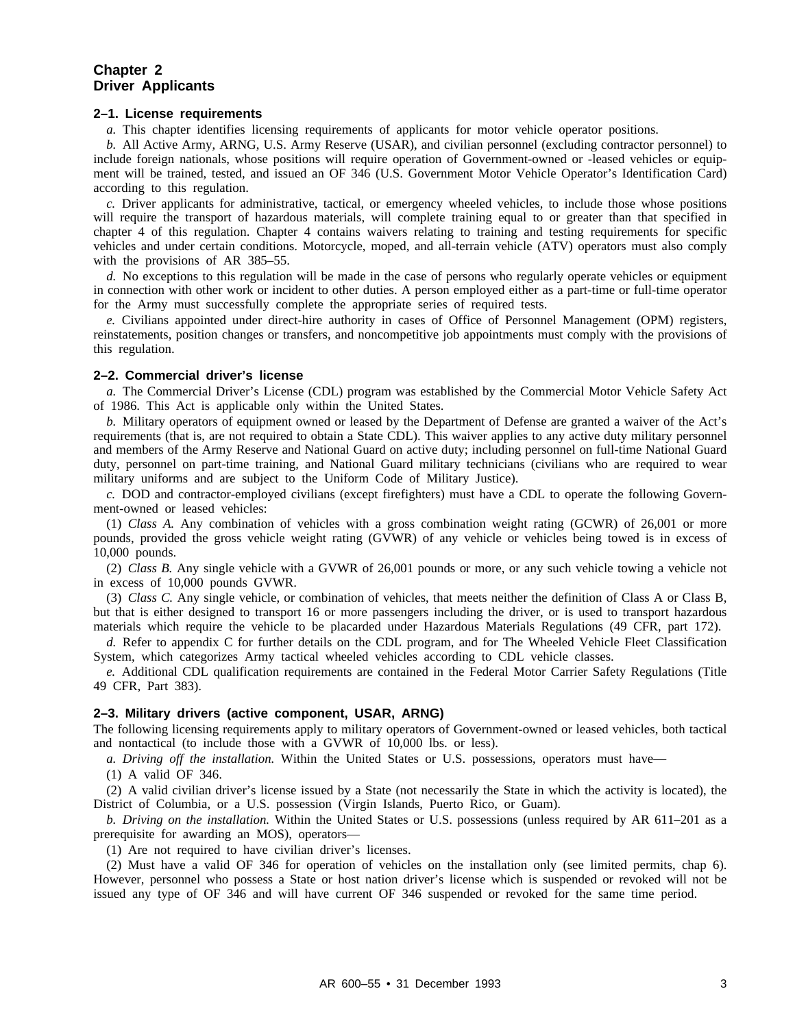# Chapter 2
# Driver Applicants

## 2–1. License requirements

*a.* This chapter identifies licensing requirements of applicants for motor vehicle operator positions.

*b.* All Active Army, ARNG, U.S. Army Reserve (USAR), and civilian personnel (excluding contractor personnel) to include foreign nationals, whose positions will require operation of Government-owned or -leased vehicles or equipment will be trained, tested, and issued an OF 346 (U.S. Government Motor Vehicle Operator's Identification Card) according to this regulation.

*c.* Driver applicants for administrative, tactical, or emergency wheeled vehicles, to include those whose positions will require the transport of hazardous materials, will complete training equal to or greater than that specified in chapter 4 of this regulation. Chapter 4 contains waivers relating to training and testing requirements for specific vehicles and under certain conditions. Motorcycle, moped, and all-terrain vehicle (ATV) operators must also comply with the provisions of AR 385–55.

*d.* No exceptions to this regulation will be made in the case of persons who regularly operate vehicles or equipment in connection with other work or incident to other duties. A person employed either as a part-time or full-time operator for the Army must successfully complete the appropriate series of required tests.

*e.* Civilians appointed under direct-hire authority in cases of Office of Personnel Management (OPM) registers, reinstatements, position changes or transfers, and noncompetitive job appointments must comply with the provisions of this regulation.

## 2–2. Commercial driver's license

*a.* The Commercial Driver's License (CDL) program was established by the Commercial Motor Vehicle Safety Act of 1986. This Act is applicable only within the United States.

*b.* Military operators of equipment owned or leased by the Department of Defense are granted a waiver of the Act's requirements (that is, are not required to obtain a State CDL). This waiver applies to any active duty military personnel and members of the Army Reserve and National Guard on active duty; including personnel on full-time National Guard duty, personnel on part-time training, and National Guard military technicians (civilians who are required to wear military uniforms and are subject to the Uniform Code of Military Justice).

*c.* DOD and contractor-employed civilians (except firefighters) must have a CDL to operate the following Government-owned or leased vehicles:

(1) *Class A.* Any combination of vehicles with a gross combination weight rating (GCWR) of 26,001 or more pounds, provided the gross vehicle weight rating (GVWR) of any vehicle or vehicles being towed is in excess of 10,000 pounds.

(2) *Class B.* Any single vehicle with a GVWR of 26,001 pounds or more, or any such vehicle towing a vehicle not in excess of 10,000 pounds GVWR.

(3) *Class C.* Any single vehicle, or combination of vehicles, that meets neither the definition of Class A or Class B, but that is either designed to transport 16 or more passengers including the driver, or is used to transport hazardous materials which require the vehicle to be placarded under Hazardous Materials Regulations (49 CFR, part 172).

*d.* Refer to appendix C for further details on the CDL program, and for The Wheeled Vehicle Fleet Classification System, which categorizes Army tactical wheeled vehicles according to CDL vehicle classes.

*e.* Additional CDL qualification requirements are contained in the Federal Motor Carrier Safety Regulations (Title 49 CFR, Part 383).

## 2–3. Military drivers (active component, USAR, ARNG)

The following licensing requirements apply to military operators of Government-owned or leased vehicles, both tactical and nontactical (to include those with a GVWR of 10,000 lbs. or less).

*a. Driving off the installation.* Within the United States or U.S. possessions, operators must have—

(1) A valid OF 346.

(2) A valid civilian driver's license issued by a State (not necessarily the State in which the activity is located), the District of Columbia, or a U.S. possession (Virgin Islands, Puerto Rico, or Guam).

*b. Driving on the installation.* Within the United States or U.S. possessions (unless required by AR 611–201 as a prerequisite for awarding an MOS), operators—

(1) Are not required to have civilian driver's licenses.

(2) Must have a valid OF 346 for operation of vehicles on the installation only (see limited permits, chap 6). However, personnel who possess a State or host nation driver's license which is suspended or revoked will not be issued any type of OF 346 and will have current OF 346 suspended or revoked for the same time period.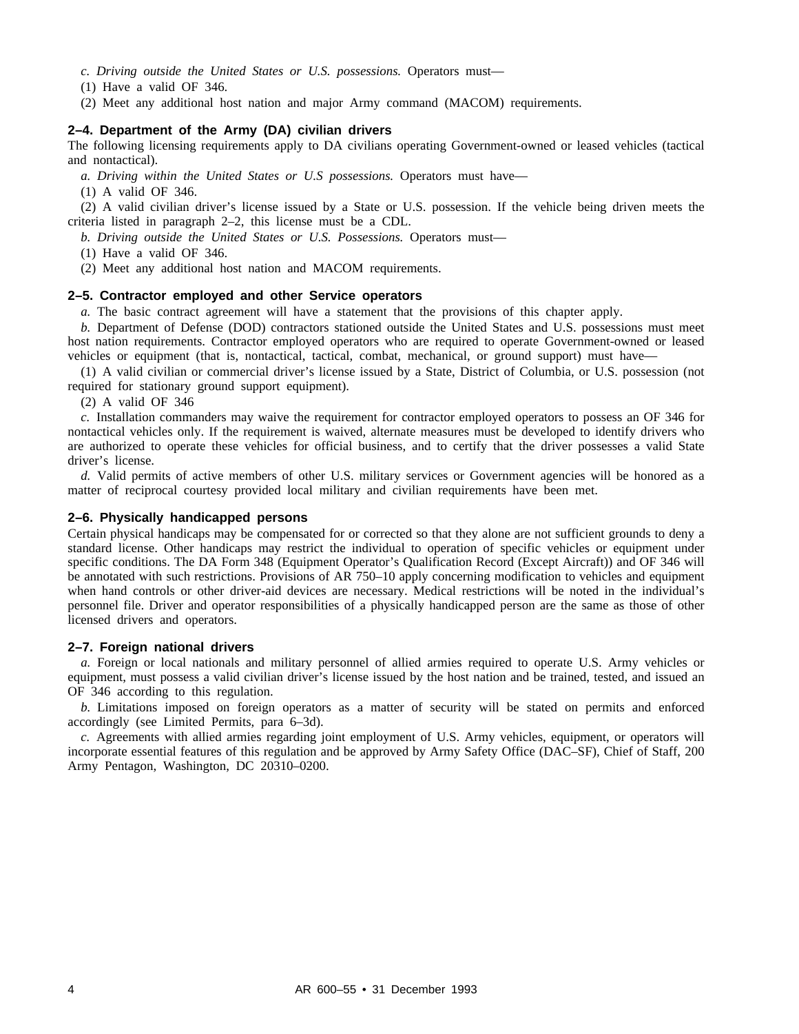*c. Driving outside the United States or U.S. possessions.* Operators must—

(1) Have a valid OF 346.

(2) Meet any additional host nation and major Army command (MACOM) requirements.

### 2–4. Department of the Army (DA) civilian drivers

The following licensing requirements apply to DA civilians operating Government-owned or leased vehicles (tactical and nontactical).

*a. Driving within the United States or U.S possessions.* Operators must have—

(1) A valid OF 346.

(2) A valid civilian driver's license issued by a State or U.S. possession. If the vehicle being driven meets the criteria listed in paragraph 2–2, this license must be a CDL.

*b. Driving outside the United States or U.S. Possessions.* Operators must—

(1) Have a valid OF 346.

(2) Meet any additional host nation and MACOM requirements.

### 2–5. Contractor employed and other Service operators

*a.* The basic contract agreement will have a statement that the provisions of this chapter apply.

*b.* Department of Defense (DOD) contractors stationed outside the United States and U.S. possessions must meet host nation requirements. Contractor employed operators who are required to operate Government-owned or leased vehicles or equipment (that is, nontactical, tactical, combat, mechanical, or ground support) must have—

(1) A valid civilian or commercial driver's license issued by a State, District of Columbia, or U.S. possession (not required for stationary ground support equipment).

(2) A valid OF 346

*c.* Installation commanders may waive the requirement for contractor employed operators to possess an OF 346 for nontactical vehicles only. If the requirement is waived, alternate measures must be developed to identify drivers who are authorized to operate these vehicles for official business, and to certify that the driver possesses a valid State driver's license.

*d.* Valid permits of active members of other U.S. military services or Government agencies will be honored as a matter of reciprocal courtesy provided local military and civilian requirements have been met.

### 2–6. Physically handicapped persons

Certain physical handicaps may be compensated for or corrected so that they alone are not sufficient grounds to deny a standard license. Other handicaps may restrict the individual to operation of specific vehicles or equipment under specific conditions. The DA Form 348 (Equipment Operator's Qualification Record (Except Aircraft)) and OF 346 will be annotated with such restrictions. Provisions of AR 750–10 apply concerning modification to vehicles and equipment when hand controls or other driver-aid devices are necessary. Medical restrictions will be noted in the individual's personnel file. Driver and operator responsibilities of a physically handicapped person are the same as those of other licensed drivers and operators.

### 2–7. Foreign national drivers

*a.* Foreign or local nationals and military personnel of allied armies required to operate U.S. Army vehicles or equipment, must possess a valid civilian driver's license issued by the host nation and be trained, tested, and issued an OF 346 according to this regulation.

*b.* Limitations imposed on foreign operators as a matter of security will be stated on permits and enforced accordingly (see Limited Permits, para 6–3d).

*c.* Agreements with allied armies regarding joint employment of U.S. Army vehicles, equipment, or operators will incorporate essential features of this regulation and be approved by Army Safety Office (DAC–SF), Chief of Staff, 200 Army Pentagon, Washington, DC 20310–0200.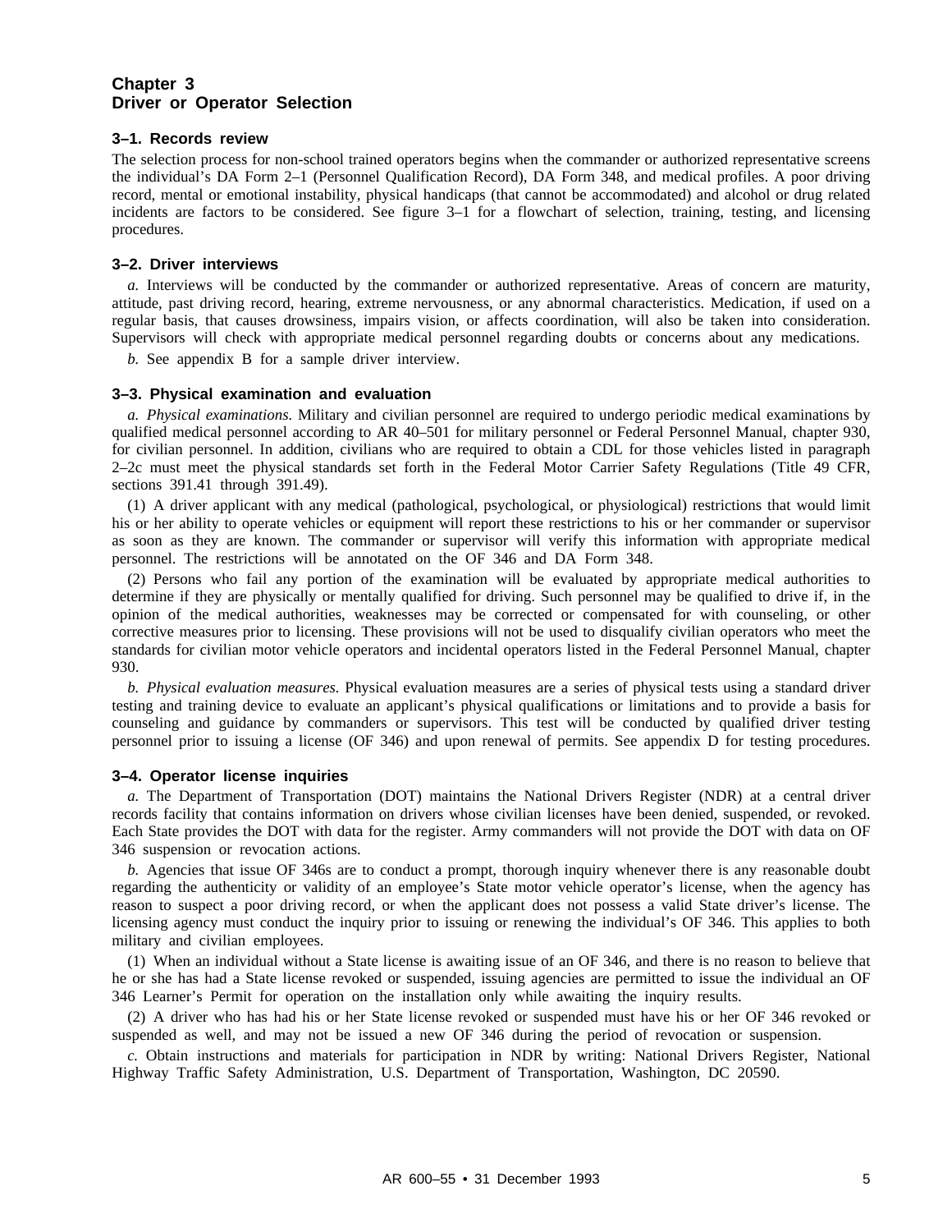## Chapter 3
## Driver or Operator Selection

### 3–1. Records review

The selection process for non-school trained operators begins when the commander or authorized representative screens the individual's DA Form 2–1 (Personnel Qualification Record), DA Form 348, and medical profiles. A poor driving record, mental or emotional instability, physical handicaps (that cannot be accommodated) and alcohol or drug related incidents are factors to be considered. See figure 3–1 for a flowchart of selection, training, testing, and licensing procedures.

### 3–2. Driver interviews

*a.* Interviews will be conducted by the commander or authorized representative. Areas of concern are maturity, attitude, past driving record, hearing, extreme nervousness, or any abnormal characteristics. Medication, if used on a regular basis, that causes drowsiness, impairs vision, or affects coordination, will also be taken into consideration. Supervisors will check with appropriate medical personnel regarding doubts or concerns about any medications.

*b.* See appendix B for a sample driver interview.

### 3–3. Physical examination and evaluation

*a. Physical examinations.* Military and civilian personnel are required to undergo periodic medical examinations by qualified medical personnel according to AR 40–501 for military personnel or Federal Personnel Manual, chapter 930, for civilian personnel. In addition, civilians who are required to obtain a CDL for those vehicles listed in paragraph 2–2c must meet the physical standards set forth in the Federal Motor Carrier Safety Regulations (Title 49 CFR, sections 391.41 through 391.49).

(1) A driver applicant with any medical (pathological, psychological, or physiological) restrictions that would limit his or her ability to operate vehicles or equipment will report these restrictions to his or her commander or supervisor as soon as they are known. The commander or supervisor will verify this information with appropriate medical personnel. The restrictions will be annotated on the OF 346 and DA Form 348.

(2) Persons who fail any portion of the examination will be evaluated by appropriate medical authorities to determine if they are physically or mentally qualified for driving. Such personnel may be qualified to drive if, in the opinion of the medical authorities, weaknesses may be corrected or compensated for with counseling, or other corrective measures prior to licensing. These provisions will not be used to disqualify civilian operators who meet the standards for civilian motor vehicle operators and incidental operators listed in the Federal Personnel Manual, chapter 930.

*b. Physical evaluation measures.* Physical evaluation measures are a series of physical tests using a standard driver testing and training device to evaluate an applicant's physical qualifications or limitations and to provide a basis for counseling and guidance by commanders or supervisors. This test will be conducted by qualified driver testing personnel prior to issuing a license (OF 346) and upon renewal of permits. See appendix D for testing procedures.

### 3–4. Operator license inquiries

*a.* The Department of Transportation (DOT) maintains the National Drivers Register (NDR) at a central driver records facility that contains information on drivers whose civilian licenses have been denied, suspended, or revoked. Each State provides the DOT with data for the register. Army commanders will not provide the DOT with data on OF 346 suspension or revocation actions.

*b.* Agencies that issue OF 346s are to conduct a prompt, thorough inquiry whenever there is any reasonable doubt regarding the authenticity or validity of an employee's State motor vehicle operator's license, when the agency has reason to suspect a poor driving record, or when the applicant does not possess a valid State driver's license. The licensing agency must conduct the inquiry prior to issuing or renewing the individual's OF 346. This applies to both military and civilian employees.

(1) When an individual without a State license is awaiting issue of an OF 346, and there is no reason to believe that he or she has had a State license revoked or suspended, issuing agencies are permitted to issue the individual an OF 346 Learner's Permit for operation on the installation only while awaiting the inquiry results.

(2) A driver who has had his or her State license revoked or suspended must have his or her OF 346 revoked or suspended as well, and may not be issued a new OF 346 during the period of revocation or suspension.

*c.* Obtain instructions and materials for participation in NDR by writing: National Drivers Register, National Highway Traffic Safety Administration, U.S. Department of Transportation, Washington, DC 20590.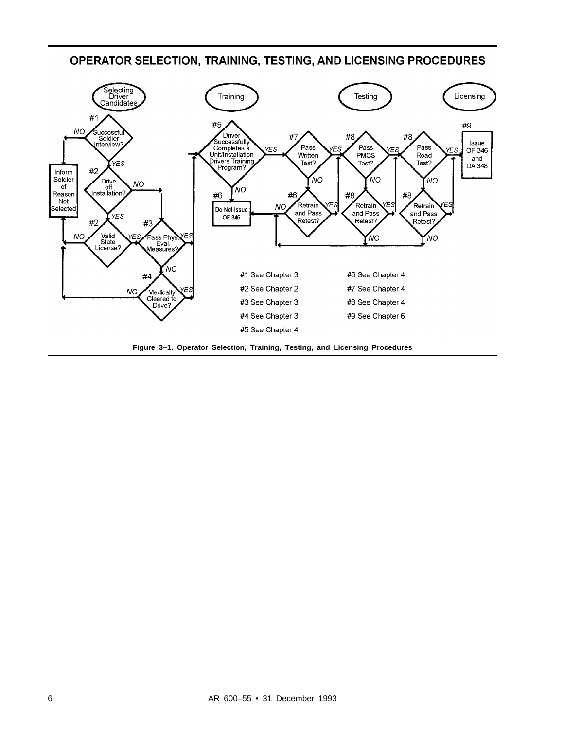## OPERATOR SELECTION, TRAINING, TESTING, AND LICENSING PROCEDURES

Selecting Driver Candidates

Training

Testing

Licensing

#1 Successful Soldier Interview?

#2 Drive off Installation?

#2 Valid State License?

#3 Pass Phys. Eval. Measures?

#4 Medically Cleared to Drive?

Inform Soldier of Reason Not Selected

#5 Driver Successfully Completes a Unit/Installation Drivers Training Program?

#6 Do Not Issue OF 346

#7 Pass Written Test?

#6 Retrain and Pass Retest?

#8 Pass PMCS Test?

#8 Retrain and Pass Retest?

#8 Pass Road Test?

#8 Retrain and Pass Retest?

#9 Issue OF 346 and DA 348

#1 See Chapter 3

#2 See Chapter 2

#3 See Chapter 3

#4 See Chapter 3

#5 See Chapter 4

#6 See Chapter 4

#7 See Chapter 4

#8 See Chapter 4

#9 See Chapter 6

**Figure 3–1. Operator Selection, Training, Testing, and Licensing Procedures**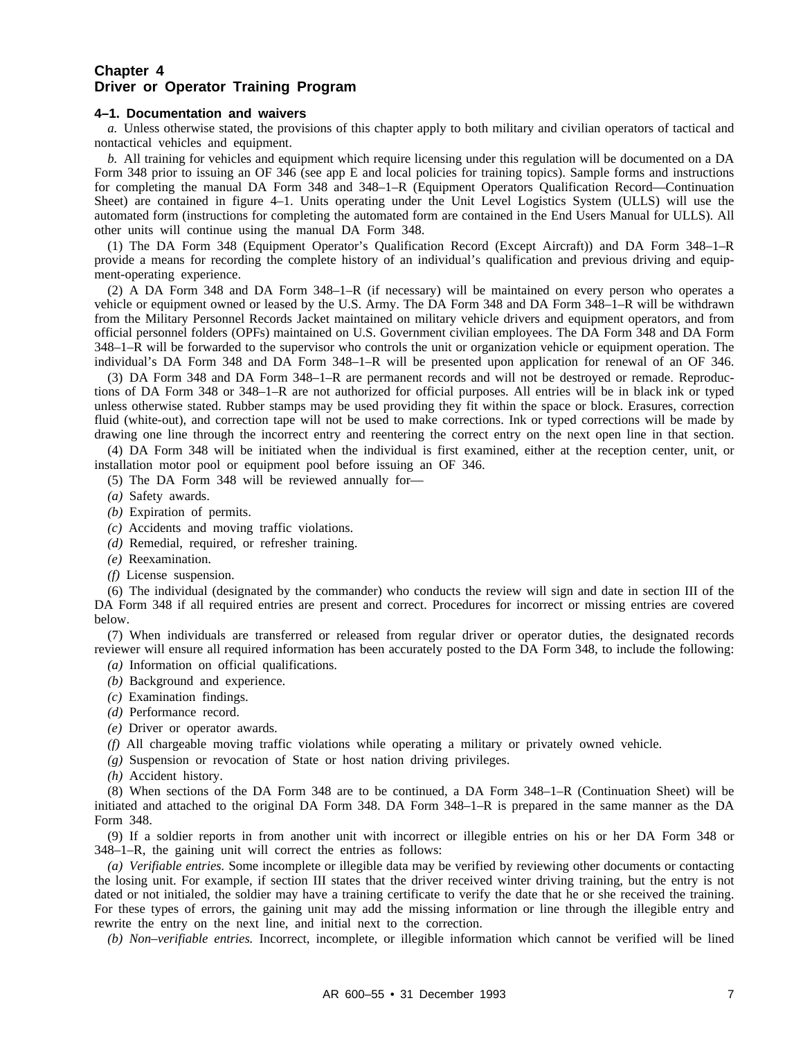# Chapter 4
# Driver or Operator Training Program

### 4–1. Documentation and waivers

*a.* Unless otherwise stated, the provisions of this chapter apply to both military and civilian operators of tactical and nontactical vehicles and equipment.

*b.* All training for vehicles and equipment which require licensing under this regulation will be documented on a DA Form 348 prior to issuing an OF 346 (see app E and local policies for training topics). Sample forms and instructions for completing the manual DA Form 348 and 348–1–R (Equipment Operators Qualification Record—Continuation Sheet) are contained in figure 4–1. Units operating under the Unit Level Logistics System (ULLS) will use the automated form (instructions for completing the automated form are contained in the End Users Manual for ULLS). All other units will continue using the manual DA Form 348.

(1) The DA Form 348 (Equipment Operator's Qualification Record (Except Aircraft)) and DA Form 348–1–R provide a means for recording the complete history of an individual's qualification and previous driving and equipment-operating experience.

(2) A DA Form 348 and DA Form 348–1–R (if necessary) will be maintained on every person who operates a vehicle or equipment owned or leased by the U.S. Army. The DA Form 348 and DA Form 348–1–R will be withdrawn from the Military Personnel Records Jacket maintained on military vehicle drivers and equipment operators, and from official personnel folders (OPFs) maintained on U.S. Government civilian employees. The DA Form 348 and DA Form 348–1–R will be forwarded to the supervisor who controls the unit or organization vehicle or equipment operation. The individual's DA Form 348 and DA Form 348–1–R will be presented upon application for renewal of an OF 346.

(3) DA Form 348 and DA Form 348–1–R are permanent records and will not be destroyed or remade. Reproductions of DA Form 348 or 348–1–R are not authorized for official purposes. All entries will be in black ink or typed unless otherwise stated. Rubber stamps may be used providing they fit within the space or block. Erasures, correction fluid (white-out), and correction tape will not be used to make corrections. Ink or typed corrections will be made by drawing one line through the incorrect entry and reentering the correct entry on the next open line in that section.

(4) DA Form 348 will be initiated when the individual is first examined, either at the reception center, unit, or installation motor pool or equipment pool before issuing an OF 346.

(5) The DA Form 348 will be reviewed annually for—

*(a)* Safety awards.

*(b)* Expiration of permits.

*(c)* Accidents and moving traffic violations.

*(d)* Remedial, required, or refresher training.

*(e)* Reexamination.

*(f)* License suspension.

(6) The individual (designated by the commander) who conducts the review will sign and date in section III of the DA Form 348 if all required entries are present and correct. Procedures for incorrect or missing entries are covered below.

(7) When individuals are transferred or released from regular driver or operator duties, the designated records reviewer will ensure all required information has been accurately posted to the DA Form 348, to include the following:

*(a)* Information on official qualifications.

*(b)* Background and experience.

*(c)* Examination findings.

*(d)* Performance record.

*(e)* Driver or operator awards.

*(f)* All chargeable moving traffic violations while operating a military or privately owned vehicle.

*(g)* Suspension or revocation of State or host nation driving privileges.

*(h)* Accident history.

(8) When sections of the DA Form 348 are to be continued, a DA Form 348–1–R (Continuation Sheet) will be initiated and attached to the original DA Form 348. DA Form 348–1–R is prepared in the same manner as the DA Form 348.

(9) If a soldier reports in from another unit with incorrect or illegible entries on his or her DA Form 348 or 348–1–R, the gaining unit will correct the entries as follows:

*(a) Verifiable entries.* Some incomplete or illegible data may be verified by reviewing other documents or contacting the losing unit. For example, if section III states that the driver received winter driving training, but the entry is not dated or not initialed, the soldier may have a training certificate to verify the date that he or she received the training. For these types of errors, the gaining unit may add the missing information or line through the illegible entry and rewrite the entry on the next line, and initial next to the correction.

*(b) Non–verifiable entries.* Incorrect, incomplete, or illegible information which cannot be verified will be lined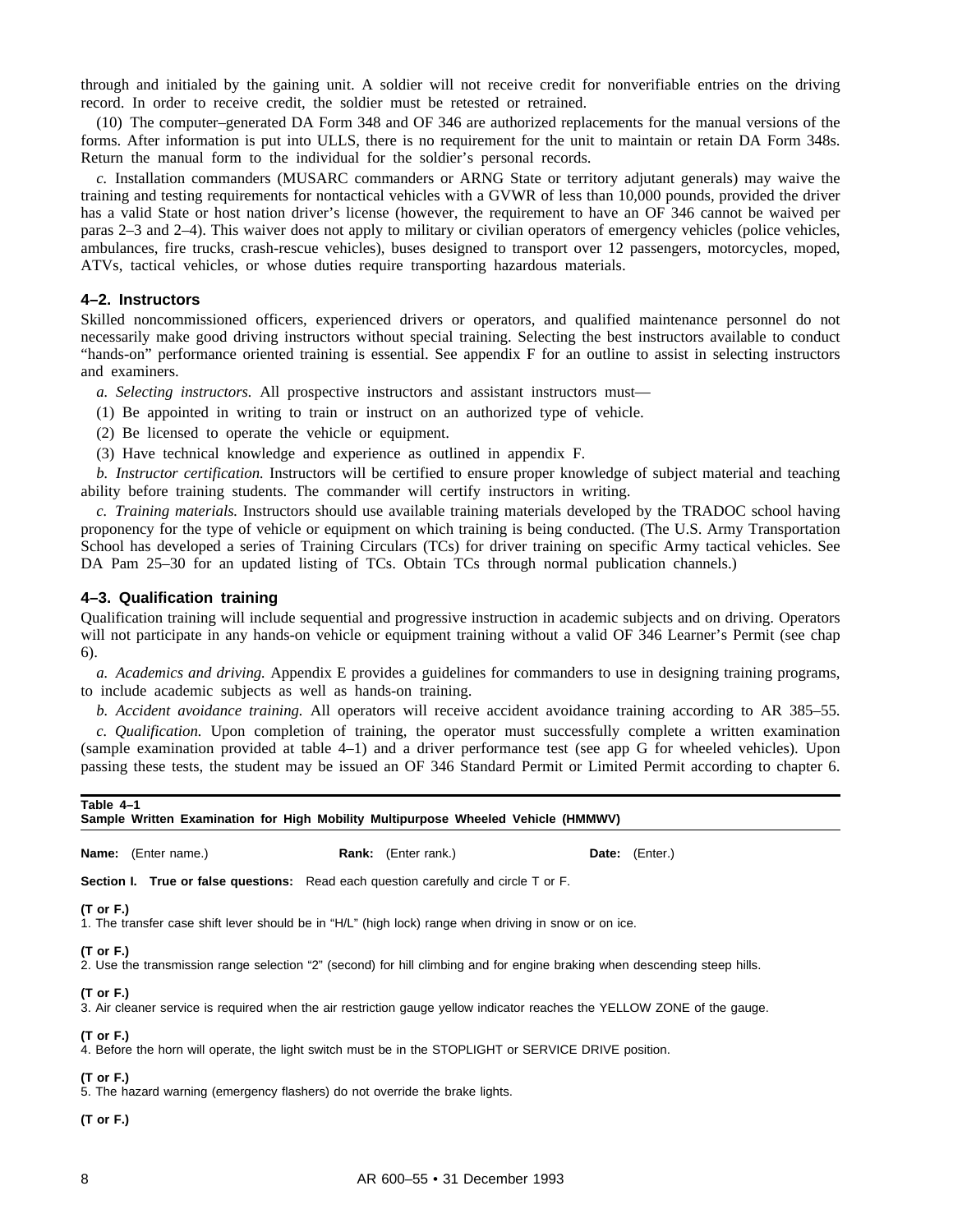through and initialed by the gaining unit. A soldier will not receive credit for nonverifiable entries on the driving record. In order to receive credit, the soldier must be retested or retrained.

(10) The computer–generated DA Form 348 and OF 346 are authorized replacements for the manual versions of the forms. After information is put into ULLS, there is no requirement for the unit to maintain or retain DA Form 348s. Return the manual form to the individual for the soldier's personal records.

*c.* Installation commanders (MUSARC commanders or ARNG State or territory adjutant generals) may waive the training and testing requirements for nontactical vehicles with a GVWR of less than 10,000 pounds, provided the driver has a valid State or host nation driver's license (however, the requirement to have an OF 346 cannot be waived per paras 2–3 and 2–4). This waiver does not apply to military or civilian operators of emergency vehicles (police vehicles, ambulances, fire trucks, crash-rescue vehicles), buses designed to transport over 12 passengers, motorcycles, moped, ATVs, tactical vehicles, or whose duties require transporting hazardous materials.

### 4–2. Instructors

Skilled noncommissioned officers, experienced drivers or operators, and qualified maintenance personnel do not necessarily make good driving instructors without special training. Selecting the best instructors available to conduct "hands-on" performance oriented training is essential. See appendix F for an outline to assist in selecting instructors and examiners.

*a. Selecting instructors.* All prospective instructors and assistant instructors must—

(1) Be appointed in writing to train or instruct on an authorized type of vehicle.

(2) Be licensed to operate the vehicle or equipment.

(3) Have technical knowledge and experience as outlined in appendix F.

*b. Instructor certification.* Instructors will be certified to ensure proper knowledge of subject material and teaching ability before training students. The commander will certify instructors in writing.

*c. Training materials.* Instructors should use available training materials developed by the TRADOC school having proponency for the type of vehicle or equipment on which training is being conducted. (The U.S. Army Transportation School has developed a series of Training Circulars (TCs) for driver training on specific Army tactical vehicles. See DA Pam 25–30 for an updated listing of TCs. Obtain TCs through normal publication channels.)

### 4–3. Qualification training

Qualification training will include sequential and progressive instruction in academic subjects and on driving. Operators will not participate in any hands-on vehicle or equipment training without a valid OF 346 Learner's Permit (see chap 6).

*a. Academics and driving.* Appendix E provides a guidelines for commanders to use in designing training programs, to include academic subjects as well as hands-on training.

*b. Accident avoidance training.* All operators will receive accident avoidance training according to AR 385–55.

*c. Qualification.* Upon completion of training, the operator must successfully complete a written examination (sample examination provided at table 4–1) and a driver performance test (see app G for wheeled vehicles). Upon passing these tests, the student may be issued an OF 346 Standard Permit or Limited Permit according to chapter 6.

**Table 4–1**
**Sample Written Examination for High Mobility Multipurpose Wheeled Vehicle (HMMWV)**

**Name:** (Enter name.) **Rank:** (Enter rank.) **Date:** (Enter.)

**Section I. True or false questions:** Read each question carefully and circle T or F.

**(T or F.)**
1. The transfer case shift lever should be in "H/L" (high lock) range when driving in snow or on ice.

**(T or F.)**
2. Use the transmission range selection "2" (second) for hill climbing and for engine braking when descending steep hills.

**(T or F.)**
3. Air cleaner service is required when the air restriction gauge yellow indicator reaches the YELLOW ZONE of the gauge.

**(T or F.)**
4. Before the horn will operate, the light switch must be in the STOPLIGHT or SERVICE DRIVE position.

**(T or F.)**
5. The hazard warning (emergency flashers) do not override the brake lights.

**(T or F.)**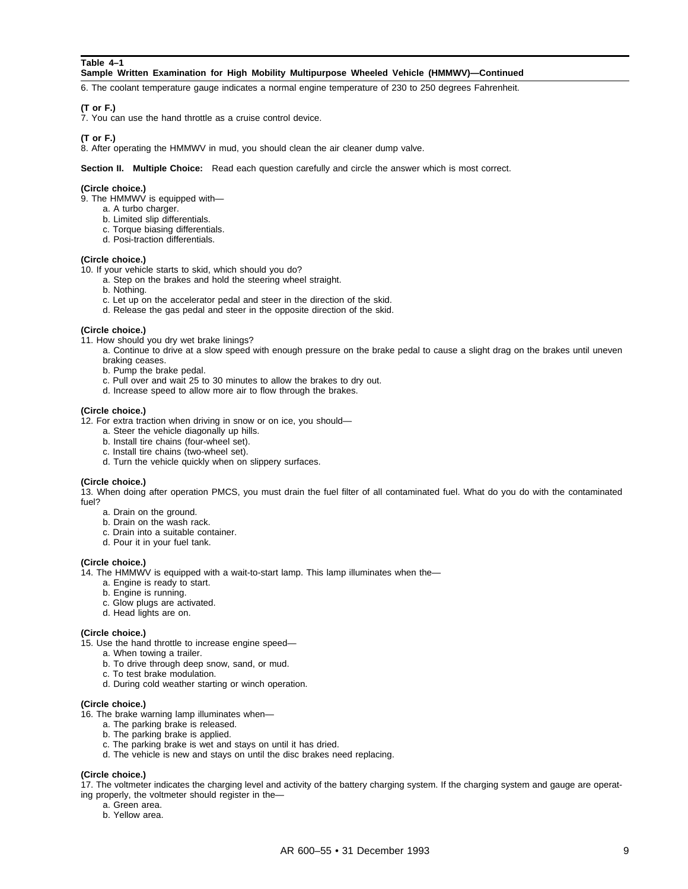**Table 4–1**
**Sample Written Examination for High Mobility Multipurpose Wheeled Vehicle (HMMWV)—Continued**

6. The coolant temperature gauge indicates a normal engine temperature of 230 to 250 degrees Fahrenheit.

**(T or F.)**
7. You can use the hand throttle as a cruise control device.

**(T or F.)**
8. After operating the HMMWV in mud, you should clean the air cleaner dump valve.

**Section II. Multiple Choice:** Read each question carefully and circle the answer which is most correct.

**(Circle choice.)**
9. The HMMWV is equipped with—
  a. A turbo charger.
  b. Limited slip differentials.
  c. Torque biasing differentials.
  d. Posi-traction differentials.

**(Circle choice.)**
10. If your vehicle starts to skid, which should you do?
  a. Step on the brakes and hold the steering wheel straight.
  b. Nothing.
  c. Let up on the accelerator pedal and steer in the direction of the skid.
  d. Release the gas pedal and steer in the opposite direction of the skid.

**(Circle choice.)**
11. How should you dry wet brake linings?
  a. Continue to drive at a slow speed with enough pressure on the brake pedal to cause a slight drag on the brakes until uneven braking ceases.
  b. Pump the brake pedal.
  c. Pull over and wait 25 to 30 minutes to allow the brakes to dry out.
  d. Increase speed to allow more air to flow through the brakes.

**(Circle choice.)**
12. For extra traction when driving in snow or on ice, you should—
  a. Steer the vehicle diagonally up hills.
  b. Install tire chains (four-wheel set).
  c. Install tire chains (two-wheel set).
  d. Turn the vehicle quickly when on slippery surfaces.

**(Circle choice.)**
13. When doing after operation PMCS, you must drain the fuel filter of all contaminated fuel. What do you do with the contaminated fuel?
  a. Drain on the ground.
  b. Drain on the wash rack.
  c. Drain into a suitable container.
  d. Pour it in your fuel tank.

**(Circle choice.)**
14. The HMMWV is equipped with a wait-to-start lamp. This lamp illuminates when the—
  a. Engine is ready to start.
  b. Engine is running.
  c. Glow plugs are activated.
  d. Head lights are on.

**(Circle choice.)**
15. Use the hand throttle to increase engine speed—
  a. When towing a trailer.
  b. To drive through deep snow, sand, or mud.
  c. To test brake modulation.
  d. During cold weather starting or winch operation.

**(Circle choice.)**
16. The brake warning lamp illuminates when—
  a. The parking brake is released.
  b. The parking brake is applied.
  c. The parking brake is wet and stays on until it has dried.
  d. The vehicle is new and stays on until the disc brakes need replacing.

**(Circle choice.)**
17. The voltmeter indicates the charging level and activity of the battery charging system. If the charging system and gauge are operating properly, the voltmeter should register in the—
  a. Green area.
  b. Yellow area.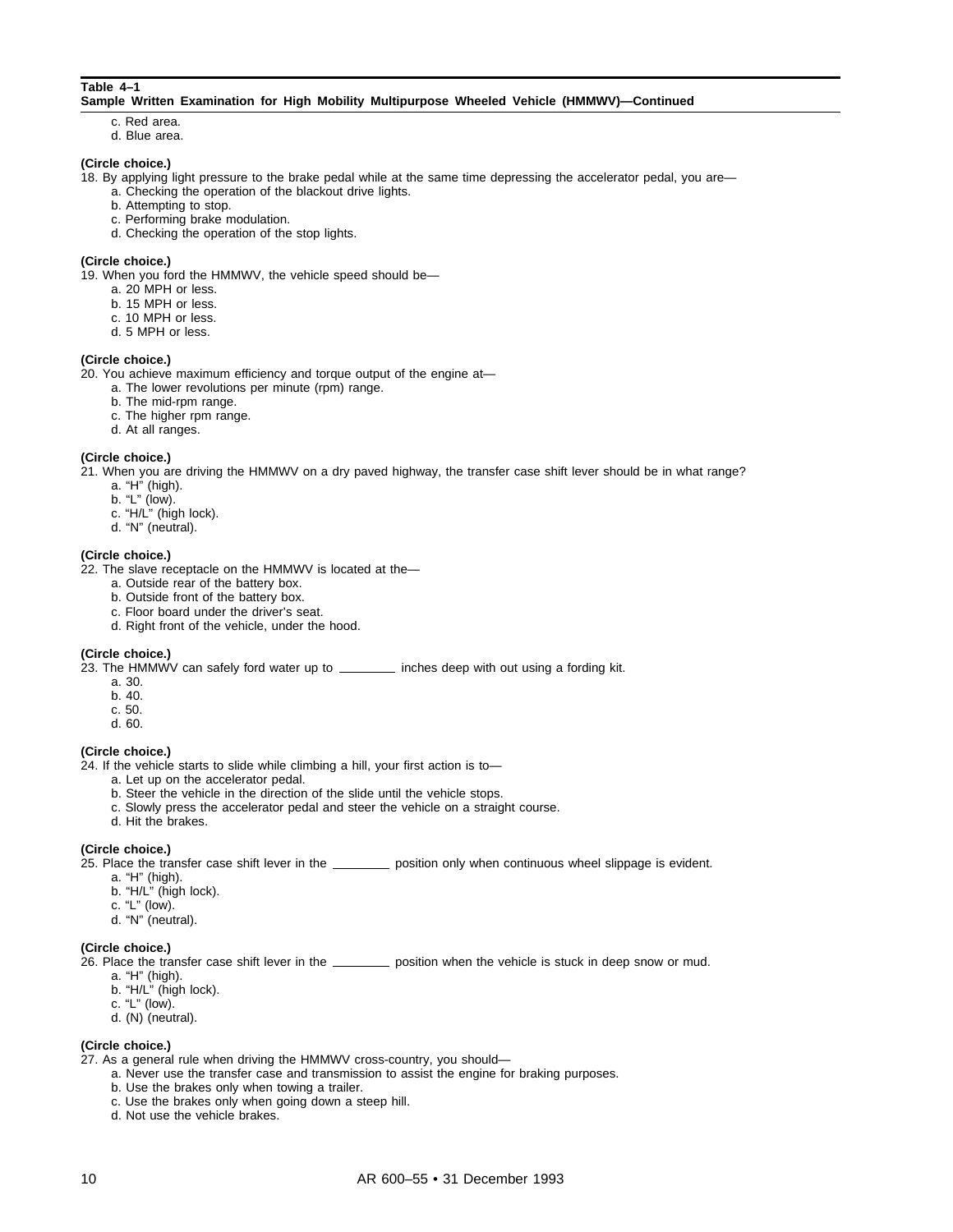**Table 4–1**
**Sample Written Examination for High Mobility Multipurpose Wheeled Vehicle (HMMWV)—Continued**

c. Red area.
d. Blue area.

**(Circle choice.)**
18. By applying light pressure to the brake pedal while at the same time depressing the accelerator pedal, you are—
a. Checking the operation of the blackout drive lights.
b. Attempting to stop.
c. Performing brake modulation.
d. Checking the operation of the stop lights.

**(Circle choice.)**
19. When you ford the HMMWV, the vehicle speed should be—
a. 20 MPH or less.
b. 15 MPH or less.
c. 10 MPH or less.
d. 5 MPH or less.

**(Circle choice.)**
20. You achieve maximum efficiency and torque output of the engine at—
a. The lower revolutions per minute (rpm) range.
b. The mid-rpm range.
c. The higher rpm range.
d. At all ranges.

**(Circle choice.)**
21. When you are driving the HMMWV on a dry paved highway, the transfer case shift lever should be in what range?
a. "H" (high).
b. "L" (low).
c. "H/L" (high lock).
d. "N" (neutral).

**(Circle choice.)**
22. The slave receptacle on the HMMWV is located at the—
a. Outside rear of the battery box.
b. Outside front of the battery box.
c. Floor board under the driver's seat.
d. Right front of the vehicle, under the hood.

**(Circle choice.)**
23. The HMMWV can safely ford water up to ________ inches deep with out using a fording kit.
a. 30.
b. 40.
c. 50.
d. 60.

**(Circle choice.)**
24. If the vehicle starts to slide while climbing a hill, your first action is to—
a. Let up on the accelerator pedal.
b. Steer the vehicle in the direction of the slide until the vehicle stops.
c. Slowly press the accelerator pedal and steer the vehicle on a straight course.
d. Hit the brakes.

**(Circle choice.)**
25. Place the transfer case shift lever in the ________ position only when continuous wheel slippage is evident.
a. "H" (high).
b. "H/L" (high lock).
c. "L" (low).
d. "N" (neutral).

**(Circle choice.)**
26. Place the transfer case shift lever in the ________ position when the vehicle is stuck in deep snow or mud.
a. "H" (high).
b. "H/L" (high lock).
c. "L" (low).
d. (N) (neutral).

**(Circle choice.)**
27. As a general rule when driving the HMMWV cross-country, you should—
a. Never use the transfer case and transmission to assist the engine for braking purposes.
b. Use the brakes only when towing a trailer.
c. Use the brakes only when going down a steep hill.
d. Not use the vehicle brakes.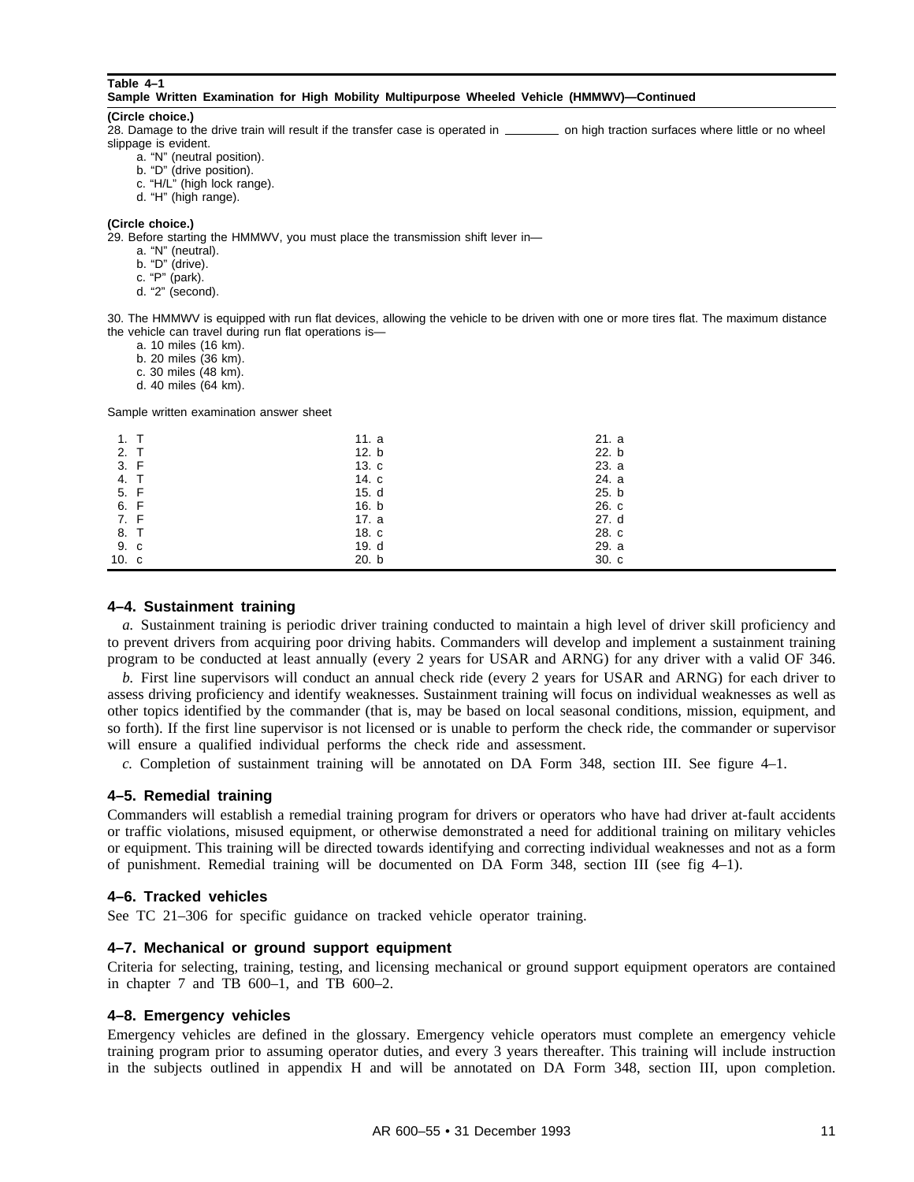**Table 4–1**
**Sample Written Examination for High Mobility Multipurpose Wheeled Vehicle (HMMWV)—Continued**

**(Circle choice.)**
28. Damage to the drive train will result if the transfer case is operated in ________ on high traction surfaces where little or no wheel slippage is evident.
   a. "N" (neutral position).
   b. "D" (drive position).
   c. "H/L" (high lock range).
   d. "H" (high range).

**(Circle choice.)**
29. Before starting the HMMWV, you must place the transmission shift lever in—
   a. "N" (neutral).
   b. "D" (drive).
   c. "P" (park).
   d. "2" (second).

30. The HMMWV is equipped with run flat devices, allowing the vehicle to be driven with one or more tires flat. The maximum distance the vehicle can travel during run flat operations is—
   a. 10 miles (16 km).
   b. 20 miles (36 km).
   c. 30 miles (48 km).
   d. 40 miles (64 km).

Sample written examination answer sheet

| | | |
|---|---|---|
| 1. T | 11. a | 21. a |
| 2. T | 12. b | 22. b |
| 3. F | 13. c | 23. a |
| 4. T | 14. c | 24. a |
| 5. F | 15. d | 25. b |
| 6. F | 16. b | 26. c |
| 7. F | 17. a | 27. d |
| 8. T | 18. c | 28. c |
| 9. c | 19. d | 29. a |
| 10. c | 20. b | 30. c |

### 4–4. Sustainment training

*a.* Sustainment training is periodic driver training conducted to maintain a high level of driver skill proficiency and to prevent drivers from acquiring poor driving habits. Commanders will develop and implement a sustainment training program to be conducted at least annually (every 2 years for USAR and ARNG) for any driver with a valid OF 346.

*b.* First line supervisors will conduct an annual check ride (every 2 years for USAR and ARNG) for each driver to assess driving proficiency and identify weaknesses. Sustainment training will focus on individual weaknesses as well as other topics identified by the commander (that is, may be based on local seasonal conditions, mission, equipment, and so forth). If the first line supervisor is not licensed or is unable to perform the check ride, the commander or supervisor will ensure a qualified individual performs the check ride and assessment.

*c.* Completion of sustainment training will be annotated on DA Form 348, section III. See figure 4–1.

### 4–5. Remedial training

Commanders will establish a remedial training program for drivers or operators who have had driver at-fault accidents or traffic violations, misused equipment, or otherwise demonstrated a need for additional training on military vehicles or equipment. This training will be directed towards identifying and correcting individual weaknesses and not as a form of punishment. Remedial training will be documented on DA Form 348, section III (see fig 4–1).

### 4–6. Tracked vehicles

See TC 21–306 for specific guidance on tracked vehicle operator training.

### 4–7. Mechanical or ground support equipment

Criteria for selecting, training, testing, and licensing mechanical or ground support equipment operators are contained in chapter 7 and TB 600–1, and TB 600–2.

### 4–8. Emergency vehicles

Emergency vehicles are defined in the glossary. Emergency vehicle operators must complete an emergency vehicle training program prior to assuming operator duties, and every 3 years thereafter. This training will include instruction in the subjects outlined in appendix H and will be annotated on DA Form 348, section III, upon completion.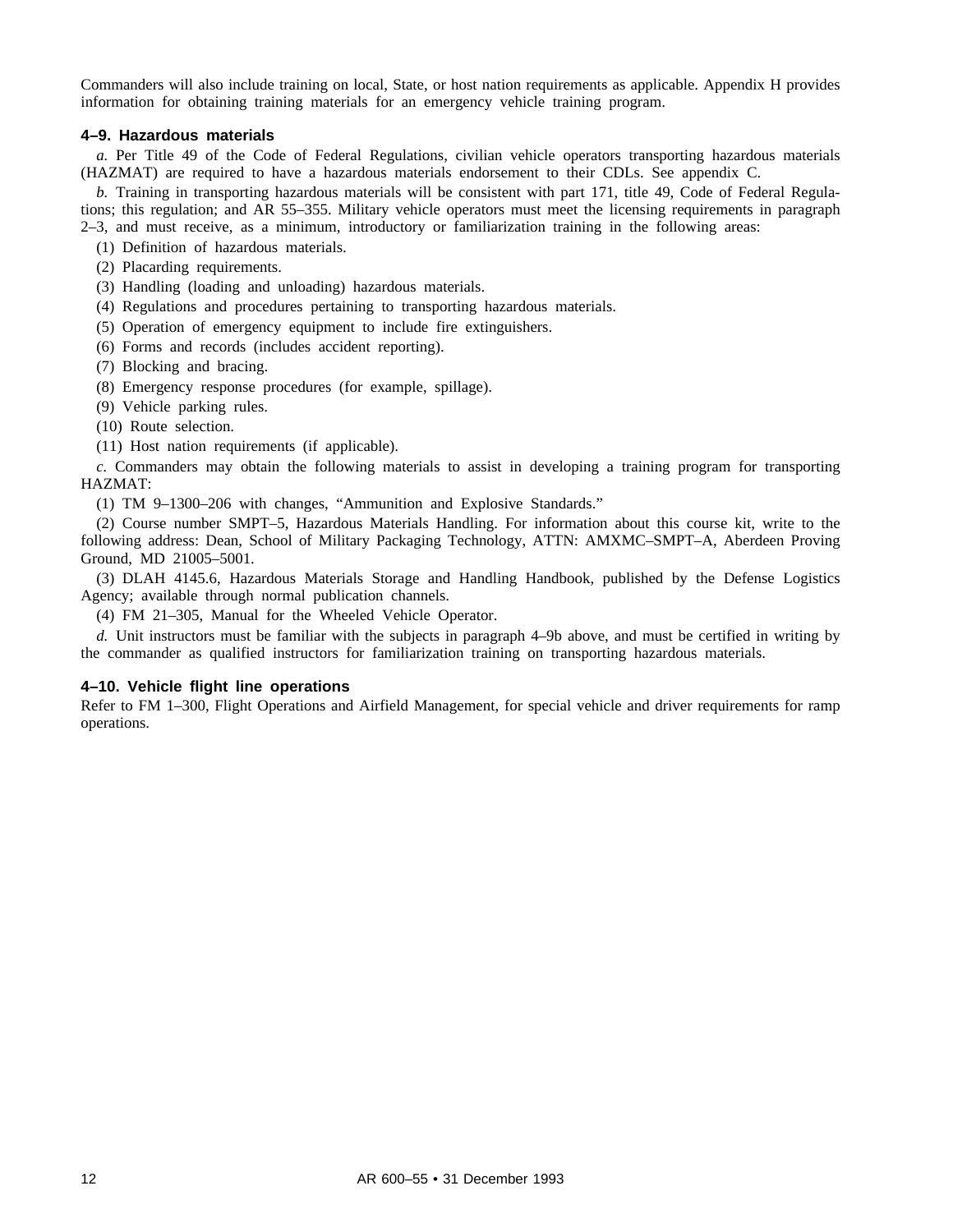Commanders will also include training on local, State, or host nation requirements as applicable. Appendix H provides information for obtaining training materials for an emergency vehicle training program.

### 4–9. Hazardous materials

*a.* Per Title 49 of the Code of Federal Regulations, civilian vehicle operators transporting hazardous materials (HAZMAT) are required to have a hazardous materials endorsement to their CDLs. See appendix C.

*b.* Training in transporting hazardous materials will be consistent with part 171, title 49, Code of Federal Regulations; this regulation; and AR 55–355. Military vehicle operators must meet the licensing requirements in paragraph 2–3, and must receive, as a minimum, introductory or familiarization training in the following areas:

(1) Definition of hazardous materials.

(2) Placarding requirements.

(3) Handling (loading and unloading) hazardous materials.

(4) Regulations and procedures pertaining to transporting hazardous materials.

(5) Operation of emergency equipment to include fire extinguishers.

(6) Forms and records (includes accident reporting).

(7) Blocking and bracing.

(8) Emergency response procedures (for example, spillage).

(9) Vehicle parking rules.

(10) Route selection.

(11) Host nation requirements (if applicable).

*c.* Commanders may obtain the following materials to assist in developing a training program for transporting HAZMAT:

(1) TM 9–1300–206 with changes, "Ammunition and Explosive Standards."

(2) Course number SMPT–5, Hazardous Materials Handling. For information about this course kit, write to the following address: Dean, School of Military Packaging Technology, ATTN: AMXMC–SMPT–A, Aberdeen Proving Ground, MD 21005–5001.

(3) DLAH 4145.6, Hazardous Materials Storage and Handling Handbook, published by the Defense Logistics Agency; available through normal publication channels.

(4) FM 21–305, Manual for the Wheeled Vehicle Operator.

*d.* Unit instructors must be familiar with the subjects in paragraph 4–9b above, and must be certified in writing by the commander as qualified instructors for familiarization training on transporting hazardous materials.

### 4–10. Vehicle flight line operations

Refer to FM 1–300, Flight Operations and Airfield Management, for special vehicle and driver requirements for ramp operations.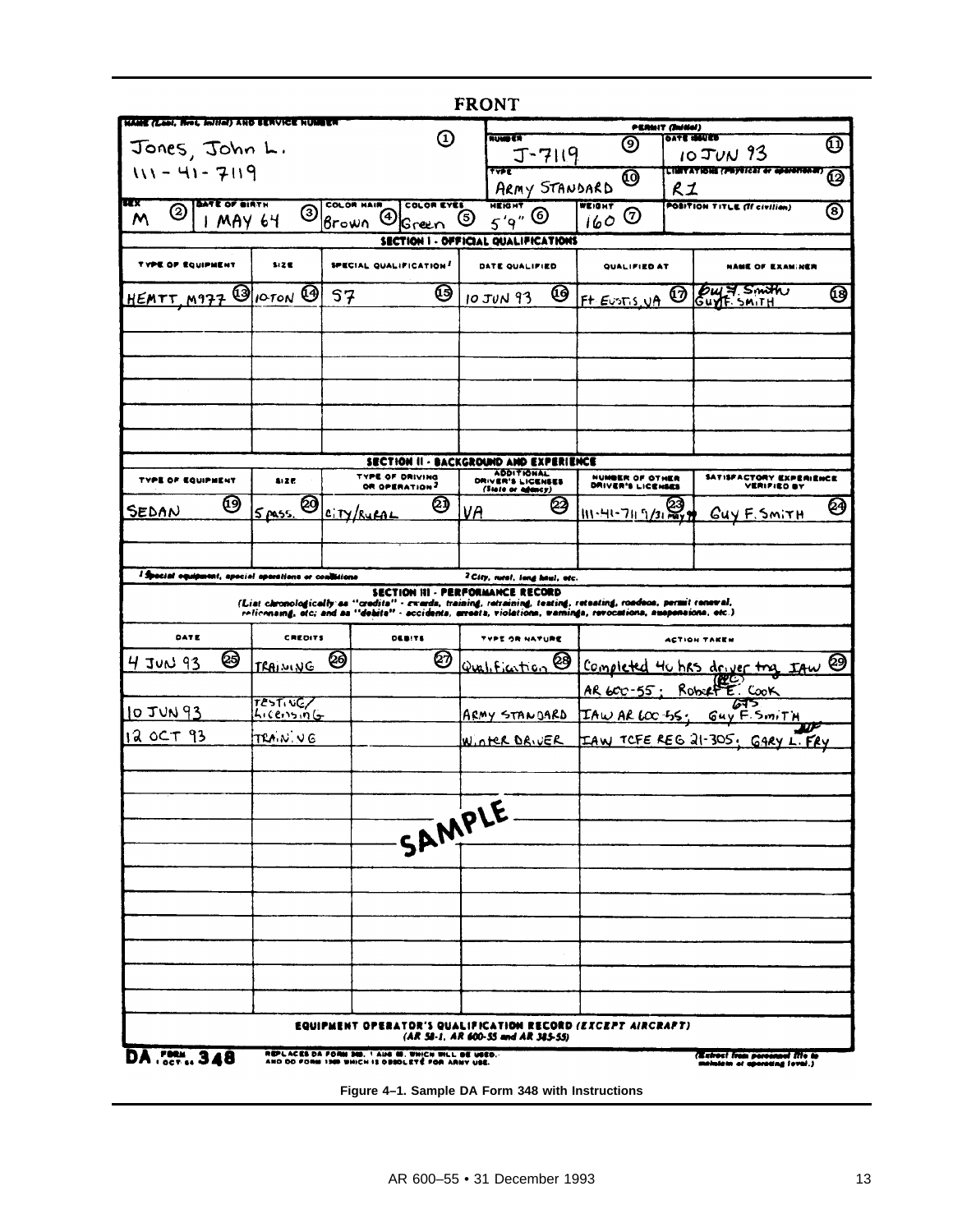FRONT

| NAME (Last, first, initial) AND SERVICE NUMBER ① | PERMIT (Initial) NUMBER ⑨ | DATE ISSUED ⑪ |
|---|---|---|
| Jones, John L. 111-41-7119 | J-7119 | 10 JUN 93 |
| | TYPE ⑩ | LIMITATIONS (Physical or operational) ⑫ |
| | ARMY STANDARD | R1 |

| SEX ② | DATE OF BIRTH ③ | COLOR HAIR ④ | COLOR EYES ⑤ | HEIGHT ⑥ | WEIGHT ⑦ | POSITION TITLE (If civilian) ⑧ |
|---|---|---|---|---|---|---|
| M | 1 MAY 64 | Brown | Green | 5'9" | 160 | |

**SECTION I - OFFICIAL QUALIFICATIONS**

| TYPE OF EQUIPMENT | SIZE | SPECIAL QUALIFICATION[1] | DATE QUALIFIED | QUALIFIED AT | NAME OF EXAMINER |
|---|---|---|---|---|---|
| HEMTT, M977 ⑬ | 10 TON ⑭ | S7 ⑮ | 10 JUN 93 ⑯ | Ft Eustis, VA ⑰ | Guy F. Smith ⑱ |

**SECTION II - BACKGROUND AND EXPERIENCE**

| TYPE OF EQUIPMENT | SIZE | TYPE OF DRIVING OR OPERATION[2] | ADDITIONAL DRIVER'S LICENSES (State or agency) | NUMBER OF OTHER DRIVER'S LICENSES | SATISFACTORY EXPERIENCE VERIFIED BY |
|---|---|---|---|---|---|
| SEDAN ⑲ | 5 pass. ⑳ | CITY/RURAL ㉑ | VA ㉒ | 111-41-7119/31 May 99 ㉓ | GUY F. SMITH ㉔ |

[1] Special equipment, special operations or conditions

[2] City, rural, long haul, etc.

**SECTION III - PERFORMANCE RECORD**

(List chronologically as "credits" - awards, training, retraining, testing, retesting, roadeos, permit renewal, relicensing, etc; and as "debits" - accidents, arrests, violations, warnings, revocations, suspensions, etc.)

| DATE | CREDITS | DEBITS | TYPE OR NATURE | ACTION TAKEN |
|---|---|---|---|---|
| 4 JUN 93 ㉕ | TRAINING ㉖ | ㉗ | Qualification ㉘ | Completed 40 hrs driver trng IAW AR 600-55; Robert E. Cook ㉙ |
| 10 JUN 93 | TESTING/LICENSING | | ARMY STANDARD | IAW AR 600-55; GUY F. SMITH |
| 12 OCT 93 | TRAINING | | WINTER DRIVER | IAW TCFE REG 21-305; GARY L. FRY |

SAMPLE

**EQUIPMENT OPERATOR'S QUALIFICATION RECORD (EXCEPT AIRCRAFT)**
(AR 58-1, AR 600-55 and AR 385-55)

DA FORM 348, 1 OCT 64 — REPLACES DA FORM 348, 1 AUG 61, WHICH WILL BE USED, AND DD FORM 1360 WHICH IS OBSOLETE FOR ARMY USE.

(Extract from personnel file to maintain at operating level.)

**Figure 4–1. Sample DA Form 348 with Instructions**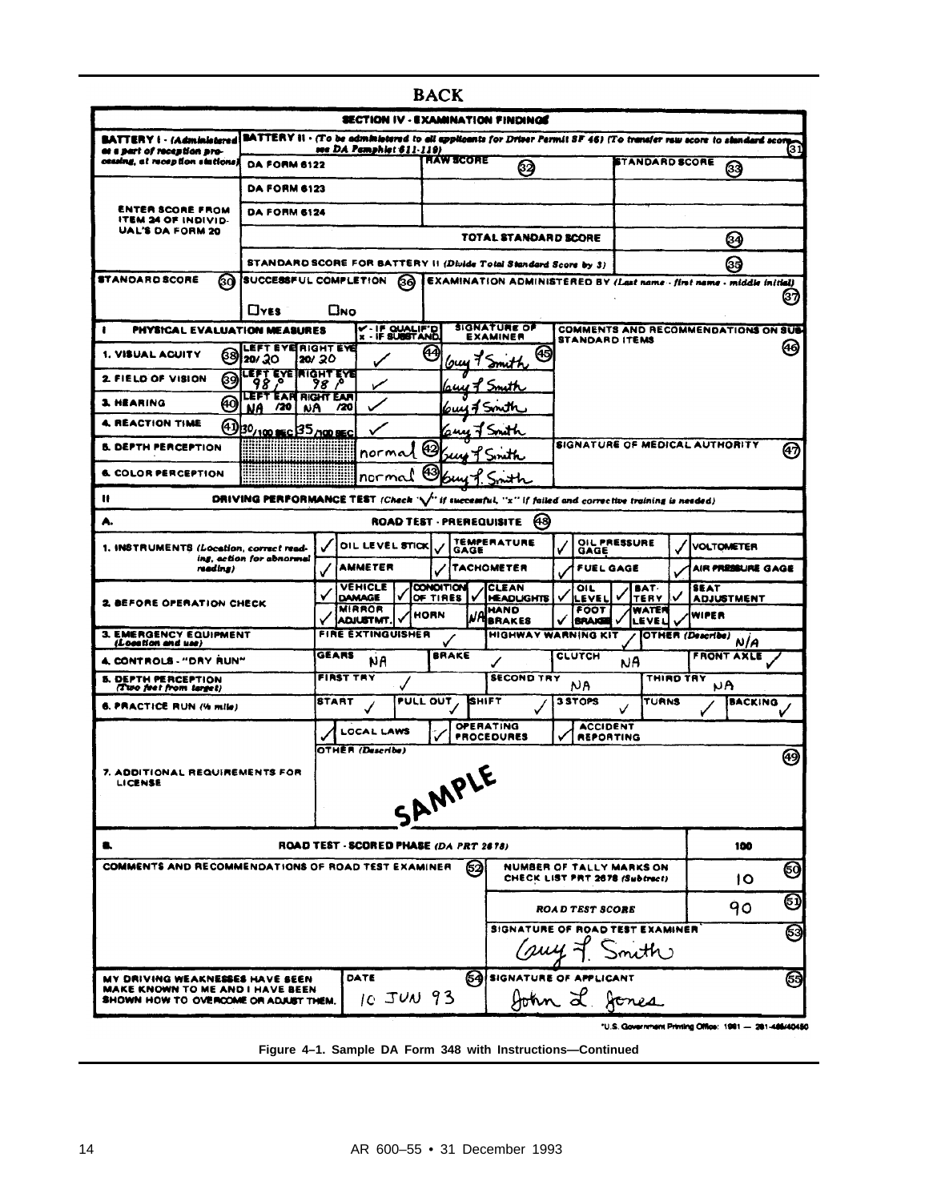## BACK

### SECTION IV - EXAMINATION FINDINGS

| BATTERY I - (Administered as a part of reception processing, at reception stations) | BATTERY II - (To be administered to all applicants for Driver Permit SF 46) (To transfer raw score to standard score see DA Pamphlet 611-119) ㉛ | RAW SCORE ㉜ | STANDARD SCORE ㉝ |
|---|---|---|---|
| | DA FORM 6122 | | |
| ENTER SCORE FROM ITEM 24 OF INDIVIDUAL'S DA FORM 20 | DA FORM 6123 | | |
| | DA FORM 6124 | | |
| | | TOTAL STANDARD SCORE | ㉞ |
| | STANDARD SCORE FOR BATTERY II (Divide Total Standard Score by 3) | | ㉟ |
| STANDARD SCORE ㉚ | SUCCESSFUL COMPLETION ㊱ ☐ YES ☐ NO | EXAMINATION ADMINISTERED BY (Last name - first name - middle initial) ㊲ | |

| I PHYSICAL EVALUATION MEASURES | | | ✓ - IF QUALIF'D x - IF SUBSTAND. | SIGNATURE OF EXAMINER | COMMENTS AND RECOMMENDATIONS ON SUBSTANDARD ITEMS ㊻ |
|---|---|---|---|---|---|
| 1. VISUAL ACUITY ㊳ | LEFT EYE 20/20 | RIGHT EYE 20/20 | ✓ ㊹ | Guy F Smith ㊺ | |
| 2. FIELD OF VISION ㊴ | LEFT EYE 98° | RIGHT EYE 98° | ✓ | Guy F Smith | |
| 3. HEARING ㊵ | LEFT EAR NA /20 | RIGHT EAR NA /20 | ✓ | Guy F Smith | |
| 4. REACTION TIME ㊶ | 30/100 SEC | 35/100 SEC | ✓ | Guy F Smith | |
| 5. DEPTH PERCEPTION | | | normal ㊷ | Guy F Smith | SIGNATURE OF MEDICAL AUTHORITY ㊼ |
| 6. COLOR PERCEPTION | | | normal ㊸ | Guy F. Smith | |

**II DRIVING PERFORMANCE TEST** (Check "✓" if successful, "x" if failed and corrective training is needed)

**A. ROAD TEST - PREREQUISITE ㊽**

| Item | | | | | | | | |
|---|---|---|---|---|---|---|---|---|
| 1. INSTRUMENTS (Location, correct reading, action for abnormal reading) | ✓ OIL LEVEL STICK | ✓ TEMPERATURE GAGE | ✓ OIL PRESSURE GAGE | ✓ VOLTOMETER | | | | |
| | ✓ AMMETER | ✓ TACHOMETER | ✓ FUEL GAGE | ✓ AIR PRESSURE GAGE | | | | |
| 2. BEFORE OPERATION CHECK | ✓ VEHICLE DAMAGE | ✓ CONDITION OF TIRES | ✓ CLEAN HEADLIGHTS | ✓ OIL LEVEL | ✓ BATTERY | ✓ SEAT ADJUSTMENT | | |
| | ✓ MIRROR ADJUSTMT. | ✓ HORN | NA HAND BRAKES | ✓ FOOT BRAKES | ✓ WATER LEVEL | ✓ WIPER | | |
| 3. EMERGENCY EQUIPMENT (Location and use) | FIRE EXTINGUISHER ✓ | HIGHWAY WARNING KIT ✓ | OTHER (Describe) N/A | | | | | |
| 4. CONTROLS - "DRY RUN" | GEARS NA | BRAKE ✓ | CLUTCH NA | FRONT AXLE ✓ | | | | |
| 5. DEPTH PERCEPTION (Two feet from target) | FIRST TRY ✓ | SECOND TRY NA | THIRD TRY NA | | | | | |
| 6. PRACTICE RUN (½ mile) | START ✓ | PULL OUT ✓ | SHIFT ✓ | 3 STOPS ✓ | TURNS ✓ | BACKING ✓ | | |
| 7. ADDITIONAL REQUIREMENTS FOR LICENSE | ✓ LOCAL LAWS | ✓ OPERATING PROCEDURES | ✓ ACCIDENT REPORTING | | | | | |
| | OTHER (Describe) ㊾ | | | | | | | |

SAMPLE

| B. ROAD TEST - SCORED PHASE (DA PRT 2678) | | 100 |
|---|---|---|
| COMMENTS AND RECOMMENDATIONS OF ROAD TEST EXAMINER (52) | NUMBER OF TALLY MARKS ON CHECK LIST PRT 2678 (Subtract) ㊿ | 10 |
| | ROAD TEST SCORE (51) | 90 |
| | SIGNATURE OF ROAD TEST EXAMINER (53) Guy F. Smith | |
| MY DRIVING WEAKNESSES HAVE BEEN MADE KNOWN TO ME AND I HAVE BEEN SHOWN HOW TO OVERCOME OR ADJUST THEM. | DATE 10 JUN 93 (54) | SIGNATURE OF APPLICANT (55) John L. Jones |

*U.S. Government Printing Office: 1981 — 281-486/40480

**Figure 4–1. Sample DA Form 348 with Instructions—Continued**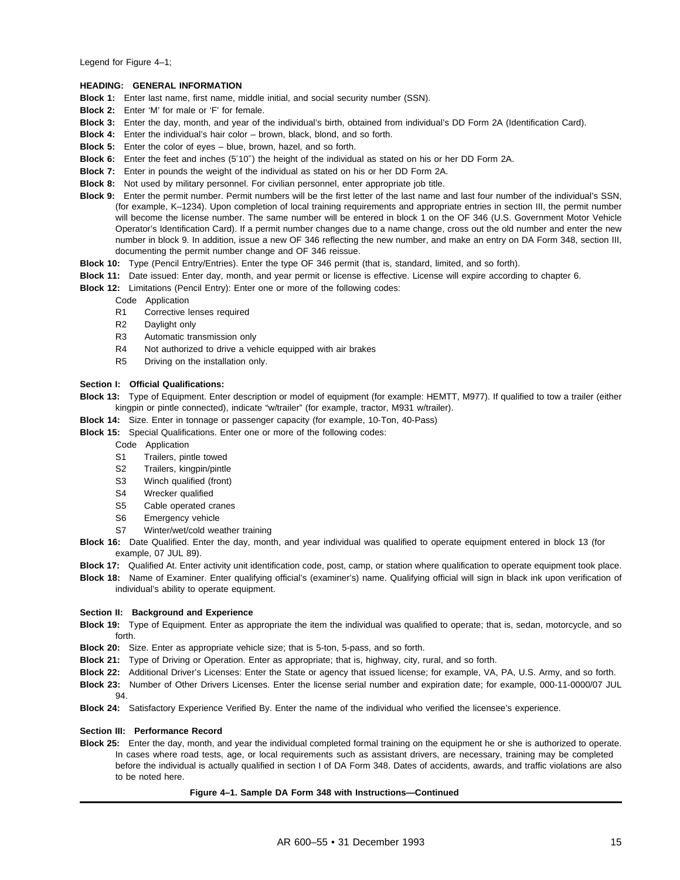Legend for Figure 4–1;

**HEADING: GENERAL INFORMATION**

**Block 1:** Enter last name, first name, middle initial, and social security number (SSN).

**Block 2:** Enter 'M' for male or 'F' for female.

**Block 3:** Enter the day, month, and year of the individual's birth, obtained from individual's DD Form 2A (Identification Card).

**Block 4:** Enter the individual's hair color – brown, black, blond, and so forth.

**Block 5:** Enter the color of eyes – blue, brown, hazel, and so forth.

**Block 6:** Enter the feet and inches (5´10˝) the height of the individual as stated on his or her DD Form 2A.

**Block 7:** Enter in pounds the weight of the individual as stated on his or her DD Form 2A.

**Block 8:** Not used by military personnel. For civilian personnel, enter appropriate job title.

**Block 9:** Enter the permit number. Permit numbers will be the first letter of the last name and last four number of the individual's SSN, (for example, K–1234). Upon completion of local training requirements and appropriate entries in section III, the permit number will become the license number. The same number will be entered in block 1 on the OF 346 (U.S. Government Motor Vehicle Operator's Identification Card). If a permit number changes due to a name change, cross out the old number and enter the new number in block 9. In addition, issue a new OF 346 reflecting the new number, and make an entry on DA Form 348, section III, documenting the permit number change and OF 346 reissue.

**Block 10:** Type (Pencil Entry/Entries). Enter the type OF 346 permit (that is, standard, limited, and so forth).

**Block 11:** Date issued: Enter day, month, and year permit or license is effective. License will expire according to chapter 6.

**Block 12:** Limitations (Pencil Entry): Enter one or more of the following codes:

| Code | Application |
|---|---|
| R1 | Corrective lenses required |
| R2 | Daylight only |
| R3 | Automatic transmission only |
| R4 | Not authorized to drive a vehicle equipped with air brakes |
| R5 | Driving on the installation only. |

**Section I: Official Qualifications:**

**Block 13:** Type of Equipment. Enter description or model of equipment (for example: HEMTT, M977). If qualified to tow a trailer (either kingpin or pintle connected), indicate "w/trailer" (for example, tractor, M931 w/trailer).

**Block 14:** Size. Enter in tonnage or passenger capacity (for example, 10-Ton, 40-Pass)

**Block 15:** Special Qualifications. Enter one or more of the following codes:

| Code | Application |
|---|---|
| S1 | Trailers, pintle towed |
| S2 | Trailers, kingpin/pintle |
| S3 | Winch qualified (front) |
| S4 | Wrecker qualified |
| S5 | Cable operated cranes |
| S6 | Emergency vehicle |
| S7 | Winter/wet/cold weather training |

**Block 16:** Date Qualified. Enter the day, month, and year individual was qualified to operate equipment entered in block 13 (for example, 07 JUL 89).

**Block 17:** Qualified At. Enter activity unit identification code, post, camp, or station where qualification to operate equipment took place.

**Block 18:** Name of Examiner. Enter qualifying official's (examiner's) name. Qualifying official will sign in black ink upon verification of individual's ability to operate equipment.

**Section II: Background and Experience**

**Block 19:** Type of Equipment. Enter as appropriate the item the individual was qualified to operate; that is, sedan, motorcycle, and so forth.

**Block 20:** Size. Enter as appropriate vehicle size; that is 5-ton, 5-pass, and so forth.

**Block 21:** Type of Driving or Operation. Enter as appropriate; that is, highway, city, rural, and so forth.

**Block 22:** Additional Driver's Licenses: Enter the State or agency that issued license; for example, VA, PA, U.S. Army, and so forth.

**Block 23:** Number of Other Drivers Licenses. Enter the license serial number and expiration date; for example, 000-11-0000/07 JUL 94.

**Block 24:** Satisfactory Experience Verified By. Enter the name of the individual who verified the licensee's experience.

**Section III: Performance Record**

**Block 25:** Enter the day, month, and year the individual completed formal training on the equipment he or she is authorized to operate. In cases where road tests, age, or local requirements such as assistant drivers, are necessary, training may be completed before the individual is actually qualified in section I of DA Form 348. Dates of accidents, awards, and traffic violations are also to be noted here.

**Figure 4–1. Sample DA Form 348 with Instructions—Continued**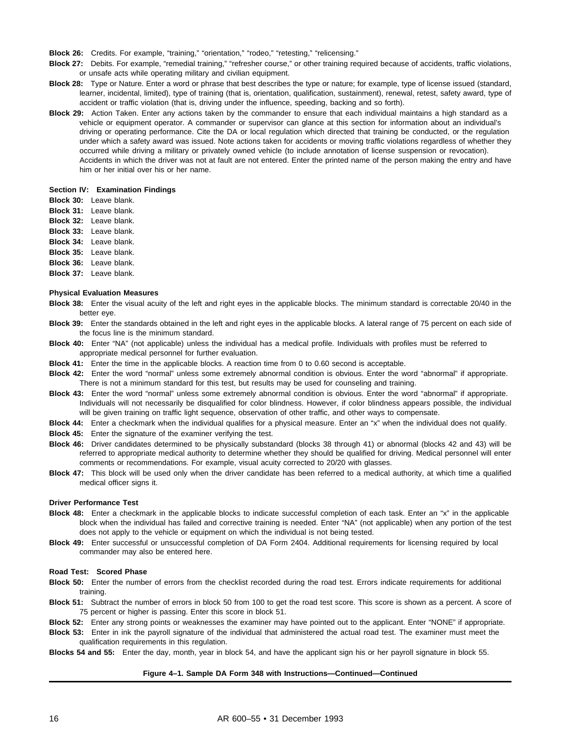**Block 26:** Credits. For example, “training,” “orientation,” “rodeo,” “retesting,” “relicensing.”

**Block 27:** Debits. For example, “remedial training,” “refresher course,” or other training required because of accidents, traffic violations, or unsafe acts while operating military and civilian equipment.

**Block 28:** Type or Nature. Enter a word or phrase that best describes the type or nature; for example, type of license issued (standard, learner, incidental, limited), type of training (that is, orientation, qualification, sustainment), renewal, retest, safety award, type of accident or traffic violation (that is, driving under the influence, speeding, backing and so forth).

**Block 29:** Action Taken. Enter any actions taken by the commander to ensure that each individual maintains a high standard as a vehicle or equipment operator. A commander or supervisor can glance at this section for information about an individual’s driving or operating performance. Cite the DA or local regulation which directed that training be conducted, or the regulation under which a safety award was issued. Note actions taken for accidents or moving traffic violations regardless of whether they occurred while driving a military or privately owned vehicle (to include annotation of license suspension or revocation). Accidents in which the driver was not at fault are not entered. Enter the printed name of the person making the entry and have him or her initial over his or her name.

**Section IV: Examination Findings**

**Block 30:** Leave blank.
**Block 31:** Leave blank.
**Block 32:** Leave blank.
**Block 33:** Leave blank.
**Block 34:** Leave blank.
**Block 35:** Leave blank.
**Block 36:** Leave blank.
**Block 37:** Leave blank.

**Physical Evaluation Measures**

**Block 38:** Enter the visual acuity of the left and right eyes in the applicable blocks. The minimum standard is correctable 20/40 in the better eye.

**Block 39:** Enter the standards obtained in the left and right eyes in the applicable blocks. A lateral range of 75 percent on each side of the focus line is the minimum standard.

**Block 40:** Enter “NA” (not applicable) unless the individual has a medical profile. Individuals with profiles must be referred to appropriate medical personnel for further evaluation.

**Block 41:** Enter the time in the applicable blocks. A reaction time from 0 to 0.60 second is acceptable.

**Block 42:** Enter the word “normal” unless some extremely abnormal condition is obvious. Enter the word “abnormal” if appropriate. There is not a minimum standard for this test, but results may be used for counseling and training.

**Block 43:** Enter the word “normal” unless some extremely abnormal condition is obvious. Enter the word “abnormal” if appropriate. Individuals will not necessarily be disqualified for color blindness. However, if color blindness appears possible, the individual will be given training on traffic light sequence, observation of other traffic, and other ways to compensate.

**Block 44:** Enter a checkmark when the individual qualifies for a physical measure. Enter an “x” when the individual does not qualify.

**Block 45:** Enter the signature of the examiner verifying the test.

**Block 46:** Driver candidates determined to be physically substandard (blocks 38 through 41) or abnormal (blocks 42 and 43) will be referred to appropriate medical authority to determine whether they should be qualified for driving. Medical personnel will enter comments or recommendations. For example, visual acuity corrected to 20/20 with glasses.

**Block 47:** This block will be used only when the driver candidate has been referred to a medical authority, at which time a qualified medical officer signs it.

**Driver Performance Test**

**Block 48:** Enter a checkmark in the applicable blocks to indicate successful completion of each task. Enter an “x” in the applicable block when the individual has failed and corrective training is needed. Enter “NA” (not applicable) when any portion of the test does not apply to the vehicle or equipment on which the individual is not being tested.

**Block 49:** Enter successful or unsuccessful completion of DA Form 2404. Additional requirements for licensing required by local commander may also be entered here.

**Road Test: Scored Phase**

**Block 50:** Enter the number of errors from the checklist recorded during the road test. Errors indicate requirements for additional training.

**Block 51:** Subtract the number of errors in block 50 from 100 to get the road test score. This score is shown as a percent. A score of 75 percent or higher is passing. Enter this score in block 51.

**Block 52:** Enter any strong points or weaknesses the examiner may have pointed out to the applicant. Enter “NONE” if appropriate.

**Block 53:** Enter in ink the payroll signature of the individual that administered the actual road test. The examiner must meet the qualification requirements in this regulation.

**Blocks 54 and 55:** Enter the day, month, year in block 54, and have the applicant sign his or her payroll signature in block 55.

**Figure 4–1. Sample DA Form 348 with Instructions—Continued—Continued**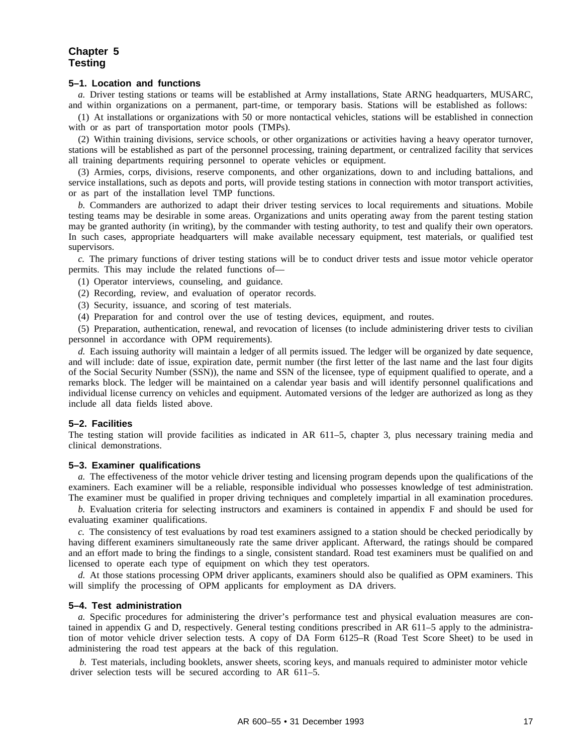# Chapter 5
# Testing

### 5–1. Location and functions

*a.* Driver testing stations or teams will be established at Army installations, State ARNG headquarters, MUSARC, and within organizations on a permanent, part-time, or temporary basis. Stations will be established as follows:

(1) At installations or organizations with 50 or more nontactical vehicles, stations will be established in connection with or as part of transportation motor pools (TMPs).

(2) Within training divisions, service schools, or other organizations or activities having a heavy operator turnover, stations will be established as part of the personnel processing, training department, or centralized facility that services all training departments requiring personnel to operate vehicles or equipment.

(3) Armies, corps, divisions, reserve components, and other organizations, down to and including battalions, and service installations, such as depots and ports, will provide testing stations in connection with motor transport activities, or as part of the installation level TMP functions.

*b.* Commanders are authorized to adapt their driver testing services to local requirements and situations. Mobile testing teams may be desirable in some areas. Organizations and units operating away from the parent testing station may be granted authority (in writing), by the commander with testing authority, to test and qualify their own operators. In such cases, appropriate headquarters will make available necessary equipment, test materials, or qualified test supervisors.

*c.* The primary functions of driver testing stations will be to conduct driver tests and issue motor vehicle operator permits. This may include the related functions of—

(1) Operator interviews, counseling, and guidance.

(2) Recording, review, and evaluation of operator records.

(3) Security, issuance, and scoring of test materials.

(4) Preparation for and control over the use of testing devices, equipment, and routes.

(5) Preparation, authentication, renewal, and revocation of licenses (to include administering driver tests to civilian personnel in accordance with OPM requirements).

*d.* Each issuing authority will maintain a ledger of all permits issued. The ledger will be organized by date sequence, and will include: date of issue, expiration date, permit number (the first letter of the last name and the last four digits of the Social Security Number (SSN)), the name and SSN of the licensee, type of equipment qualified to operate, and a remarks block. The ledger will be maintained on a calendar year basis and will identify personnel qualifications and individual license currency on vehicles and equipment. Automated versions of the ledger are authorized as long as they include all data fields listed above.

### 5–2. Facilities

The testing station will provide facilities as indicated in AR 611–5, chapter 3, plus necessary training media and clinical demonstrations.

### 5–3. Examiner qualifications

*a.* The effectiveness of the motor vehicle driver testing and licensing program depends upon the qualifications of the examiners. Each examiner will be a reliable, responsible individual who possesses knowledge of test administration. The examiner must be qualified in proper driving techniques and completely impartial in all examination procedures.

*b.* Evaluation criteria for selecting instructors and examiners is contained in appendix F and should be used for evaluating examiner qualifications.

*c.* The consistency of test evaluations by road test examiners assigned to a station should be checked periodically by having different examiners simultaneously rate the same driver applicant. Afterward, the ratings should be compared and an effort made to bring the findings to a single, consistent standard. Road test examiners must be qualified on and licensed to operate each type of equipment on which they test operators.

*d.* At those stations processing OPM driver applicants, examiners should also be qualified as OPM examiners. This will simplify the processing of OPM applicants for employment as DA drivers.

### 5–4. Test administration

*a.* Specific procedures for administering the driver's performance test and physical evaluation measures are contained in appendix G and D, respectively. General testing conditions prescribed in AR 611–5 apply to the administration of motor vehicle driver selecting tests. A copy of DA Form 6125–R (Road Test Score Sheet) to be used in administering the road test appears at the back of this regulation.

*b.* Test materials, including booklets, answer sheets, scoring keys, and manuals required to administer motor vehicle driver selection tests will be secured according to AR 611–5.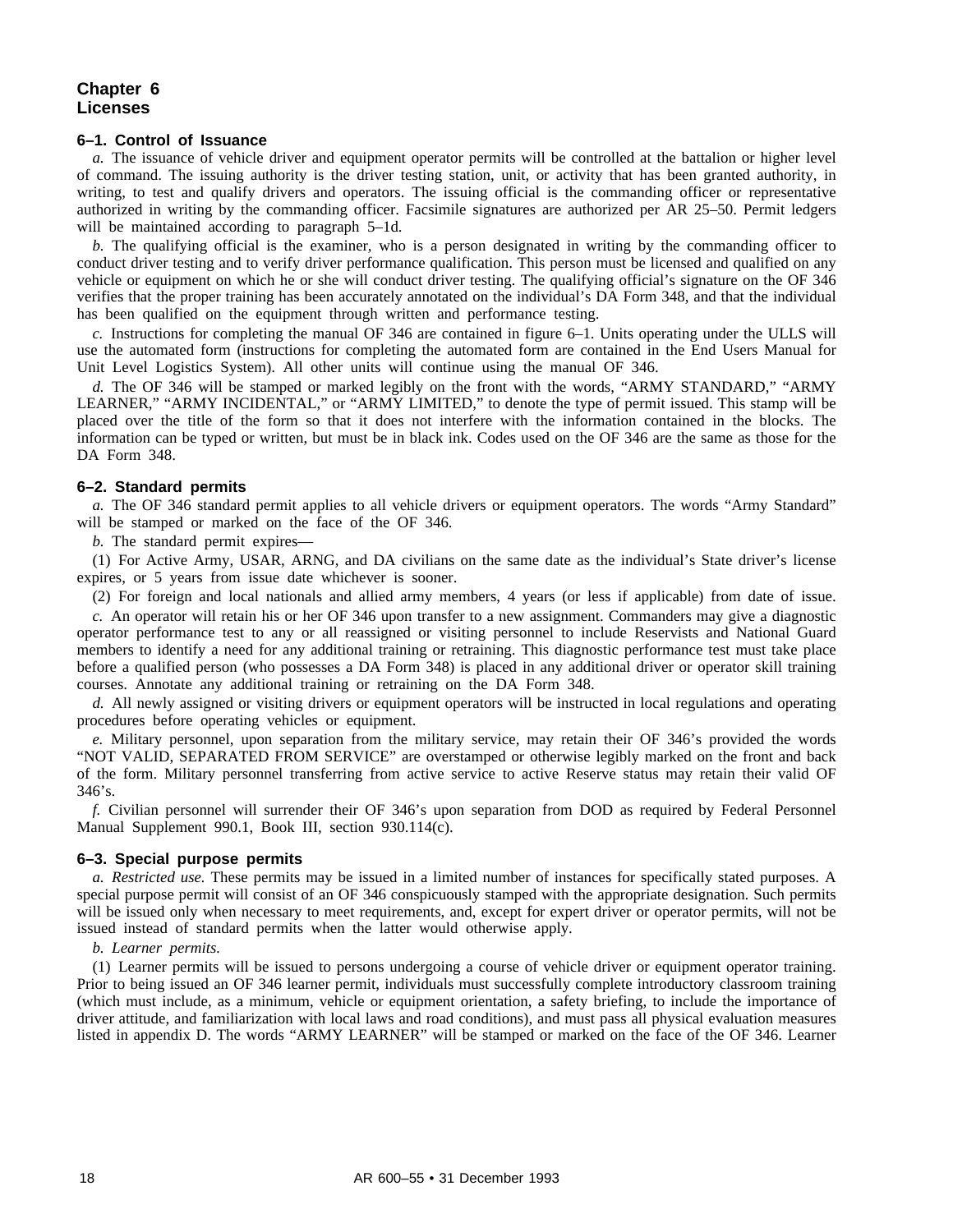# Chapter 6
# Licenses

### 6–1. Control of Issuance

*a.* The issuance of vehicle driver and equipment operator permits will be controlled at the battalion or higher level of command. The issuing authority is the driver testing station, unit, or activity that has been granted authority, in writing, to test and qualify drivers and operators. The issuing official is the commanding officer or representative authorized in writing by the commanding officer. Facsimile signatures are authorized per AR 25–50. Permit ledgers will be maintained according to paragraph 5–1d.

*b.* The qualifying official is the examiner, who is a person designated in writing by the commanding officer to conduct driver testing and to verify driver performance qualification. This person must be licensed and qualified on any vehicle or equipment on which he or she will conduct driver testing. The qualifying official's signature on the OF 346 verifies that the proper training has been accurately annotated on the individual's DA Form 348, and that the individual has been qualified on the equipment through written and performance testing.

*c.* Instructions for completing the manual OF 346 are contained in figure 6–1. Units operating under the ULLS will use the automated form (instructions for completing the automated form are contained in the End Users Manual for Unit Level Logistics System). All other units will continue using the manual OF 346.

*d.* The OF 346 will be stamped or marked legibly on the front with the words, "ARMY STANDARD," "ARMY LEARNER," "ARMY INCIDENTAL," or "ARMY LIMITED," to denote the type of permit issued. This stamp will be placed over the title of the form so that it does not interfere with the information contained in the blocks. The information can be typed or written, but must be in black ink. Codes used on the OF 346 are the same as those for the DA Form 348.

### 6–2. Standard permits

*a.* The OF 346 standard permit applies to all vehicle drivers or equipment operators. The words "Army Standard" will be stamped or marked on the face of the OF 346.

*b.* The standard permit expires—

(1) For Active Army, USAR, ARNG, and DA civilians on the same date as the individual's State driver's license expires, or 5 years from issue date whichever is sooner.

(2) For foreign and local nationals and allied army members, 4 years (or less if applicable) from date of issue.

*c.* An operator will retain his or her OF 346 upon transfer to a new assignment. Commanders may give a diagnostic operator performance test to any or all reassigned or visiting personnel to include Reservists and National Guard members to identify a need for any additional training or retraining. This diagnostic performance test must take place before a qualified person (who possesses a DA Form 348) is placed in any additional driver or operator skill training courses. Annotate any additional training or retraining on the DA Form 348.

*d.* All newly assigned or visiting drivers or equipment operators will be instructed in local regulations and operating procedures before operating vehicles or equipment.

*e.* Military personnel, upon separation from the military service, may retain their OF 346's provided the words "NOT VALID, SEPARATED FROM SERVICE" are overstamped or otherwise legibly marked on the front and back of the form. Military personnel transferring from active service to active Reserve status may retain their valid OF 346's.

*f.* Civilian personnel will surrender their OF 346's upon separation from DOD as required by Federal Personnel Manual Supplement 990.1, Book III, section 930.114(c).

### 6–3. Special purpose permits

*a. Restricted use.* These permits may be issued in a limited number of instances for specifically stated purposes. A special purpose permit will consist of an OF 346 conspicuously stamped with the appropriate designation. Such permits will be issued only when necessary to meet requirements, and, except for expert driver or operator permits, will not be issued instead of standard permits when the latter would otherwise apply.

*b. Learner permits.*

(1) Learner permits will be issued to persons undergoing a course of vehicle driver or equipment operator training. Prior to being issued an OF 346 learner permit, individuals must successfully complete introductory classroom training (which must include, as a minimum, vehicle or equipment orientation, a safety briefing, to include the importance of driver attitude, and familiarization with local laws and road conditions), and must pass all physical evaluation measures listed in appendix D. The words "ARMY LEARNER" will be stamped or marked on the face of the OF 346. Learner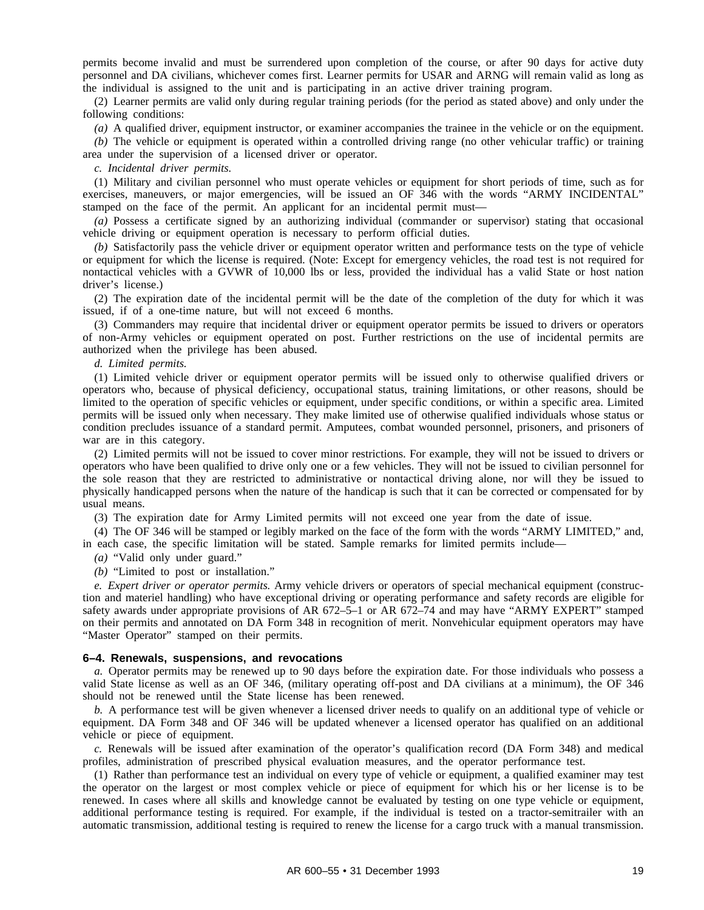permits become invalid and must be surrendered upon completion of the course, or after 90 days for active duty personnel and DA civilians, whichever comes first. Learner permits for USAR and ARNG will remain valid as long as the individual is assigned to the unit and is participating in an active driver training program.

(2) Learner permits are valid only during regular training periods (for the period as stated above) and only under the following conditions:

*(a)* A qualified driver, equipment instructor, or examiner accompanies the trainee in the vehicle or on the equipment.

*(b)* The vehicle or equipment is operated within a controlled driving range (no other vehicular traffic) or training area under the supervision of a licensed driver or operator.

*c. Incidental driver permits.*

(1) Military and civilian personnel who must operate vehicles or equipment for short periods of time, such as for exercises, maneuvers, or major emergencies, will be issued an OF 346 with the words "ARMY INCIDENTAL" stamped on the face of the permit. An applicant for an incidental permit must—

*(a)* Possess a certificate signed by an authorizing individual (commander or supervisor) stating that occasional vehicle driving or equipment operation is necessary to perform official duties.

*(b)* Satisfactorily pass the vehicle driver or equipment operator written and performance tests on the type of vehicle or equipment for which the license is required. (Note: Except for emergency vehicles, the road test is not required for nontactical vehicles with a GVWR of 10,000 lbs or less, provided the individual has a valid State or host nation driver's license.)

(2) The expiration date of the incidental permit will be the date of the completion of the duty for which it was issued, if of a one-time nature, but will not exceed 6 months.

(3) Commanders may require that incidental driver or equipment operator permits be issued to drivers or operators of non-Army vehicles or equipment operated on post. Further restrictions on the use of incidental permits are authorized when the privilege has been abused.

*d. Limited permits.*

(1) Limited vehicle driver or equipment operator permits will be issued only to otherwise qualified drivers or operators who, because of physical deficiency, occupational status, training limitations, or other reasons, should be limited to the operation of specific vehicles or equipment, under specific conditions, or within a specific area. Limited permits will be issued only when necessary. They make limited use of otherwise qualified individuals whose status or condition precludes issuance of a standard permit. Amputees, combat wounded personnel, prisoners, and prisoners of war are in this category.

(2) Limited permits will not be issued to cover minor restrictions. For example, they will not be issued to drivers or operators who have been qualified to drive only one or a few vehicles. They will not be issued to civilian personnel for the sole reason that they are restricted to administrative or nontactical driving alone, nor will they be issued to physically handicapped persons when the nature of the handicap is such that it can be corrected or compensated for by usual means.

(3) The expiration date for Army Limited permits will not exceed one year from the date of issue.

(4) The OF 346 will be stamped or legibly marked on the face of the form with the words "ARMY LIMITED," and, in each case, the specific limitation will be stated. Sample remarks for limited permits include—

*(a)* "Valid only under guard."

*(b)* "Limited to post or installation."

*e. Expert driver or operator permits.* Army vehicle drivers or operators of special mechanical equipment (construction and materiel handling) who have exceptional driving or operating performance and safety records are eligible for safety awards under appropriate provisions of AR 672–5–1 or AR 672–74 and may have "ARMY EXPERT" stamped on their permits and annotated on DA Form 348 in recognition of merit. Nonvehicular equipment operators may have "Master Operator" stamped on their permits.

### 6–4. Renewals, suspensions, and revocations

*a.* Operator permits may be renewed up to 90 days before the expiration date. For those individuals who possess a valid State license as well as an OF 346, (military operating off-post and DA civilians at a minimum), the OF 346 should not be renewed until the State license has been renewed.

*b.* A performance test will be given whenever a licensed driver needs to qualify on an additional type of vehicle or equipment. DA Form 348 and OF 346 will be updated whenever a licensed operator has qualified on an additional vehicle or piece of equipment.

*c.* Renewals will be issued after examination of the operator's qualification record (DA Form 348) and medical profiles, administration of prescribed physical evaluation measures, and the operator performance test.

(1) Rather than performance test an individual on every type of vehicle or equipment, a qualified examiner may test the operator on the largest or most complex vehicle or piece of equipment for which his or her license is to be renewed. In cases where all skills and knowledge cannot be evaluated by testing on one type vehicle or equipment, additional performance testing is required. For example, if the individual is tested on a tractor-semitrailer with an automatic transmission, additional testing is required to renew the license for a cargo truck with a manual transmission.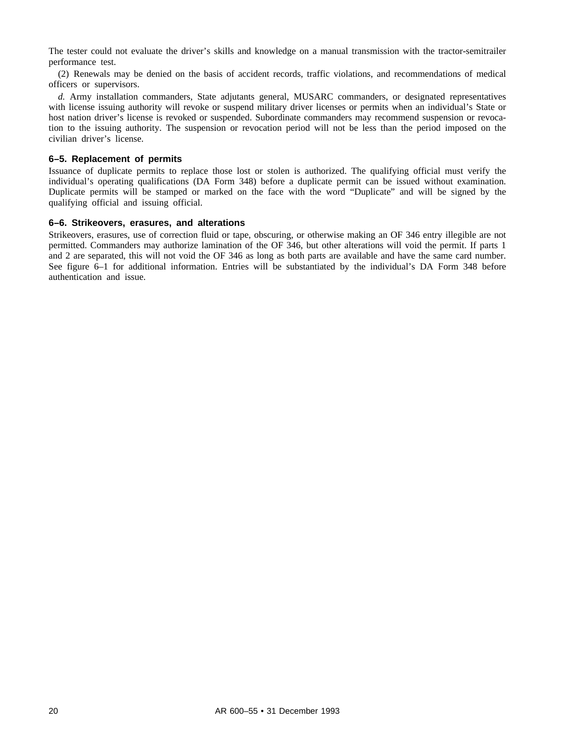The tester could not evaluate the driver's skills and knowledge on a manual transmission with the tractor-semitrailer performance test.

(2) Renewals may be denied on the basis of accident records, traffic violations, and recommendations of medical officers or supervisors.

*d.* Army installation commanders, State adjutants general, MUSARC commanders, or designated representatives with license issuing authority will revoke or suspend military driver licenses or permits when an individual's State or host nation driver's license is revoked or suspended. Subordinate commanders may recommend suspension or revocation to the issuing authority. The suspension or revocation period will not be less than the period imposed on the civilian driver's license.

### 6–5. Replacement of permits

Issuance of duplicate permits to replace those lost or stolen is authorized. The qualifying official must verify the individual's operating qualifications (DA Form 348) before a duplicate permit can be issued without examination. Duplicate permits will be stamped or marked on the face with the word "Duplicate" and will be signed by the qualifying official and issuing official.

### 6–6. Strikeovers, erasures, and alterations

Strikeovers, erasures, use of correction fluid or tape, obscuring, or otherwise making an OF 346 entry illegible are not permitted. Commanders may authorize lamination of the OF 346, but other alterations will void the permit. If parts 1 and 2 are separated, this will not void the OF 346 as long as both parts are available and have the same card number. See figure 6–1 for additional information. Entries will be substantiated by the individual's DA Form 348 before authentication and issue.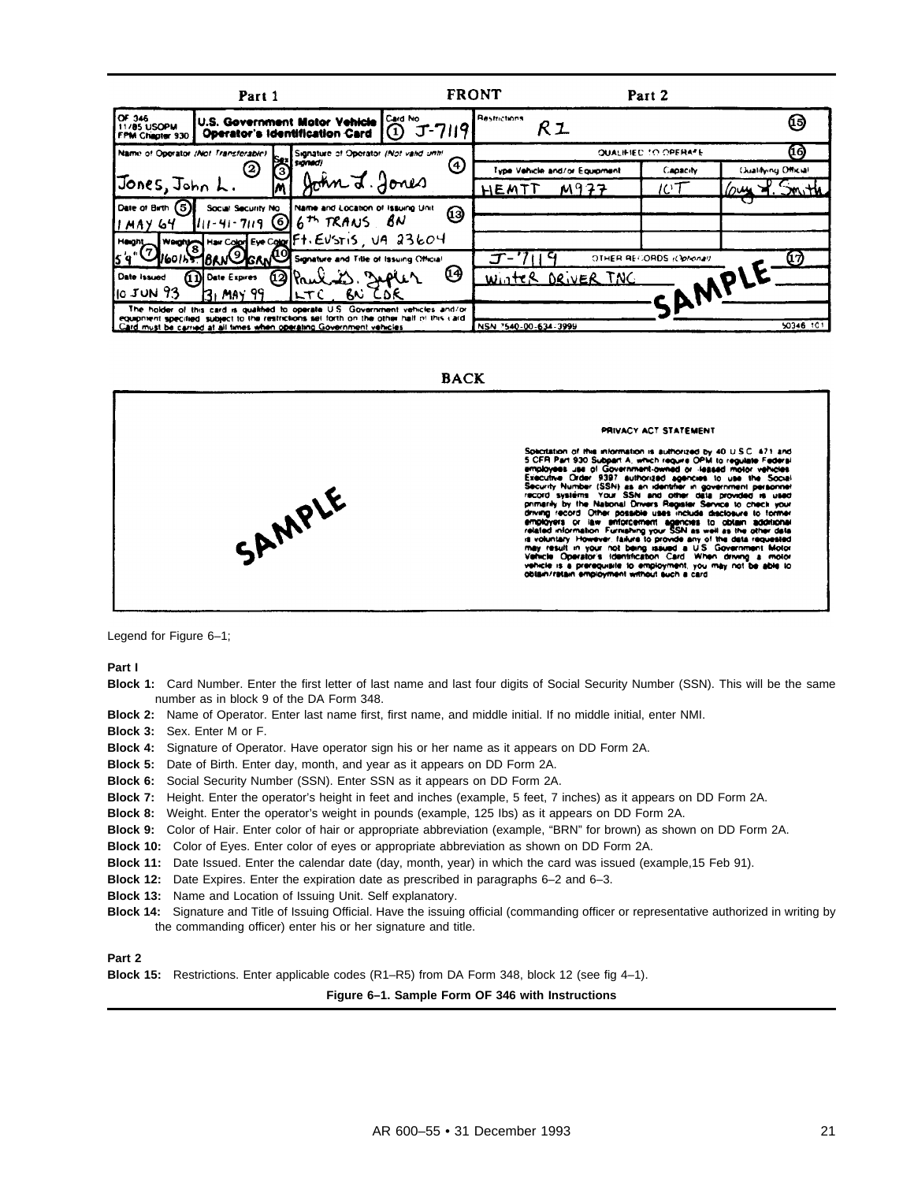**FRONT**

**Part 1**

| OF 346 11/85 USOPM FPM Chapter 930 | U.S. Government Motor Vehicle Operator's Identification Card | | Card No. (1) J-7119 |
|---|---|---|---|
| Name of Operator (Not Transferable) (2) Jones, John L. | Sex (3) M | Signature of Operator (Not valid until signed) (4) John L. Jones | |
| Date of Birth (5) 1 MAY 64 | Social Security No. (6) 111-41-7119 | Name and Location of Issuing Unit (13) 6th TRANS BN Ft. Eustis, VA 23604 | |
| Height (7) 5'9" Weight (8) 160 lbs. Hair Color (9) BRN Eye Color (10) GRN | | Signature and Title of Issuing Official (14) Paul B. Jupler LTC, BN CDR | |
| Date Issued (11) 10 JUN 93 | Date Expires (12) 31 MAY 99 | | |

The holder of this card is qualified to operate U.S. Government vehicles and/or equipment specified subject to the restrictions set forth on the other half of this card. Card must be carried at all times when operating Government vehicles.

**Part 2**

Restrictions (15) R1

QUALIFIED TO OPERATE (16)

| Type Vehicle and/or Equipment | Capacity | Qualifying Official |
|---|---|---|
| HEMTT M977 | 10T | Guy L. Smith |
| | | |
| | | |

J-7119 OTHER RECORDS (Optional) (17)

Winter DRIVER TNG

SAMPLE

NSN 7540-00-634-3999 &nbsp;&nbsp;&nbsp; 50346-101

**BACK**

SAMPLE

PRIVACY ACT STATEMENT

Solicitation of this information is authorized by 40 U.S.C. 471 and 5 CFR Part 930 Subpart A, which require OPM to regulate Federal employees use of Government-owned or -leased motor vehicles. Executive Order 9397 authorized agencies to use the Social Security Number (SSN) as an identifier in government personnel record systems. Your SSN and other data provided is used primarily by the National Drivers Register Service to check your driving record. Other possible uses include disclosure to former employers or law enforcement agencies to obtain additional related information. Furnishing your SSN as well as the other data is voluntary. However, failure to provide any of the data requested may result in your not being issued a U.S. Government Motor Vehicle Operator's Identification Card. When driving a motor vehicle is a prerequisite to employment, you may not be able to obtain/retain employment without such a card.

Legend for Figure 6–1;

**Part I**

**Block 1:** Card Number. Enter the first letter of last name and last four digits of Social Security Number (SSN). This will be the same number as in block 9 of the DA Form 348.

**Block 2:** Name of Operator. Enter last name first, first name, and middle initial. If no middle initial, enter NMI.

**Block 3:** Sex. Enter M or F.

**Block 4:** Signature of Operator. Have operator sign his or her name as it appears on DD Form 2A.

**Block 5:** Date of Birth. Enter day, month, and year as it appears on DD Form 2A.

**Block 6:** Social Security Number (SSN). Enter SSN as it appears on DD Form 2A.

**Block 7:** Height. Enter the operator's height in feet and inches (example, 5 feet, 7 inches) as it appears on DD Form 2A.

**Block 8:** Weight. Enter the operator's weight in pounds (example, 125 Ibs) as it appears on DD Form 2A.

**Block 9:** Color of Hair. Enter color of hair or appropriate abbreviation (example, "BRN" for brown) as shown on DD Form 2A.

**Block 10:** Color of Eyes. Enter color of eyes or appropriate abbreviation as shown on DD Form 2A.

**Block 11:** Date Issued. Enter the calendar date (day, month, year) in which the card was issued (example,15 Feb 91).

**Block 12:** Date Expires. Enter the expiration date as prescribed in paragraphs 6–2 and 6–3.

**Block 13:** Name and Location of Issuing Unit. Self explanatory.

**Block 14:** Signature and Title of Issuing Official. Have the issuing official (commanding officer or representative authorized in writing by the commanding officer) enter his or her signature and title.

**Part 2**

**Block 15:** Restrictions. Enter applicable codes (R1–R5) from DA Form 348, block 12 (see fig 4–1).

**Figure 6–1. Sample Form OF 346 with Instructions**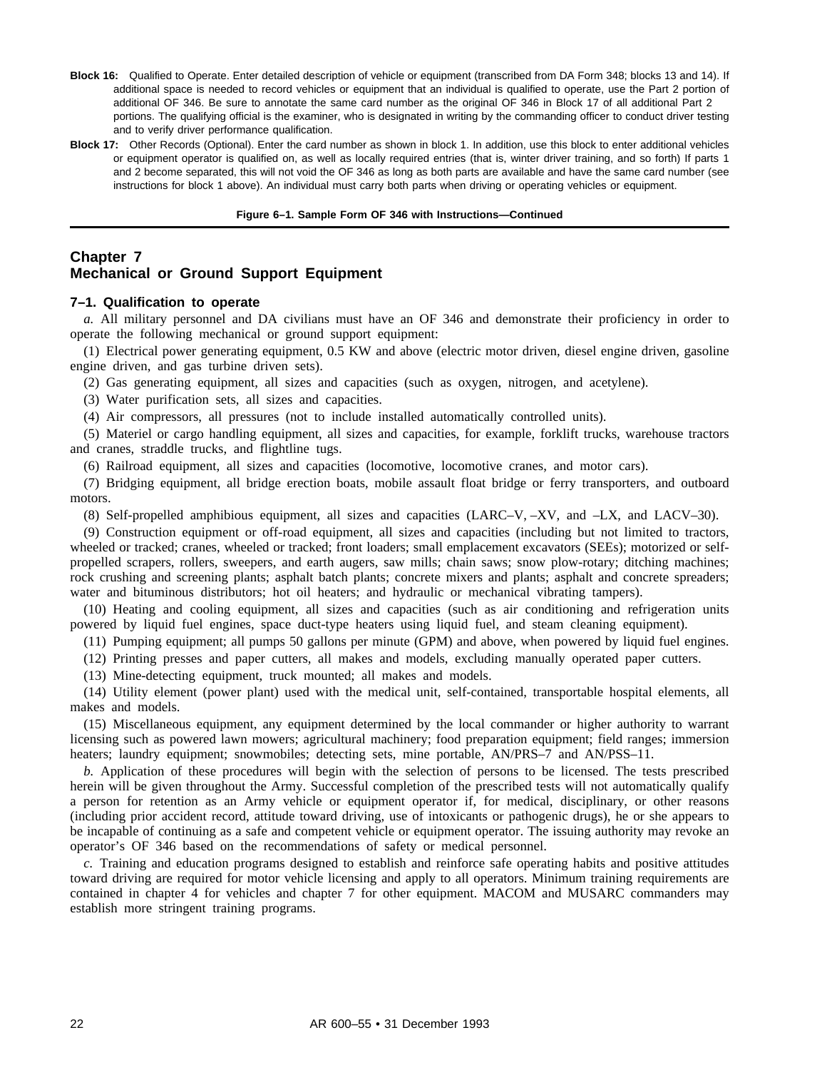**Block 16:** Qualified to Operate. Enter detailed description of vehicle or equipment (transcribed from DA Form 348; blocks 13 and 14). If additional space is needed to record vehicles or equipment that an individual is qualified to operate, use the Part 2 portion of additional OF 346. Be sure to annotate the same card number as the original OF 346 in Block 17 of all additional Part 2 portions. The qualifying official is the examiner, who is designated in writing by the commanding officer to conduct driver testing and to verify driver performance qualification.

**Block 17:** Other Records (Optional). Enter the card number as shown in block 1. In addition, use this block to enter additional vehicles or equipment operator is qualified on, as well as locally required entries (that is, winter driver training, and so forth) If parts 1 and 2 become separated, this will not void the OF 346 as long as both parts are available and have the same card number (see instructions for block 1 above). An individual must carry both parts when driving or operating vehicles or equipment.

**Figure 6–1. Sample Form OF 346 with Instructions—Continued**

# Chapter 7
# Mechanical or Ground Support Equipment

### 7–1. Qualification to operate

*a.* All military personnel and DA civilians must have an OF 346 and demonstrate their proficiency in order to operate the following mechanical or ground support equipment:

(1) Electrical power generating equipment, 0.5 KW and above (electric motor driven, diesel engine driven, gasoline engine driven, and gas turbine driven sets).

(2) Gas generating equipment, all sizes and capacities (such as oxygen, nitrogen, and acetylene).

(3) Water purification sets, all sizes and capacities.

(4) Air compressors, all pressures (not to include installed automatically controlled units).

(5) Materiel or cargo handling equipment, all sizes and capacities, for example, forklift trucks, warehouse tractors and cranes, straddle trucks, and flightline tugs.

(6) Railroad equipment, all sizes and capacities (locomotive, locomotive cranes, and motor cars).

(7) Bridging equipment, all bridge erection boats, mobile assault float bridge or ferry transporters, and outboard motors.

(8) Self-propelled amphibious equipment, all sizes and capacities (LARC–V, –XV, and –LX, and LACV–30).

(9) Construction equipment or off-road equipment, all sizes and capacities (including but not limited to tractors, wheeled or tracked; cranes, wheeled or tracked; front loaders; small emplacement excavators (SEEs); motorized or self-propelled scrapers, rollers, sweepers, and earth augers, saw mills; chain saws; snow plow-rotary; ditching machines; rock crushing and screening plants; asphalt batch plants; concrete mixers and plants; asphalt and concrete spreaders; water and bituminous distributors; hot oil heaters; and hydraulic or mechanical vibrating tampers).

(10) Heating and cooling equipment, all sizes and capacities (such as air conditioning and refrigeration units powered by liquid fuel engines, space duct-type heaters using liquid fuel, and steam cleaning equipment).

(11) Pumping equipment; all pumps 50 gallons per minute (GPM) and above, when powered by liquid fuel engines.

(12) Printing presses and paper cutters, all makes and models, excluding manually operated paper cutters.

(13) Mine-detecting equipment, truck mounted; all makes and models.

(14) Utility element (power plant) used with the medical unit, self-contained, transportable hospital elements, all makes and models.

(15) Miscellaneous equipment, any equipment determined by the local commander or higher authority to warrant licensing such as powered lawn mowers; agricultural machinery; food preparation equipment; field ranges; immersion heaters; laundry equipment; snowmobiles; detecting sets, mine portable, AN/PRS–7 and AN/PSS–11.

*b.* Application of these procedures will begin with the selection of persons to be licensed. The tests prescribed herein will be given throughout the Army. Successful completion of the prescribed tests will not automatically qualify a person for retention as an Army vehicle or equipment operator if, for medical, disciplinary, or other reasons (including prior accident record, attitude toward driving, use of intoxicants or pathogenic drugs), he or she appears to be incapable of continuing as a safe and competent vehicle or equipment operator. The issuing authority may revoke an operator's OF 346 based on the recommendations of safety or medical personnel.

*c.* Training and education programs designed to establish and reinforce safe operating habits and positive attitudes toward driving are required for motor vehicle licensing and apply to all operators. Minimum training requirements are contained in chapter 4 for vehicles and chapter 7 for other equipment. MACOM and MUSARC commanders may establish more stringent training programs.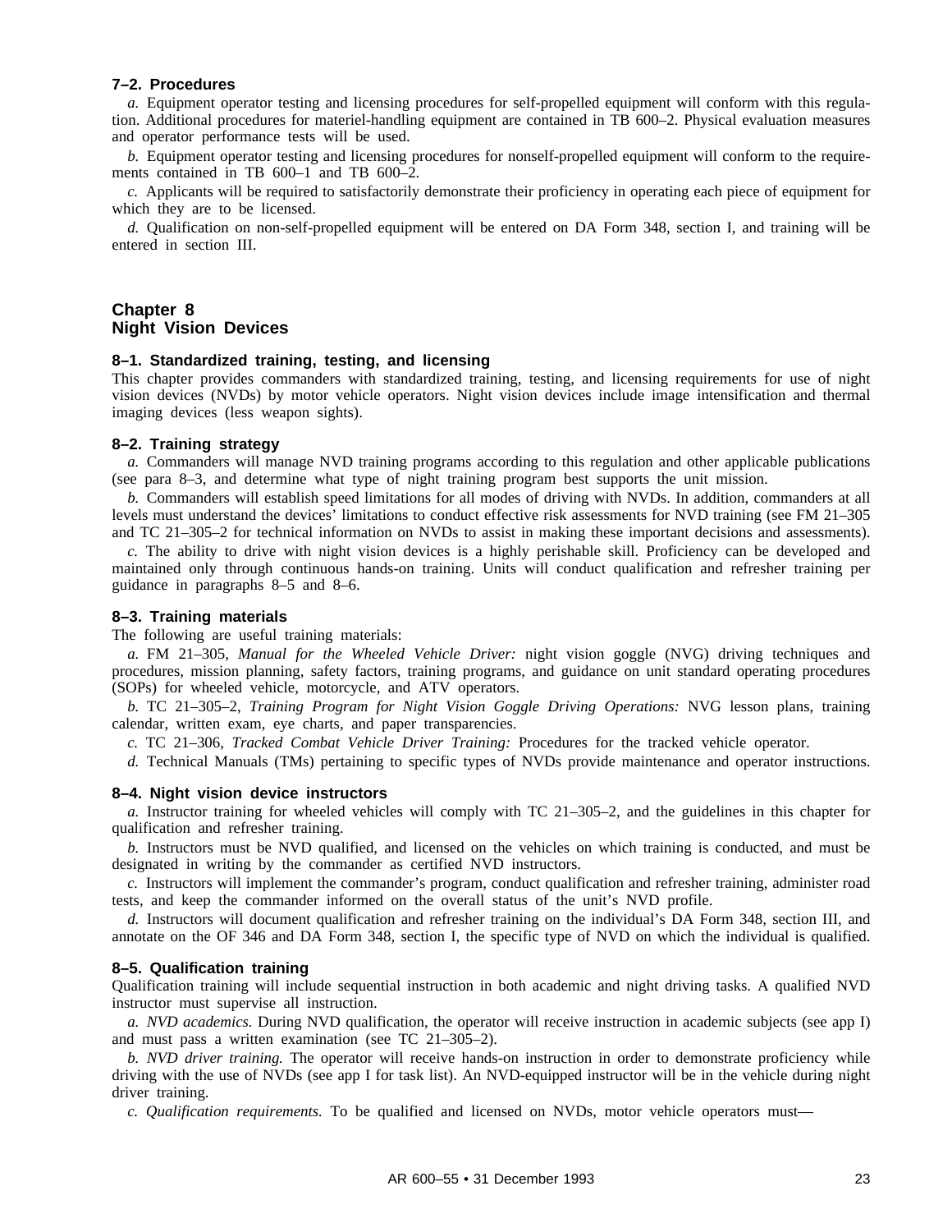### 7–2. Procedures

*a.* Equipment operator testing and licensing procedures for self-propelled equipment will conform with this regulation. Additional procedures for materiel-handling equipment are contained in TB 600–2. Physical evaluation measures and operator performance tests will be used.

*b.* Equipment operator testing and licensing procedures for nonself-propelled equipment will conform to the requirements contained in TB 600–1 and TB 600–2.

*c.* Applicants will be required to satisfactorily demonstrate their proficiency in operating each piece of equipment for which they are to be licensed.

*d.* Qualification on non-self-propelled equipment will be entered on DA Form 348, section I, and training will be entered in section III.

## Chapter 8
## Night Vision Devices

### 8–1. Standardized training, testing, and licensing

This chapter provides commanders with standardized training, testing, and licensing requirements for use of night vision devices (NVDs) by motor vehicle operators. Night vision devices include image intensification and thermal imaging devices (less weapon sights).

### 8–2. Training strategy

*a.* Commanders will manage NVD training programs according to this regulation and other applicable publications (see para 8–3, and determine what type of night training program best supports the unit mission.

*b.* Commanders will establish speed limitations for all modes of driving with NVDs. In addition, commanders at all levels must understand the devices' limitations to conduct effective risk assessments for NVD training (see FM 21–305 and TC 21–305–2 for technical information on NVDs to assist in making these important decisions and assessments).

*c.* The ability to drive with night vision devices is a highly perishable skill. Proficiency can be developed and maintained only through continuous hands-on training. Units will conduct qualification and refresher training per guidance in paragraphs 8–5 and 8–6.

### 8–3. Training materials

The following are useful training materials:

*a.* FM 21–305, *Manual for the Wheeled Vehicle Driver:* night vision goggle (NVG) driving techniques and procedures, mission planning, safety factors, training programs, and guidance on unit standard operating procedures (SOPs) for wheeled vehicle, motorcycle, and ATV operators.

*b.* TC 21–305–2, *Training Program for Night Vision Goggle Driving Operations:* NVG lesson plans, training calendar, written exam, eye charts, and paper transparencies.

*c.* TC 21–306, *Tracked Combat Vehicle Driver Training:* Procedures for the tracked vehicle operator.

*d.* Technical Manuals (TMs) pertaining to specific types of NVDs provide maintenance and operator instructions.

### 8–4. Night vision device instructors

*a.* Instructor training for wheeled vehicles will comply with TC 21–305–2, and the guidelines in this chapter for qualification and refresher training.

*b.* Instructors must be NVD qualified, and licensed on the vehicles on which training is conducted, and must be designated in writing by the commander as certified NVD instructors.

*c.* Instructors will implement the commander's program, conduct qualification and refresher training, administer road tests, and keep the commander informed on the overall status of the unit's NVD profile.

*d.* Instructors will document qualification and refresher training on the individual's DA Form 348, section III, and annotate on the OF 346 and DA Form 348, section I, the specific type of NVD on which the individual is qualified.

### 8–5. Qualification training

Qualification training will include sequential instruction in both academic and night driving tasks. A qualified NVD instructor must supervise all instruction.

*a. NVD academics.* During NVD qualification, the operator will receive instruction in academic subjects (see app I) and must pass a written examination (see TC 21–305–2).

*b. NVD driver training.* The operator will receive hands-on instruction in order to demonstrate proficiency while driving with the use of NVDs (see app I for task list). An NVD-equipped instructor will be in the vehicle during night driver training.

*c. Qualification requirements.* To be qualified and licensed on NVDs, motor vehicle operators must—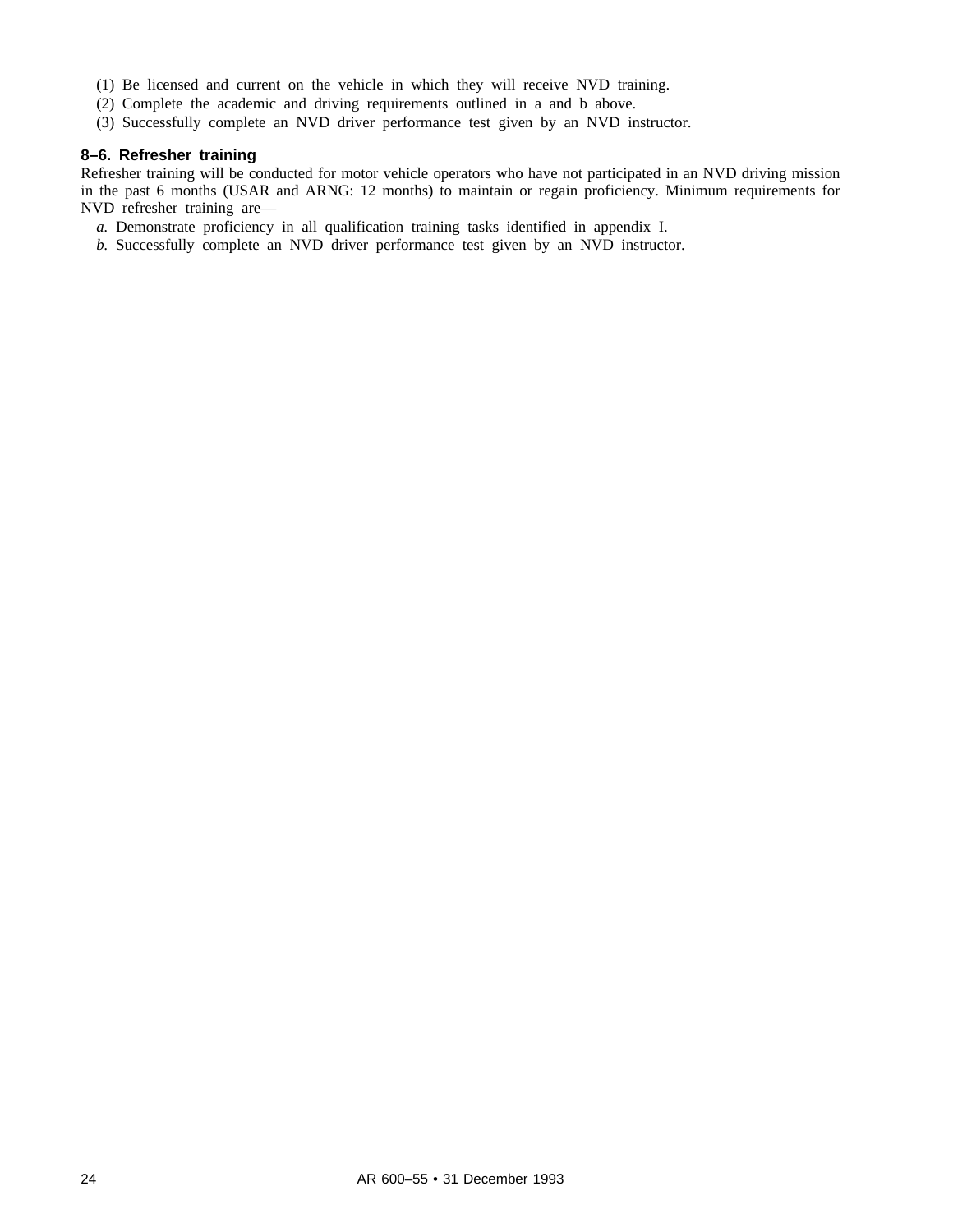(1) Be licensed and current on the vehicle in which they will receive NVD training.

(2) Complete the academic and driving requirements outlined in a and b above.

(3) Successfully complete an NVD driver performance test given by an NVD instructor.

### 8–6. Refresher training

Refresher training will be conducted for motor vehicle operators who have not participated in an NVD driving mission in the past 6 months (USAR and ARNG: 12 months) to maintain or regain proficiency. Minimum requirements for NVD refresher training are—

*a.* Demonstrate proficiency in all qualification training tasks identified in appendix I.

*b.* Successfully complete an NVD driver performance test given by an NVD instructor.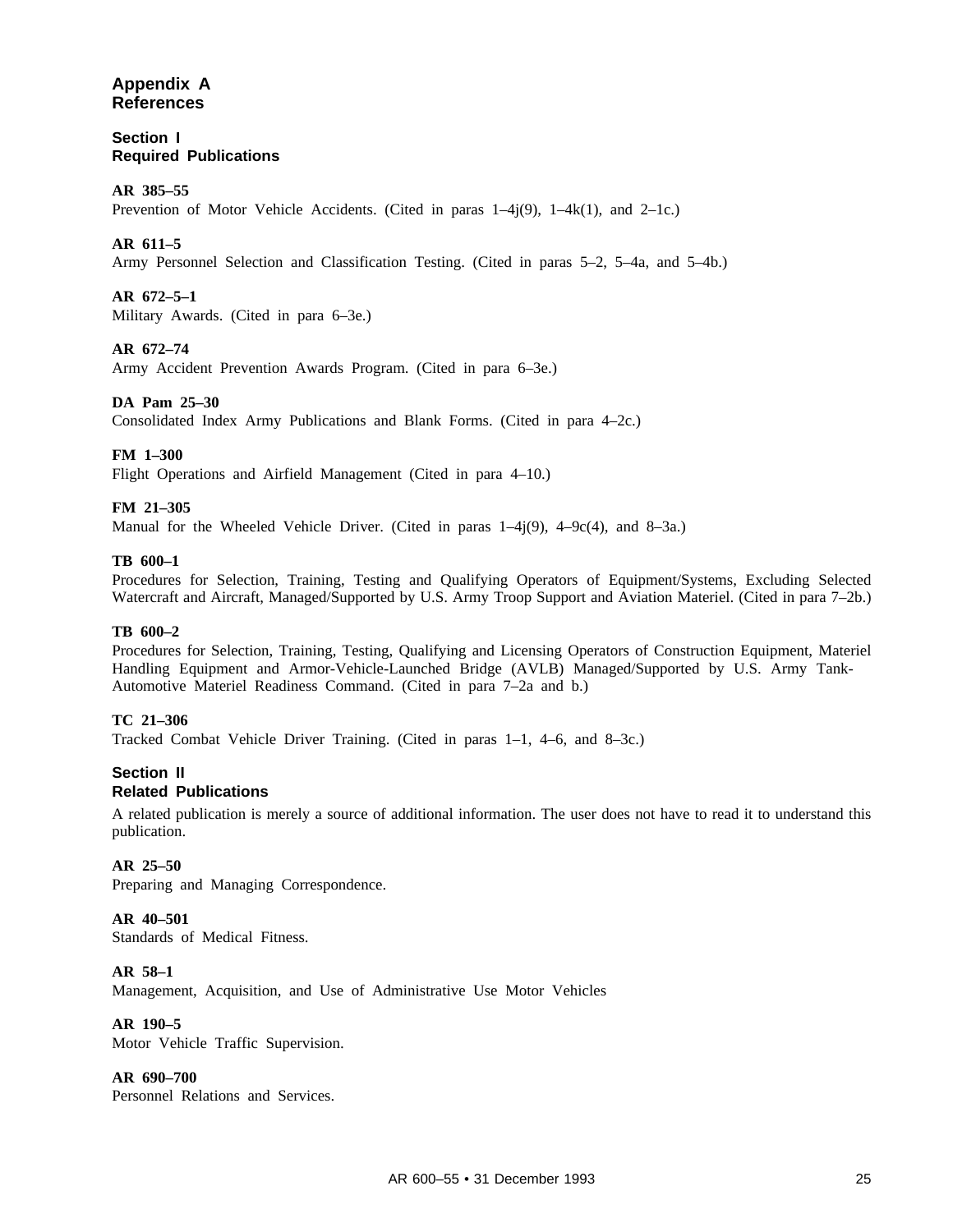# Appendix A References

## Section I Required Publications

**AR 385–55**
Prevention of Motor Vehicle Accidents. (Cited in paras 1–4j(9), 1–4k(1), and 2–1c.)

**AR 611–5**
Army Personnel Selection and Classification Testing. (Cited in paras 5–2, 5–4a, and 5–4b.)

**AR 672–5–1**
Military Awards. (Cited in para 6–3e.)

**AR 672–74**
Army Accident Prevention Awards Program. (Cited in para 6–3e.)

**DA Pam 25–30**
Consolidated Index Army Publications and Blank Forms. (Cited in para 4–2c.)

**FM 1–300**
Flight Operations and Airfield Management (Cited in para 4–10.)

**FM 21–305**
Manual for the Wheeled Vehicle Driver. (Cited in paras 1–4j(9), 4–9c(4), and 8–3a.)

**TB 600–1**
Procedures for Selection, Training, Testing and Qualifying Operators of Equipment/Systems, Excluding Selected Watercraft and Aircraft, Managed/Supported by U.S. Army Troop Support and Aviation Materiel. (Cited in para 7–2b.)

**TB 600–2**
Procedures for Selection, Training, Testing, Qualifying and Licensing Operators of Construction Equipment, Materiel Handling Equipment and Armor-Vehicle-Launched Bridge (AVLB) Managed/Supported by U.S. Army Tank-Automotive Materiel Readiness Command. (Cited in para 7–2a and b.)

**TC 21–306**
Tracked Combat Vehicle Driver Training. (Cited in paras 1–1, 4–6, and 8–3c.)

## Section II Related Publications

A related publication is merely a source of additional information. The user does not have to read it to understand this publication.

**AR 25–50**
Preparing and Managing Correspondence.

**AR 40–501**
Standards of Medical Fitness.

**AR 58–1**
Management, Acquisition, and Use of Administrative Use Motor Vehicles

**AR 190–5**
Motor Vehicle Traffic Supervision.

**AR 690–700**
Personnel Relations and Services.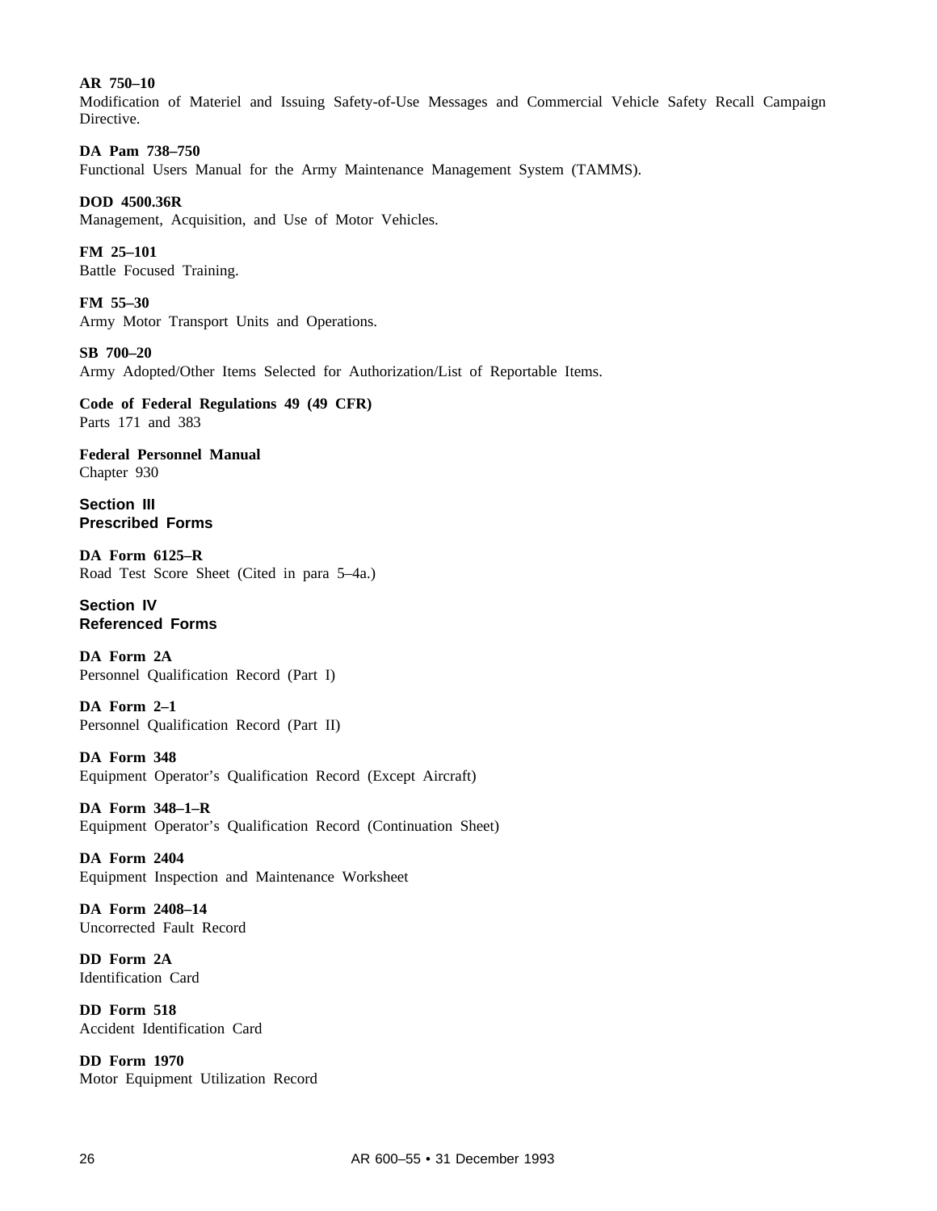**AR 750–10**
Modification of Materiel and Issuing Safety-of-Use Messages and Commercial Vehicle Safety Recall Campaign Directive.

**DA Pam 738–750**
Functional Users Manual for the Army Maintenance Management System (TAMMS).

**DOD 4500.36R**
Management, Acquisition, and Use of Motor Vehicles.

**FM 25–101**
Battle Focused Training.

**FM 55–30**
Army Motor Transport Units and Operations.

**SB 700–20**
Army Adopted/Other Items Selected for Authorization/List of Reportable Items.

**Code of Federal Regulations 49 (49 CFR)**
Parts 171 and 383

**Federal Personnel Manual**
Chapter 930

## Section III
## Prescribed Forms

**DA Form 6125–R**
Road Test Score Sheet (Cited in para 5–4a.)

## Section IV
## Referenced Forms

**DA Form 2A**
Personnel Qualification Record (Part I)

**DA Form 2–1**
Personnel Qualification Record (Part II)

**DA Form 348**
Equipment Operator's Qualification Record (Except Aircraft)

**DA Form 348–1–R**
Equipment Operator's Qualification Record (Continuation Sheet)

**DA Form 2404**
Equipment Inspection and Maintenance Worksheet

**DA Form 2408–14**
Uncorrected Fault Record

**DD Form 2A**
Identification Card

**DD Form 518**
Accident Identification Card

**DD Form 1970**
Motor Equipment Utilization Record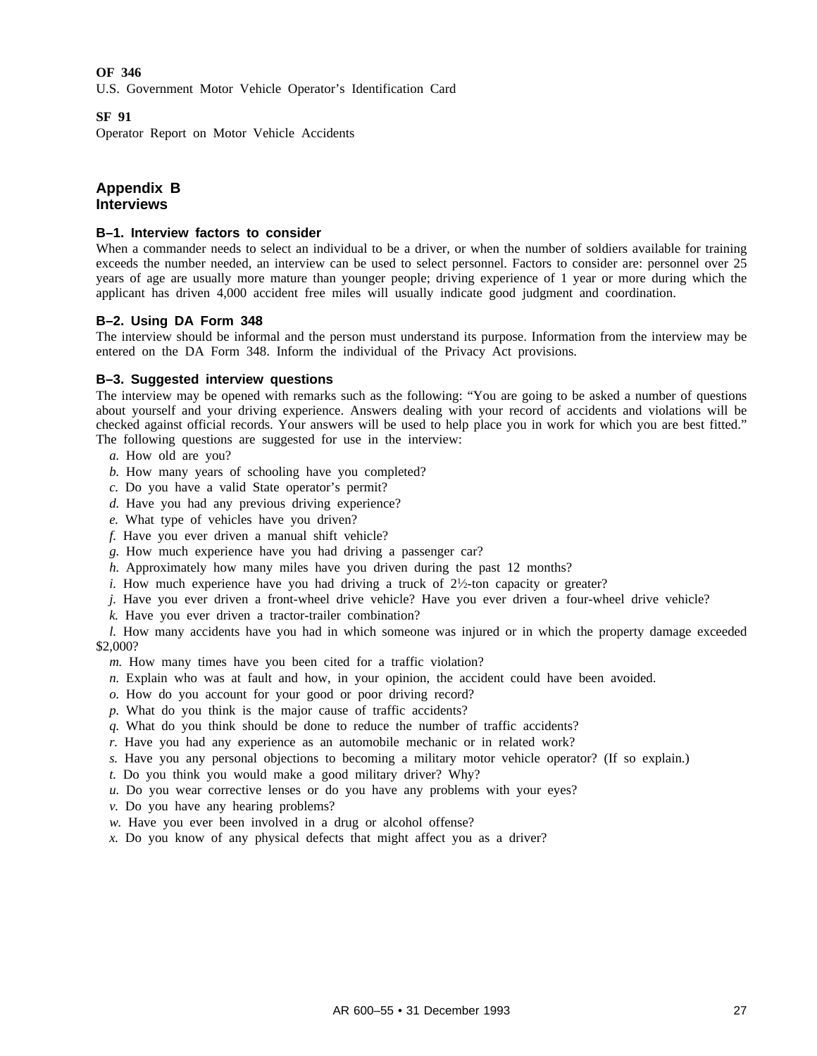**OF 346**
U.S. Government Motor Vehicle Operator's Identification Card

**SF 91**
Operator Report on Motor Vehicle Accidents

## Appendix B
## Interviews

### B–1. Interview factors to consider

When a commander needs to select an individual to be a driver, or when the number of soldiers available for training exceeds the number needed, an interview can be used to select personnel. Factors to consider are: personnel over 25 years of age are usually more mature than younger people; driving experience of 1 year or more during which the applicant has driven 4,000 accident free miles will usually indicate good judgment and coordination.

### B–2. Using DA Form 348

The interview should be informal and the person must understand its purpose. Information from the interview may be entered on the DA Form 348. Inform the individual of the Privacy Act provisions.

### B–3. Suggested interview questions

The interview may be opened with remarks such as the following: "You are going to be asked a number of questions about yourself and your driving experience. Answers dealing with your record of accidents and violations will be checked against official records. Your answers will be used to help place you in work for which you are best fitted." The following questions are suggested for use in the interview:

*a.* How old are you?
*b.* How many years of schooling have you completed?
*c.* Do you have a valid State operator's permit?
*d.* Have you had any previous driving experience?
*e.* What type of vehicles have you driven?
*f.* Have you ever driven a manual shift vehicle?
*g.* How much experience have you had driving a passenger car?
*h.* Approximately how many miles have you driven during the past 12 months?
*i.* How much experience have you had driving a truck of 2½-ton capacity or greater?
*j.* Have you ever driven a front-wheel drive vehicle? Have you ever driven a four-wheel drive vehicle?
*k.* Have you ever driven a tractor-trailer combination?
*l.* How many accidents have you had in which someone was injured or in which the property damage exceeded $2,000?
*m.* How many times have you been cited for a traffic violation?
*n.* Explain who was at fault and how, in your opinion, the accident could have been avoided.
*o.* How do you account for your good or poor driving record?
*p.* What do you think is the major cause of traffic accidents?
*q.* What do you think should be done to reduce the number of traffic accidents?
*r.* Have you had any experience as an automobile mechanic or in related work?
*s.* Have you any personal objections to becoming a military motor vehicle operator? (If so explain.)
*t.* Do you think you would make a good military driver? Why?
*u.* Do you wear corrective lenses or do you have any problems with your eyes?
*v.* Do you have any hearing problems?
*w.* Have you ever been involved in a drug or alcohol offense?
*x.* Do you know of any physical defects that might affect you as a driver?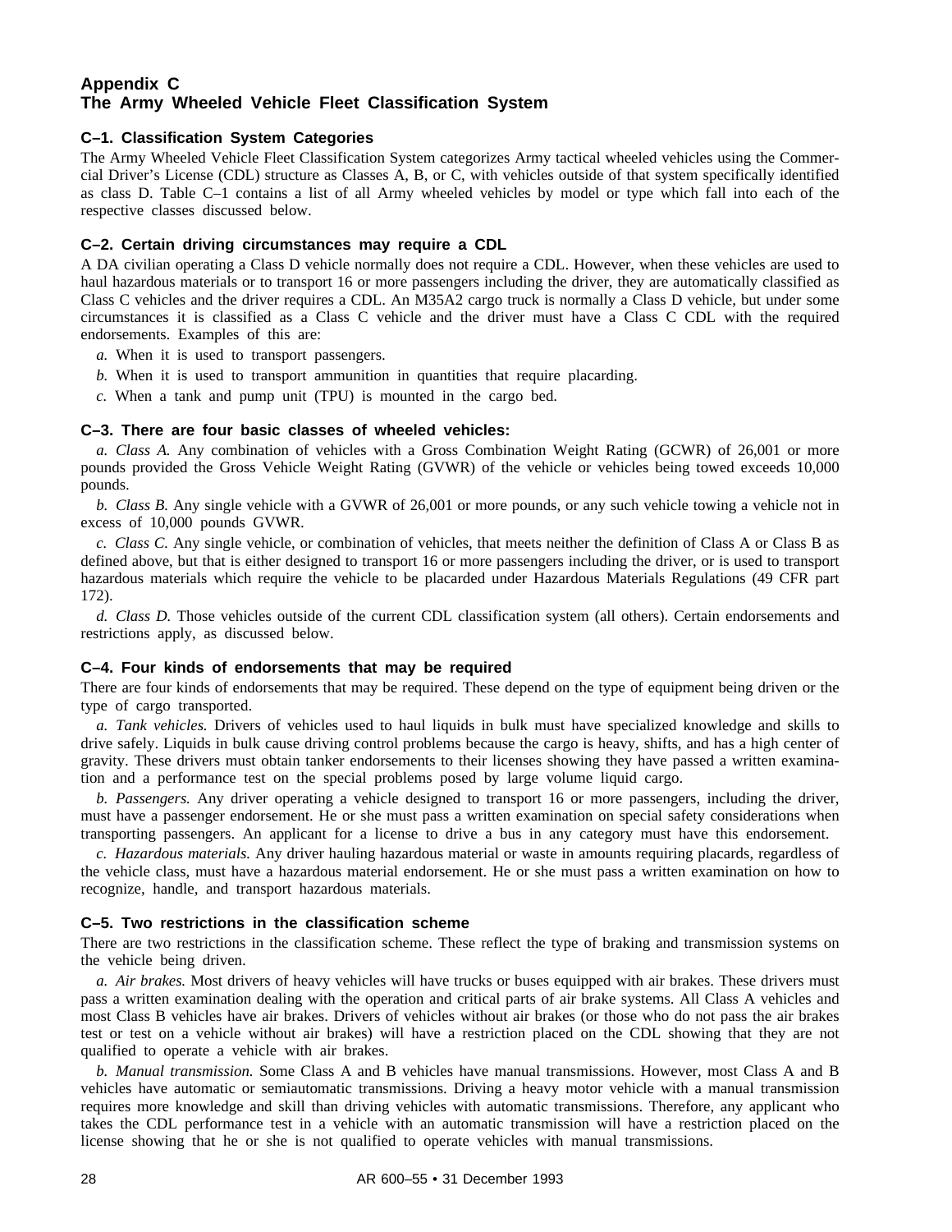# Appendix C
# The Army Wheeled Vehicle Fleet Classification System

## C–1. Classification System Categories

The Army Wheeled Vehicle Fleet Classification System categorizes Army tactical wheeled vehicles using the Commercial Driver's License (CDL) structure as Classes A, B, or C, with vehicles outside of that system specifically identified as class D. Table C–1 contains a list of all Army wheeled vehicles by model or type which fall into each of the respective classes discussed below.

## C–2. Certain driving circumstances may require a CDL

A DA civilian operating a Class D vehicle normally does not require a CDL. However, when these vehicles are used to haul hazardous materials or to transport 16 or more passengers including the driver, they are automatically classified as Class C vehicles and the driver requires a CDL. An M35A2 cargo truck is normally a Class D vehicle, but under some circumstances it is classified as a Class C vehicle and the driver must have a Class C CDL with the required endorsements. Examples of this are:

*a.* When it is used to transport passengers.

*b.* When it is used to transport ammunition in quantities that require placarding.

*c.* When a tank and pump unit (TPU) is mounted in the cargo bed.

## C–3. There are four basic classes of wheeled vehicles:

*a. Class A.* Any combination of vehicles with a Gross Combination Weight Rating (GCWR) of 26,001 or more pounds provided the Gross Vehicle Weight Rating (GVWR) of the vehicle or vehicles being towed exceeds 10,000 pounds.

*b. Class B.* Any single vehicle with a GVWR of 26,001 or more pounds, or any such vehicle towing a vehicle not in excess of 10,000 pounds GVWR.

*c. Class C.* Any single vehicle, or combination of vehicles, that meets neither the definition of Class A or Class B as defined above, but that is either designed to transport 16 or more passengers including the driver, or is used to transport hazardous materials which require the vehicle to be placarded under Hazardous Materials Regulations (49 CFR part 172).

*d. Class D.* Those vehicles outside of the current CDL classification system (all others). Certain endorsements and restrictions apply, as discussed below.

## C–4. Four kinds of endorsements that may be required

There are four kinds of endorsements that may be required. These depend on the type of equipment being driven or the type of cargo transported.

*a. Tank vehicles.* Drivers of vehicles used to haul liquids in bulk must have specialized knowledge and skills to drive safely. Liquids in bulk cause driving control problems because the cargo is heavy, shifts, and has a high center of gravity. These drivers must obtain tanker endorsements to their licenses showing they have passed a written examination and a performance test on the special problems posed by large volume liquid cargo.

*b. Passengers.* Any driver operating a vehicle designed to transport 16 or more passengers, including the driver, must have a passenger endorsement. He or she must pass a written examination on special safety considerations when transporting passengers. An applicant for a license to drive a bus in any category must have this endorsement.

*c. Hazardous materials.* Any driver hauling hazardous material or waste in amounts requiring placards, regardless of the vehicle class, must have a hazardous material endorsement. He or she must pass a written examination on how to recognize, handle, and transport hazardous materials.

## C–5. Two restrictions in the classification scheme

There are two restrictions in the classification scheme. These reflect the type of braking and transmission systems on the vehicle being driven.

*a. Air brakes.* Most drivers of heavy vehicles will have trucks or buses equipped with air brakes. These drivers must pass a written examination dealing with the operation and critical parts of air brake systems. All Class A vehicles and most Class B vehicles have air brakes. Drivers of vehicles without air brakes (or those who do not pass the air brakes test or test on a vehicle without air brakes) will have a restriction placed on the CDL showing that they are not qualified to operate a vehicle with air brakes.

*b. Manual transmission.* Some Class A and B vehicles have manual transmissions. However, most Class A and B vehicles have automatic or semiautomatic transmissions. Driving a heavy motor vehicle with a manual transmission requires more knowledge and skill than driving vehicles with automatic transmissions. Therefore, any applicant who takes the CDL performance test in a vehicle with an automatic transmission will have a restriction placed on the license showing that he or she is not qualified to operate vehicles with manual transmissions.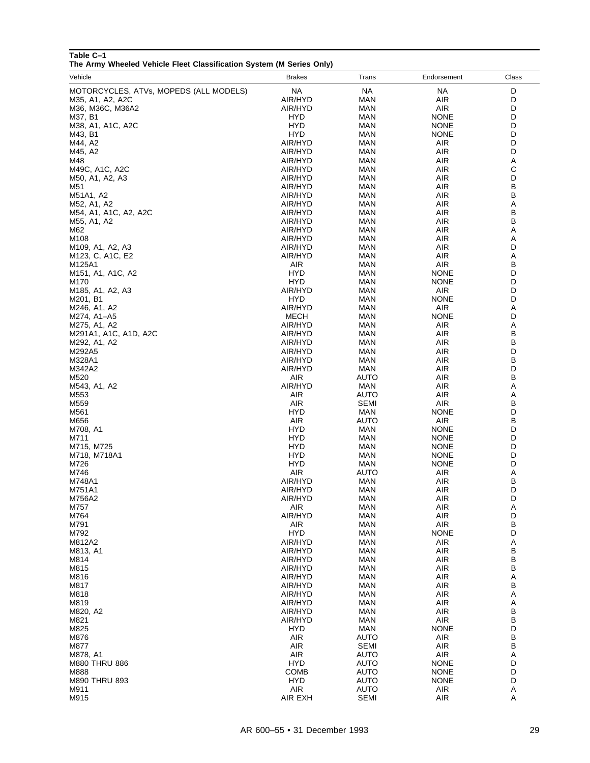**Table C–1**
**The Army Wheeled Vehicle Fleet Classification System (M Series Only)**

| Vehicle | Brakes | Trans | Endorsement | Class |
|---|---|---|---|---|
| MOTORCYCLES, ATVs, MOPEDS (ALL MODELS) | NA | NA | NA | D |
| M35, A1, A2, A2C | AIR/HYD | MAN | AIR | D |
| M36, M36C, M36A2 | AIR/HYD | MAN | AIR | D |
| M37, B1 | HYD | MAN | NONE | D |
| M38, A1, A1C, A2C | HYD | MAN | NONE | D |
| M43, B1 | HYD | MAN | NONE | D |
| M44, A2 | AIR/HYD | MAN | AIR | D |
| M45, A2 | AIR/HYD | MAN | AIR | D |
| M48 | AIR/HYD | MAN | AIR | A |
| M49C, A1C, A2C | AIR/HYD | MAN | AIR | C |
| M50, A1, A2, A3 | AIR/HYD | MAN | AIR | D |
| M51 | AIR/HYD | MAN | AIR | B |
| M51A1, A2 | AIR/HYD | MAN | AIR | B |
| M52, A1, A2 | AIR/HYD | MAN | AIR | A |
| M54, A1, A1C, A2, A2C | AIR/HYD | MAN | AIR | B |
| M55, A1, A2 | AIR/HYD | MAN | AIR | B |
| M62 | AIR/HYD | MAN | AIR | A |
| M108 | AIR/HYD | MAN | AIR | A |
| M109, A1, A2, A3 | AIR/HYD | MAN | AIR | D |
| M123, C, A1C, E2 | AIR/HYD | MAN | AIR | A |
| M125A1 | AIR | MAN | AIR | B |
| M151, A1, A1C, A2 | HYD | MAN | NONE | D |
| M170 | HYD | MAN | NONE | D |
| M185, A1, A2, A3 | AIR/HYD | MAN | AIR | D |
| M201, B1 | HYD | MAN | NONE | D |
| M246, A1, A2 | AIR/HYD | MAN | AIR | A |
| M274, A1–A5 | MECH | MAN | NONE | D |
| M275, A1, A2 | AIR/HYD | MAN | AIR | A |
| M291A1, A1C, A1D, A2C | AIR/HYD | MAN | AIR | B |
| M292, A1, A2 | AIR/HYD | MAN | AIR | B |
| M292A5 | AIR/HYD | MAN | AIR | D |
| M328A1 | AIR/HYD | MAN | AIR | B |
| M342A2 | AIR/HYD | MAN | AIR | D |
| M520 | AIR | AUTO | AIR | B |
| M543, A1, A2 | AIR/HYD | MAN | AIR | A |
| M553 | AIR | AUTO | AIR | A |
| M559 | AIR | SEMI | AIR | B |
| M561 | HYD | MAN | NONE | D |
| M656 | AIR | AUTO | AIR | B |
| M708, A1 | HYD | MAN | NONE | D |
| M711 | HYD | MAN | NONE | D |
| M715, M725 | HYD | MAN | NONE | D |
| M718, M718A1 | HYD | MAN | NONE | D |
| M726 | HYD | MAN | NONE | D |
| M746 | AIR | AUTO | AIR | A |
| M748A1 | AIR/HYD | MAN | AIR | B |
| M751A1 | AIR/HYD | MAN | AIR | D |
| M756A2 | AIR/HYD | MAN | AIR | D |
| M757 | AIR | MAN | AIR | A |
| M764 | AIR/HYD | MAN | AIR | D |
| M791 | AIR | MAN | AIR | B |
| M792 | HYD | MAN | NONE | D |
| M812A2 | AIR/HYD | MAN | AIR | A |
| M813, A1 | AIR/HYD | MAN | AIR | B |
| M814 | AIR/HYD | MAN | AIR | B |
| M815 | AIR/HYD | MAN | AIR | B |
| M816 | AIR/HYD | MAN | AIR | A |
| M817 | AIR/HYD | MAN | AIR | B |
| M818 | AIR/HYD | MAN | AIR | A |
| M819 | AIR/HYD | MAN | AIR | A |
| M820, A2 | AIR/HYD | MAN | AIR | B |
| M821 | AIR/HYD | MAN | AIR | B |
| M825 | HYD | MAN | NONE | D |
| M876 | AIR | AUTO | AIR | B |
| M877 | AIR | SEMI | AIR | B |
| M878, A1 | AIR | AUTO | AIR | A |
| M880 THRU 886 | HYD | AUTO | NONE | D |
| M888 | COMB | AUTO | NONE | D |
| M890 THRU 893 | HYD | AUTO | NONE | D |
| M911 | AIR | AUTO | AIR | A |
| M915 | AIR EXH | SEMI | AIR | A |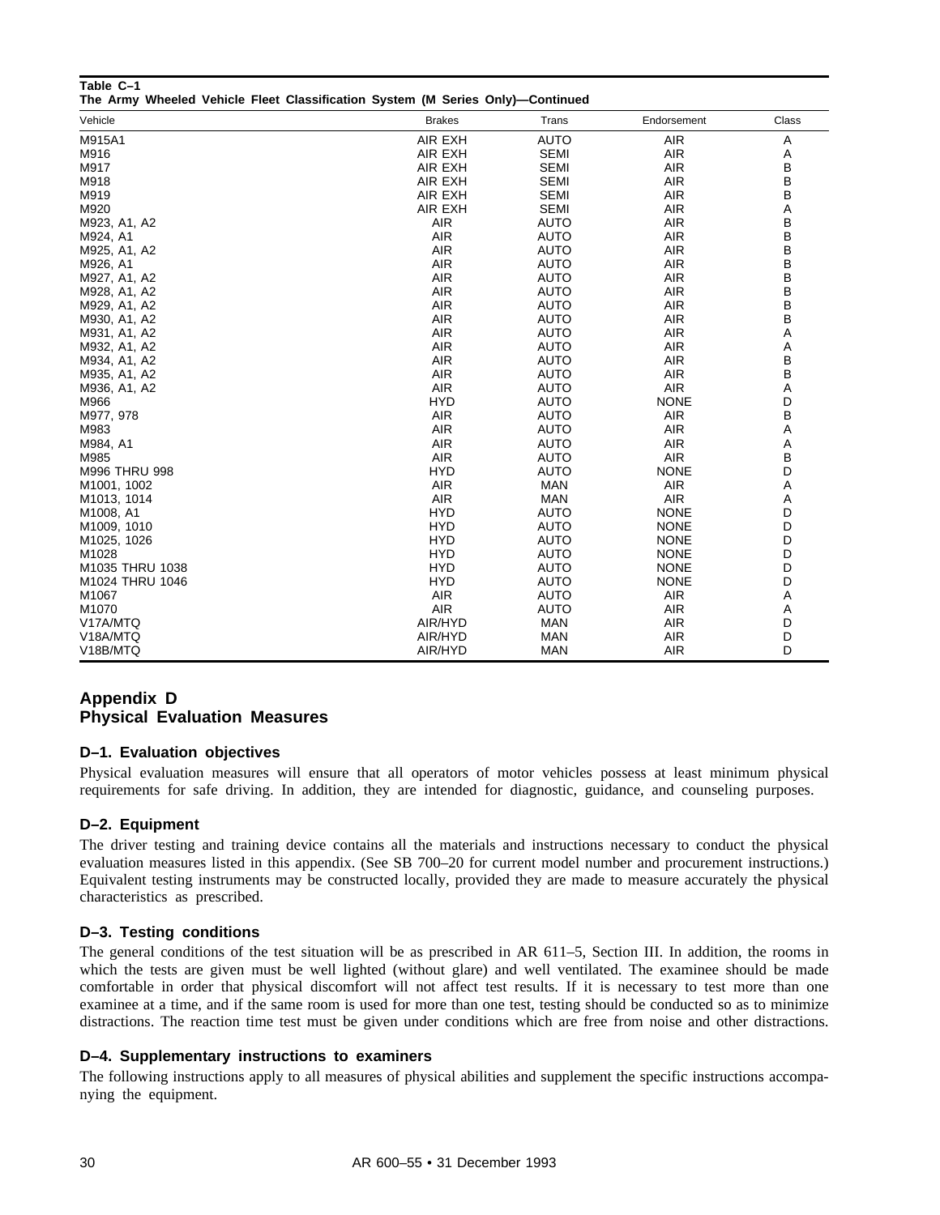**Table C–1**
**The Army Wheeled Vehicle Fleet Classification System (M Series Only)—Continued**

| Vehicle | Brakes | Trans | Endorsement | Class |
|---|---|---|---|---|
| M915A1 | AIR EXH | AUTO | AIR | A |
| M916 | AIR EXH | SEMI | AIR | A |
| M917 | AIR EXH | SEMI | AIR | B |
| M918 | AIR EXH | SEMI | AIR | B |
| M919 | AIR EXH | SEMI | AIR | B |
| M920 | AIR EXH | SEMI | AIR | A |
| M923, A1, A2 | AIR | AUTO | AIR | B |
| M924, A1 | AIR | AUTO | AIR | B |
| M925, A1, A2 | AIR | AUTO | AIR | B |
| M926, A1 | AIR | AUTO | AIR | B |
| M927, A1, A2 | AIR | AUTO | AIR | B |
| M928, A1, A2 | AIR | AUTO | AIR | B |
| M929, A1, A2 | AIR | AUTO | AIR | B |
| M930, A1, A2 | AIR | AUTO | AIR | B |
| M931, A1, A2 | AIR | AUTO | AIR | A |
| M932, A1, A2 | AIR | AUTO | AIR | A |
| M934, A1, A2 | AIR | AUTO | AIR | B |
| M935, A1, A2 | AIR | AUTO | AIR | B |
| M936, A1, A2 | AIR | AUTO | AIR | A |
| M966 | HYD | AUTO | NONE | D |
| M977, 978 | AIR | AUTO | AIR | B |
| M983 | AIR | AUTO | AIR | A |
| M984, A1 | AIR | AUTO | AIR | A |
| M985 | AIR | AUTO | AIR | B |
| M996 THRU 998 | HYD | AUTO | NONE | D |
| M1001, 1002 | AIR | MAN | AIR | A |
| M1013, 1014 | AIR | MAN | AIR | A |
| M1008, A1 | HYD | AUTO | NONE | D |
| M1009, 1010 | HYD | AUTO | NONE | D |
| M1025, 1026 | HYD | AUTO | NONE | D |
| M1028 | HYD | AUTO | NONE | D |
| M1035 THRU 1038 | HYD | AUTO | NONE | D |
| M1024 THRU 1046 | HYD | AUTO | NONE | D |
| M1067 | AIR | AUTO | AIR | A |
| M1070 | AIR | AUTO | AIR | A |
| V17A/MTQ | AIR/HYD | MAN | AIR | D |
| V18A/MTQ | AIR/HYD | MAN | AIR | D |
| V18B/MTQ | AIR/HYD | MAN | AIR | D |

# Appendix D
# Physical Evaluation Measures

## D–1. Evaluation objectives

Physical evaluation measures will ensure that all operators of motor vehicles possess at least minimum physical requirements for safe driving. In addition, they are intended for diagnostic, guidance, and counseling purposes.

## D–2. Equipment

The driver testing and training device contains all the materials and instructions necessary to conduct the physical evaluation measures listed in this appendix. (See SB 700–20 for current model number and procurement instructions.) Equivalent testing instruments may be constructed locally, provided they are made to measure accurately the physical characteristics as prescribed.

## D–3. Testing conditions

The general conditions of the test situation will be as prescribed in AR 611–5, Section III. In addition, the rooms in which the tests are given must be well lighted (without glare) and well ventilated. The examinee should be made comfortable in order that physical discomfort will not affect test results. If it is necessary to test more than one examinee at a time, and if the same room is used for more than one test, testing should be conducted so as to minimize distractions. The reaction time test must be given under conditions which are free from noise and other distractions.

## D–4. Supplementary instructions to examiners

The following instructions apply to all measures of physical abilities and supplement the specific instructions accompanying the equipment.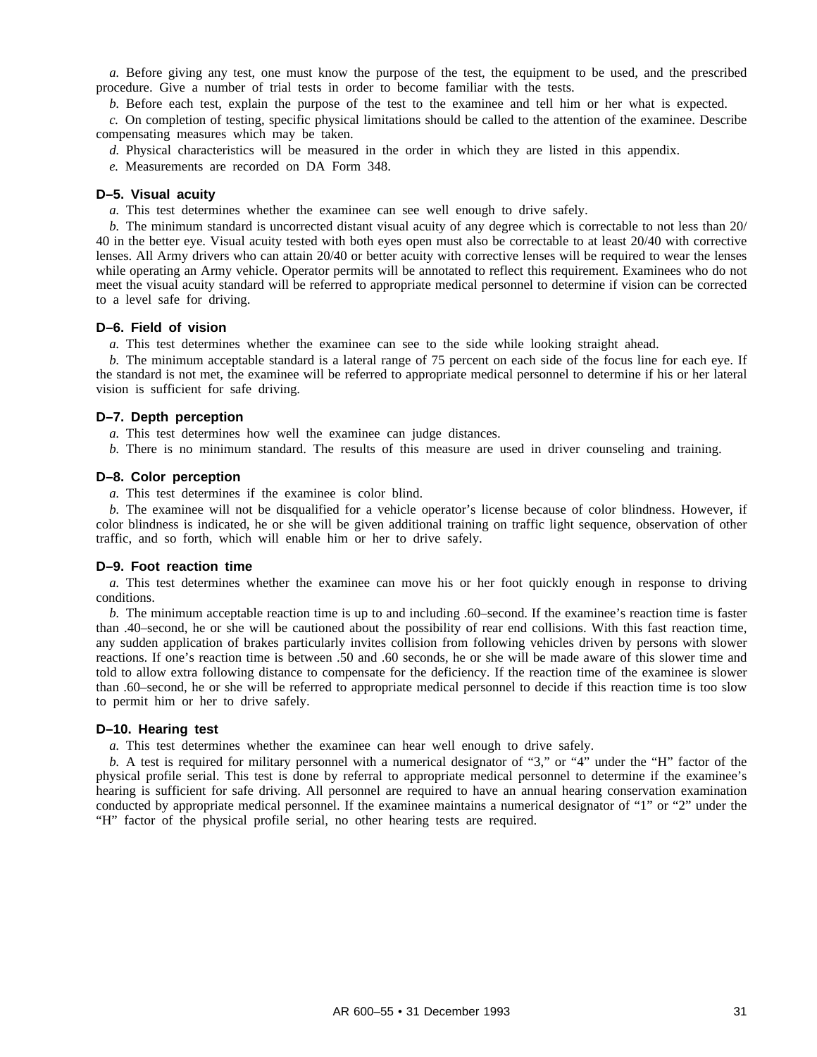*a.* Before giving any test, one must know the purpose of the test, the equipment to be used, and the prescribed procedure. Give a number of trial tests in order to become familiar with the tests.

*b.* Before each test, explain the purpose of the test to the examinee and tell him or her what is expected.

*c.* On completion of testing, specific physical limitations should be called to the attention of the examinee. Describe compensating measures which may be taken.

*d.* Physical characteristics will be measured in the order in which they are listed in this appendix.

*e.* Measurements are recorded on DA Form 348.

### D–5. Visual acuity

*a.* This test determines whether the examinee can see well enough to drive safely.

*b.* The minimum standard is uncorrected distant visual acuity of any degree which is correctable to not less than 20/40 in the better eye. Visual acuity tested with both eyes open must also be correctable to at least 20/40 with corrective lenses. All Army drivers who can attain 20/40 or better acuity with corrective lenses will be required to wear the lenses while operating an Army vehicle. Operator permits will be annotated to reflect this requirement. Examinees who do not meet the visual acuity standard will be referred to appropriate medical personnel to determine if vision can be corrected to a level safe for driving.

### D–6. Field of vision

*a.* This test determines whether the examinee can see to the side while looking straight ahead.

*b.* The minimum acceptable standard is a lateral range of 75 percent on each side of the focus line for each eye. If the standard is not met, the examinee will be referred to appropriate medical personnel to determine if his or her lateral vision is sufficient for safe driving.

### D–7. Depth perception

*a.* This test determines how well the examinee can judge distances.

*b.* There is no minimum standard. The results of this measure are used in driver counseling and training.

### D–8. Color perception

*a.* This test determines if the examinee is color blind.

*b.* The examinee will not be disqualified for a vehicle operator's license because of color blindness. However, if color blindness is indicated, he or she will be given additional training on traffic light sequence, observation of other traffic, and so forth, which will enable him or her to drive safely.

### D–9. Foot reaction time

*a.* This test determines whether the examinee can move his or her foot quickly enough in response to driving conditions.

*b.* The minimum acceptable reaction time is up to and including .60–second. If the examinee's reaction time is faster than .40–second, he or she will be cautioned about the possibility of rear end collisions. With this fast reaction time, any sudden application of brakes particularly invites collision from following vehicles driven by persons with slower reactions. If one's reaction time is between .50 and .60 seconds, he or she will be made aware of this slower time and told to allow extra following distance to compensate for the deficiency. If the reaction time of the examinee is slower than .60–second, he or she will be referred to appropriate medical personnel to decide if this reaction time is too slow to permit him or her to drive safely.

### D–10. Hearing test

*a.* This test determines whether the examinee can hear well enough to drive safely.

*b.* A test is required for military personnel with a numerical designator of "3," or "4" under the "H" factor of the physical profile serial. This test is done by referral to appropriate medical personnel to determine if the examinee's hearing is sufficient for safe driving. All personnel are required to have an annual hearing conservation examination conducted by appropriate medical personnel. If the examinee maintains a numerical designator of "1" or "2" under the "H" factor of the physical profile serial, no other hearing tests are required.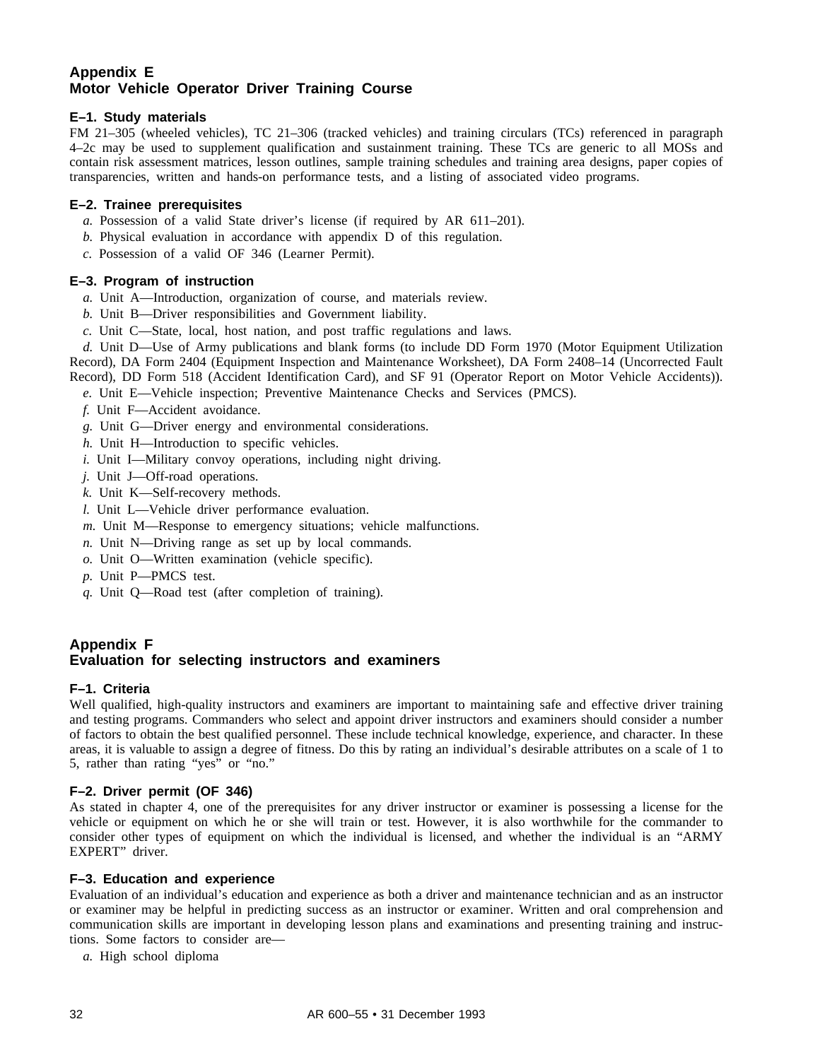## Appendix E
## Motor Vehicle Operator Driver Training Course

### E–1. Study materials

FM 21–305 (wheeled vehicles), TC 21–306 (tracked vehicles) and training circulars (TCs) referenced in paragraph 4–2c may be used to supplement qualification and sustainment training. These TCs are generic to all MOSs and contain risk assessment matrices, lesson outlines, sample training schedules and training area designs, paper copies of transparencies, written and hands-on performance tests, and a listing of associated video programs.

### E–2. Trainee prerequisites

*a.* Possession of a valid State driver's license (if required by AR 611–201).

*b.* Physical evaluation in accordance with appendix D of this regulation.

*c.* Possession of a valid OF 346 (Learner Permit).

### E–3. Program of instruction

*a.* Unit A—Introduction, organization of course, and materials review.

*b.* Unit B—Driver responsibilities and Government liability.

*c.* Unit C—State, local, host nation, and post traffic regulations and laws.

*d.* Unit D—Use of Army publications and blank forms (to include DD Form 1970 (Motor Equipment Utilization Record), DA Form 2404 (Equipment Inspection and Maintenance Worksheet), DA Form 2408–14 (Uncorrected Fault Record), DD Form 518 (Accident Identification Card), and SF 91 (Operator Report on Motor Vehicle Accidents)).

*e.* Unit E—Vehicle inspection; Preventive Maintenance Checks and Services (PMCS).

*f.* Unit F—Accident avoidance.

*g.* Unit G—Driver energy and environmental considerations.

*h.* Unit H—Introduction to specific vehicles.

*i.* Unit I—Military convoy operations, including night driving.

*j.* Unit J—Off-road operations.

*k.* Unit K—Self-recovery methods.

*l.* Unit L—Vehicle driver performance evaluation.

*m.* Unit M—Response to emergency situations; vehicle malfunctions.

*n.* Unit N—Driving range as set up by local commands.

*o.* Unit O—Written examination (vehicle specific).

*p.* Unit P—PMCS test.

*q.* Unit Q—Road test (after completion of training).

## Appendix F
## Evaluation for selecting instructors and examiners

### F–1. Criteria

Well qualified, high-quality instructors and examiners are important to maintaining safe and effective driver training and testing programs. Commanders who select and appoint driver instructors and examiners should consider a number of factors to obtain the best qualified personnel. These include technical knowledge, experience, and character. In these areas, it is valuable to assign a degree of fitness. Do this by rating an individual's desirable attributes on a scale of 1 to 5, rather than rating "yes" or "no."

### F–2. Driver permit (OF 346)

As stated in chapter 4, one of the prerequisites for any driver instructor or examiner is possessing a license for the vehicle or equipment on which he or she will train or test. However, it is also worthwhile for the commander to consider other types of equipment on which the individual is licensed, and whether the individual is an "ARMY EXPERT" driver.

### F–3. Education and experience

Evaluation of an individual's education and experience as both a driver and maintenance technician and as an instructor or examiner may be helpful in predicting success as an instructor or examiner. Written and oral comprehension and communication skills are important in developing lesson plans and examinations and presenting training and instructions. Some factors to consider are—

*a.* High school diploma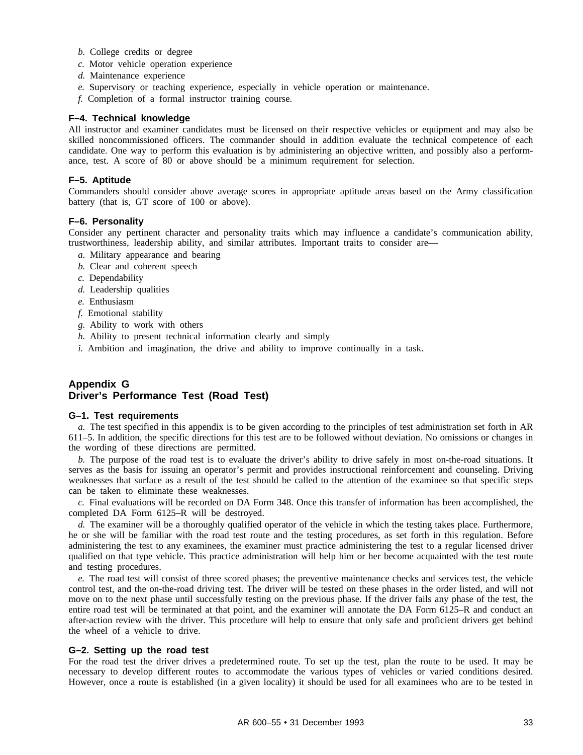*b.* College credits or degree

*c.* Motor vehicle operation experience

*d.* Maintenance experience

*e.* Supervisory or teaching experience, especially in vehicle operation or maintenance.

*f.* Completion of a formal instructor training course.

### F–4. Technical knowledge

All instructor and examiner candidates must be licensed on their respective vehicles or equipment and may also be skilled noncommissioned officers. The commander should in addition evaluate the technical competence of each candidate. One way to perform this evaluation is by administering an objective written, and possibly also a performance, test. A score of 80 or above should be a minimum requirement for selection.

### F–5. Aptitude

Commanders should consider above average scores in appropriate aptitude areas based on the Army classification battery (that is, GT score of 100 or above).

### F–6. Personality

Consider any pertinent character and personality traits which may influence a candidate's communication ability, trustworthiness, leadership ability, and similar attributes. Important traits to consider are—

*a.* Military appearance and bearing

*b.* Clear and coherent speech

*c.* Dependability

*d.* Leadership qualities

*e.* Enthusiasm

*f.* Emotional stability

*g.* Ability to work with others

*h.* Ability to present technical information clearly and simply

*i.* Ambition and imagination, the drive and ability to improve continually in a task.

## Appendix G
## Driver's Performance Test (Road Test)

### G–1. Test requirements

*a.* The test specified in this appendix is to be given according to the principles of test administration set forth in AR 611–5. In addition, the specific directions for this test are to be followed without deviation. No omissions or changes in the wording of these directions are permitted.

*b.* The purpose of the road test is to evaluate the driver's ability to drive safely in most on-the-road situations. It serves as the basis for issuing an operator's permit and provides instructional reinforcement and counseling. Driving weaknesses that surface as a result of the test should be called to the attention of the examinee so that specific steps can be taken to eliminate these weaknesses.

*c.* Final evaluations will be recorded on DA Form 348. Once this transfer of information has been accomplished, the completed DA Form 6125–R will be destroyed.

*d.* The examiner will be a thoroughly qualified operator of the vehicle in which the testing takes place. Furthermore, he or she will be familiar with the road test route and the testing procedures, as set forth in this regulation. Before administering the test to any examinees, the examiner must practice administering the test to a regular licensed driver qualified on that type vehicle. This practice administration will help him or her become acquainted with the test route and testing procedures.

*e.* The road test will consist of three scored phases; the preventive maintenance checks and services test, the vehicle control test, and the on-the-road driving test. The driver will be tested on these phases in the order listed, and will not move on to the next phase until successfully testing on the previous phase. If the driver fails any phase of the test, the entire road test will be terminated at that point, and the examiner will annotate the DA Form 6125–R and conduct an after-action review with the driver. This procedure will help to ensure that only safe and proficient drivers get behind the wheel of a vehicle to drive.

### G–2. Setting up the road test

For the road test the driver drives a predetermined route. To set up the test, plan the route to be used. It may be necessary to develop different routes to accommodate the various types of vehicles or varied conditions desired. However, once a route is established (in a given locality) it should be used for all examinees who are to be tested in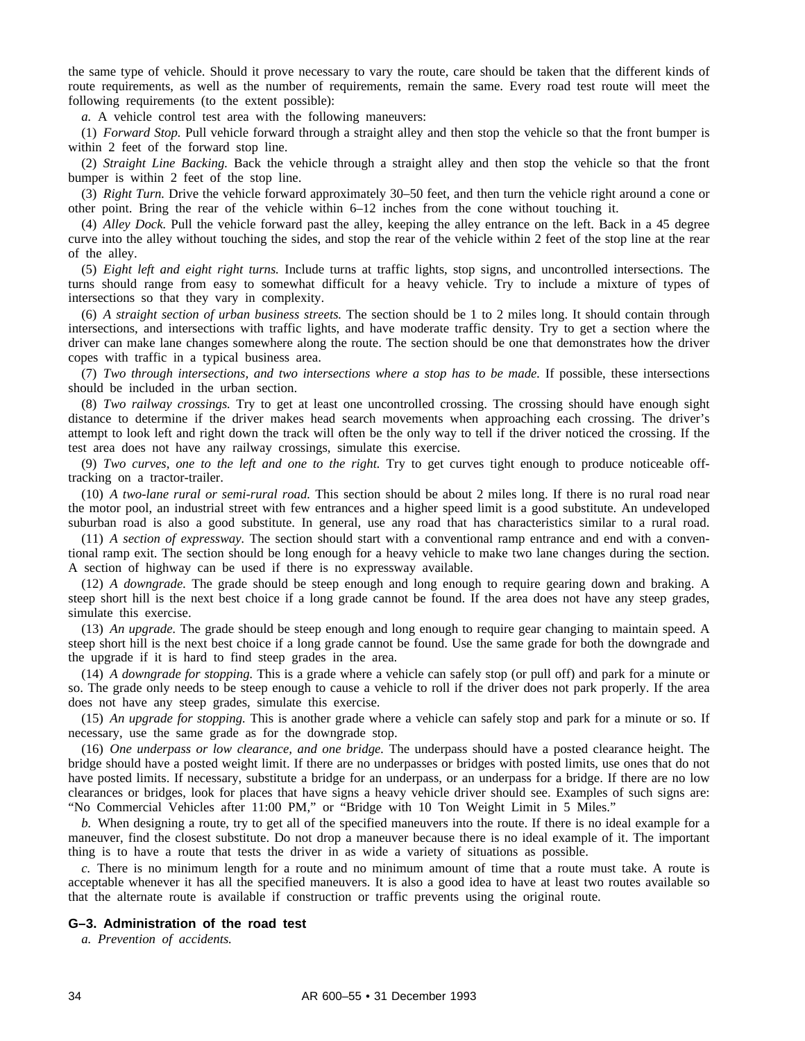the same type of vehicle. Should it prove necessary to vary the route, care should be taken that the different kinds of route requirements, as well as the number of requirements, remain the same. Every road test route will meet the following requirements (to the extent possible):

*a.* A vehicle control test area with the following maneuvers:

(1) *Forward Stop.* Pull vehicle forward through a straight alley and then stop the vehicle so that the front bumper is within 2 feet of the forward stop line.

(2) *Straight Line Backing.* Back the vehicle through a straight alley and then stop the vehicle so that the front bumper is within 2 feet of the stop line.

(3) *Right Turn.* Drive the vehicle forward approximately 30–50 feet, and then turn the vehicle right around a cone or other point. Bring the rear of the vehicle within 6–12 inches from the cone without touching it.

(4) *Alley Dock.* Pull the vehicle forward past the alley, keeping the alley entrance on the left. Back in a 45 degree curve into the alley without touching the sides, and stop the rear of the vehicle within 2 feet of the stop line at the rear of the alley.

(5) *Eight left and eight right turns.* Include turns at traffic lights, stop signs, and uncontrolled intersections. The turns should range from easy to somewhat difficult for a heavy vehicle. Try to include a mixture of types of intersections so that they vary in complexity.

(6) *A straight section of urban business streets.* The section should be 1 to 2 miles long. It should contain through intersections, and intersections with traffic lights, and have moderate traffic density. Try to get a section where the driver can make lane changes somewhere along the route. The section should be one that demonstrates how the driver copes with traffic in a typical business area.

(7) *Two through intersections, and two intersections where a stop has to be made.* If possible, these intersections should be included in the urban section.

(8) *Two railway crossings.* Try to get at least one uncontrolled crossing. The crossing should have enough sight distance to determine if the driver makes head search movements when approaching each crossing. The driver's attempt to look left and right down the track will often be the only way to tell if the driver noticed the crossing. If the test area does not have any railway crossings, simulate this exercise.

(9) *Two curves, one to the left and one to the right.* Try to get curves tight enough to produce noticeable off-tracking on a tractor-trailer.

(10) *A two-lane rural or semi-rural road.* This section should be about 2 miles long. If there is no rural road near the motor pool, an industrial street with few entrances and a higher speed limit is a good substitute. An undeveloped suburban road is also a good substitute. In general, use any road that has characteristics similar to a rural road.

(11) *A section of expressway.* The section should start with a conventional ramp entrance and end with a conventional ramp exit. The section should be long enough for a heavy vehicle to make two lane changes during the section. A section of highway can be used if there is no expressway available.

(12) *A downgrade.* The grade should be steep enough and long enough to require gearing down and braking. A steep short hill is the next best choice if a long grade cannot be found. If the area does not have any steep grades, simulate this exercise.

(13) *An upgrade.* The grade should be steep enough and long enough to require gear changing to maintain speed. A steep short hill is the next best choice if a long grade cannot be found. Use the same grade for both the downgrade and the upgrade if it is hard to find steep grades in the area.

(14) *A downgrade for stopping.* This is a grade where a vehicle can safely stop (or pull off) and park for a minute or so. The grade only needs to be steep enough to cause a vehicle to roll if the driver does not park properly. If the area does not have any steep grades, simulate this exercise.

(15) *An upgrade for stopping.* This is another grade where a vehicle can safely stop and park for a minute or so. If necessary, use the same grade as for the downgrade stop.

(16) *One underpass or low clearance, and one bridge.* The underpass should have a posted clearance height. The bridge should have a posted weight limit. If there are no underpasses or bridges with posted limits, use ones that do not have posted limits. If necessary, substitute a bridge for an underpass, or an underpass for a bridge. If there are no low clearances or bridges, look for places that have signs a heavy vehicle driver should see. Examples of such signs are: "No Commercial Vehicles after 11:00 PM," or "Bridge with 10 Ton Weight Limit in 5 Miles."

*b.* When designing a route, try to get all of the specified maneuvers into the route. If there is no ideal example for a maneuver, find the closest substitute. Do not drop a maneuver because there is no ideal example of it. The important thing is to have a route that tests the driver in as wide a variety of situations as possible.

*c.* There is no minimum length for a route and no minimum amount of time that a route must take. A route is acceptable whenever it has all the specified maneuvers. It is also a good idea to have at least two routes available so that the alternate route is available if construction or traffic prevents using the original route.

### G–3. Administration of the road test

*a. Prevention of accidents.*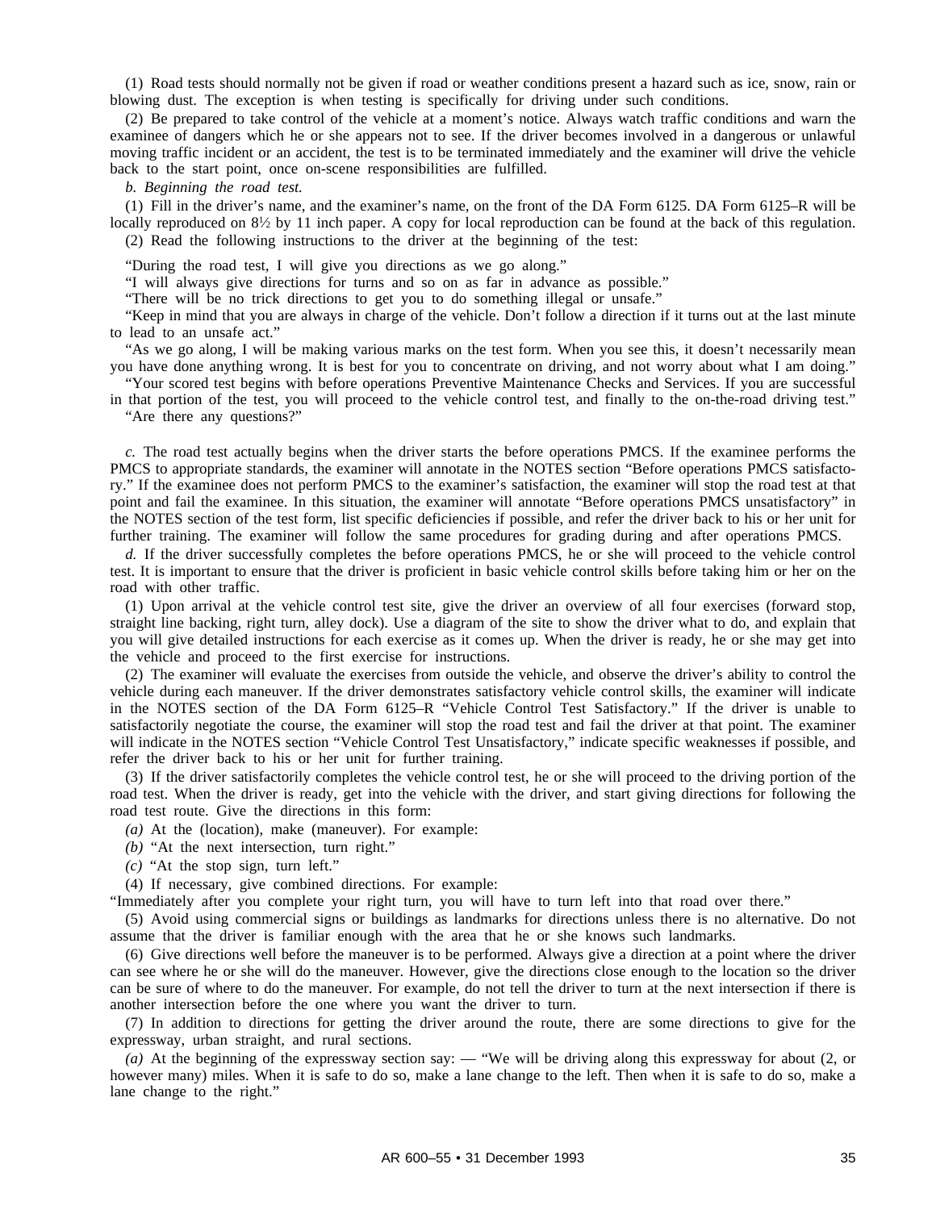(1) Road tests should normally not be given if road or weather conditions present a hazard such as ice, snow, rain or blowing dust. The exception is when testing is specifically for driving under such conditions.

(2) Be prepared to take control of the vehicle at a moment's notice. Always watch traffic conditions and warn the examinee of dangers which he or she appears not to see. If the driver becomes involved in a dangerous or unlawful moving traffic incident or an accident, the test is to be terminated immediately and the examiner will drive the vehicle back to the start point, once on-scene responsibilities are fulfilled.

*b. Beginning the road test.*

(1) Fill in the driver's name, and the examiner's name, on the front of the DA Form 6125. DA Form 6125–R will be locally reproduced on 8½ by 11 inch paper. A copy for local reproduction can be found at the back of this regulation.

(2) Read the following instructions to the driver at the beginning of the test:

"During the road test, I will give you directions as we go along."

"I will always give directions for turns and so on as far in advance as possible."

"There will be no trick directions to get you to do something illegal or unsafe."

"Keep in mind that you are always in charge of the vehicle. Don't follow a direction if it turns out at the last minute to lead to an unsafe act."

"As we go along, I will be making various marks on the test form. When you see this, it doesn't necessarily mean you have done anything wrong. It is best for you to concentrate on driving, and not worry about what I am doing."

"Your scored test begins with before operations Preventive Maintenance Checks and Services. If you are successful in that portion of the test, you will proceed to the vehicle control test, and finally to the on-the-road driving test."

"Are there any questions?"

*c.* The road test actually begins when the driver starts the before operations PMCS. If the examinee performs the PMCS to appropriate standards, the examiner will annotate in the NOTES section "Before operations PMCS satisfactory." If the examinee does not perform PMCS to the examiner's satisfaction, the examiner will stop the road test at that point and fail the examinee. In this situation, the examiner will annotate "Before operations PMCS unsatisfactory" in the NOTES section of the test form, list specific deficiencies if possible, and refer the driver back to his or her unit for further training. The examiner will follow the same procedures for grading during and after operations PMCS.

*d.* If the driver successfully completes the before operations PMCS, he or she will proceed to the vehicle control test. It is important to ensure that the driver is proficient in basic vehicle control skills before taking him or her on the road with other traffic.

(1) Upon arrival at the vehicle control test site, give the driver an overview of all four exercises (forward stop, straight line backing, right turn, alley dock). Use a diagram of the site to show the driver what to do, and explain that you will give detailed instructions for each exercise as it comes up. When the driver is ready, he or she may get into the vehicle and proceed to the first exercise for instructions.

(2) The examiner will evaluate the exercises from outside the vehicle, and observe the driver's ability to control the vehicle during each maneuver. If the driver demonstrates satisfactory vehicle control skills, the examiner will indicate in the NOTES section of the DA Form 6125–R "Vehicle Control Test Satisfactory." If the driver is unable to satisfactorily negotiate the course, the examiner will stop the road test and fail the driver at that point. The examiner will indicate in the NOTES section "Vehicle Control Test Unsatisfactory," indicate specific weaknesses if possible, and refer the driver back to his or her unit for further training.

(3) If the driver satisfactorily completes the vehicle control test, he or she will proceed to the driving portion of the road test. When the driver is ready, get into the vehicle with the driver, and start giving directions for following the road test route. Give the directions in this form:

*(a)* At the (location), make (maneuver). For example:

*(b)* "At the next intersection, turn right."

*(c)* "At the stop sign, turn left."

(4) If necessary, give combined directions. For example:

"Immediately after you complete your right turn, you will have to turn left into that road over there."

(5) Avoid using commercial signs or buildings as landmarks for directions unless there is no alternative. Do not assume that the driver is familiar enough with the area that he or she knows such landmarks.

(6) Give directions well before the maneuver is to be performed. Always give a direction at a point where the driver can see where he or she will do the maneuver. However, give the directions close enough to the location so the driver can be sure of where to do the maneuver. For example, do not tell the driver to turn at the next intersection if there is another intersection before the one where you want the driver to turn.

(7) In addition to directions for getting the driver around the route, there are some directions to give for the expressway, urban straight, and rural sections.

*(a)* At the beginning of the expressway section say: — "We will be driving along this expressway for about (2, or however many) miles. When it is safe to do so, make a lane change to the left. Then when it is safe to do so, make a lane change to the right."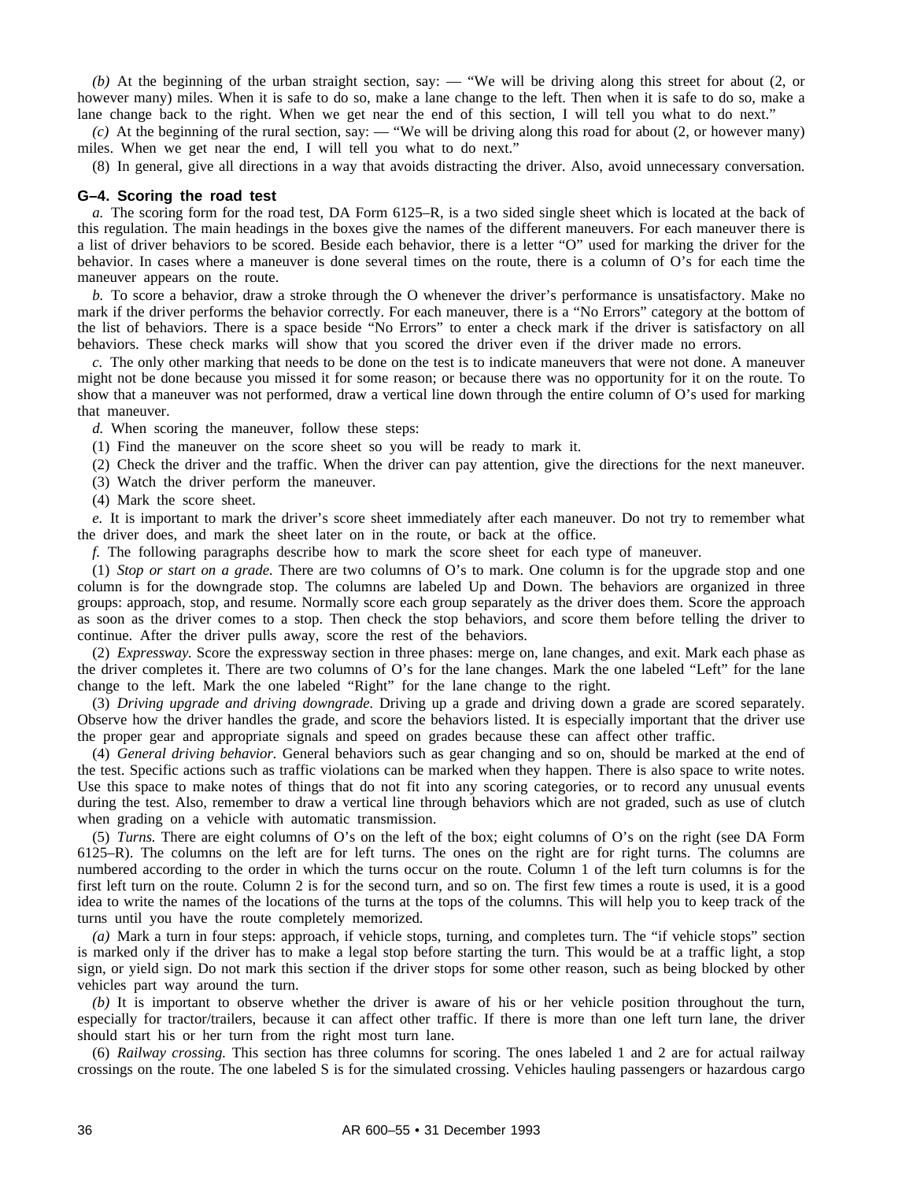*(b)* At the beginning of the urban straight section, say: — "We will be driving along this street for about (2, or however many) miles. When it is safe to do so, make a lane change to the left. Then when it is safe to do so, make a lane change back to the right. When we get near the end of this section, I will tell you what to do next."

*(c)* At the beginning of the rural section, say: — "We will be driving along this road for about (2, or however many) miles. When we get near the end, I will tell you what to do next."

(8) In general, give all directions in a way that avoids distracting the driver. Also, avoid unnecessary conversation.

### G–4. Scoring the road test

*a.* The scoring form for the road test, DA Form 6125–R, is a two sided single sheet which is located at the back of this regulation. The main headings in the boxes give the names of the different maneuvers. For each maneuver there is a list of driver behaviors to be scored. Beside each behavior, there is a letter "O" used for marking the driver for the behavior. In cases where a maneuver is done several times on the route, there is a column of O's for each time the maneuver appears on the route.

*b.* To score a behavior, draw a stroke through the O whenever the driver's performance is unsatisfactory. Make no mark if the driver performs the behavior correctly. For each maneuver, there is a "No Errors" category at the bottom of the list of behaviors. There is a space beside "No Errors" to enter a check mark if the driver is satisfactory on all behaviors. These check marks will show that you scored the driver even if the driver made no errors.

*c.* The only other marking that needs to be done on the test is to indicate maneuvers that were not done. A maneuver might not be done because you missed it for some reason; or because there was no opportunity for it on the route. To show that a maneuver was not performed, draw a vertical line down through the entire column of O's used for marking that maneuver.

*d.* When scoring the maneuver, follow these steps:

(1) Find the maneuver on the score sheet so you will be ready to mark it.

(2) Check the driver and the traffic. When the driver can pay attention, give the directions for the next maneuver.

(3) Watch the driver perform the maneuver.

(4) Mark the score sheet.

*e.* It is important to mark the driver's score sheet immediately after each maneuver. Do not try to remember what the driver does, and mark the sheet later on in the route, or back at the office.

*f.* The following paragraphs describe how to mark the score sheet for each type of maneuver.

(1) *Stop or start on a grade.* There are two columns of O's to mark. One column is for the upgrade stop and one column is for the downgrade stop. The columns are labeled Up and Down. The behaviors are organized in three groups: approach, stop, and resume. Normally score each group separately as the driver does them. Score the approach as soon as the driver comes to a stop. Then check the stop behaviors, and score them before telling the driver to continue. After the driver pulls away, score the rest of the behaviors.

(2) *Expressway.* Score the expressway section in three phases: merge on, lane changes, and exit. Mark each phase as the driver completes it. There are two columns of O's for the lane changes. Mark the one labeled "Left" for the lane change to the left. Mark the one labeled "Right" for the lane change to the right.

(3) *Driving upgrade and driving downgrade.* Driving up a grade and driving down a grade are scored separately. Observe how the driver handles the grade, and score the behaviors listed. It is especially important that the driver use the proper gear and appropriate signals and speed on grades because these can affect other traffic.

(4) *General driving behavior.* General behaviors such as gear changing and so on, should be marked at the end of the test. Specific actions such as traffic violations can be marked when they happen. There is also space to write notes. Use this space to make notes of things that do not fit into any scoring categories, or to record any unusual events during the test. Also, remember to draw a vertical line through behaviors which are not graded, such as use of clutch when grading on a vehicle with automatic transmission.

(5) *Turns.* There are eight columns of O's on the left of the box; eight columns of O's on the right (see DA Form 6125–R). The columns on the left are for left turns. The ones on the right are for right turns. The columns are numbered according to the order in which the turns occur on the route. Column 1 of the left turn columns is for the first left turn on the route. Column 2 is for the second turn, and so on. The first few times a route is used, it is a good idea to write the names of the locations of the turns at the tops of the columns. This will help you to keep track of the turns until you have the route completely memorized.

*(a)* Mark a turn in four steps: approach, if vehicle stops, turning, and completes turn. The "if vehicle stops" section is marked only if the driver has to make a legal stop before starting the turn. This would be at a traffic light, a stop sign, or yield sign. Do not mark this section if the driver stops for some other reason, such as being blocked by other vehicles part way around the turn.

*(b)* It is important to observe whether the driver is aware of his or her vehicle position throughout the turn, especially for tractor/trailers, because it can affect other traffic. If there is more than one left turn lane, the driver should start his or her turn from the right most turn lane.

(6) *Railway crossing.* This section has three columns for scoring. The ones labeled 1 and 2 are for actual railway crossings on the route. The one labeled S is for the simulated crossing. Vehicles hauling passengers or hazardous cargo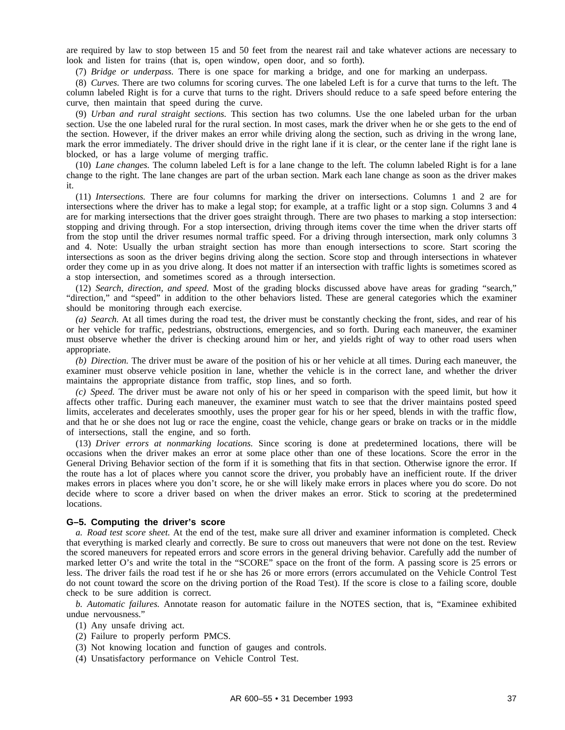are required by law to stop between 15 and 50 feet from the nearest rail and take whatever actions are necessary to look and listen for trains (that is, open window, open door, and so forth).

(7) *Bridge or underpass.* There is one space for marking a bridge, and one for marking an underpass.

(8) *Curves.* There are two columns for scoring curves. The one labeled Left is for a curve that turns to the left. The column labeled Right is for a curve that turns to the right. Drivers should reduce to a safe speed before entering the curve, then maintain that speed during the curve.

(9) *Urban and rural straight sections.* This section has two columns. Use the one labeled urban for the urban section. Use the one labeled rural for the rural section. In most cases, mark the driver when he or she gets to the end of the section. However, if the driver makes an error while driving along the section, such as driving in the wrong lane, mark the error immediately. The driver should drive in the right lane if it is clear, or the center lane if the right lane is blocked, or has a large volume of merging traffic.

(10) *Lane changes.* The column labeled Left is for a lane change to the left. The column labeled Right is for a lane change to the right. The lane changes are part of the urban section. Mark each lane change as soon as the driver makes it.

(11) *Intersections.* There are four columns for marking the driver on intersections. Columns 1 and 2 are for intersections where the driver has to make a legal stop; for example, at a traffic light or a stop sign. Columns 3 and 4 are for marking intersections that the driver goes straight through. There are two phases to marking a stop intersection: stopping and driving through. For a stop intersection, driving through items cover the time when the driver starts off from the stop until the driver resumes normal traffic speed. For a driving through intersection, mark only columns 3 and 4. Note: Usually the urban straight section has more than enough intersections to score. Start scoring the intersections as soon as the driver begins driving along the section. Score stop and through intersections in whatever order they come up in as you drive along. It does not matter if an intersection with traffic lights is sometimes scored as a stop intersection, and sometimes scored as a through intersection.

(12) *Search, direction, and speed.* Most of the grading blocks discussed above have areas for grading "search," "direction," and "speed" in addition to the other behaviors listed. These are general categories which the examiner should be monitoring through each exercise.

*(a) Search.* At all times during the road test, the driver must be constantly checking the front, sides, and rear of his or her vehicle for traffic, pedestrians, obstructions, emergencies, and so forth. During each maneuver, the examiner must observe whether the driver is checking around him or her, and yields right of way to other road users when appropriate.

*(b) Direction.* The driver must be aware of the position of his or her vehicle at all times. During each maneuver, the examiner must observe vehicle position in lane, whether the vehicle is in the correct lane, and whether the driver maintains the appropriate distance from traffic, stop lines, and so forth.

*(c) Speed.* The driver must be aware not only of his or her speed in comparison with the speed limit, but how it affects other traffic. During each maneuver, the examiner must watch to see that the driver maintains posted speed limits, accelerates and decelerates smoothly, uses the proper gear for his or her speed, blends in with the traffic flow, and that he or she does not lug or race the engine, coast the vehicle, change gears or brake on tracks or in the middle of intersections, stall the engine, and so forth.

(13) *Driver errors at nonmarking locations.* Since scoring is done at predetermined locations, there will be occasions when the driver makes an error at some place other than one of these locations. Score the error in the General Driving Behavior section of the form if it is something that fits in that section. Otherwise ignore the error. If the route has a lot of places where you cannot score the driver, you probably have an inefficient route. If the driver makes errors in places where you don't score, he or she will likely make errors in places where you do score. Do not decide where to score a driver based on when the driver makes an error. Stick to scoring at the predetermined locations.

### G–5. Computing the driver's score

*a. Road test score sheet.* At the end of the test, make sure all driver and examiner information is completed. Check that everything is marked clearly and correctly. Be sure to cross out maneuvers that were not done on the test. Review the scored maneuvers for repeated errors and score errors in the general driving behavior. Carefully add the number of marked letter O's and write the total in the "SCORE" space on the front of the form. A passing score is 25 errors or less. The driver fails the road test if he or she has 26 or more errors (errors accumulated on the Vehicle Control Test do not count toward the score on the driving portion of the Road Test). If the score is close to a failing score, double check to be sure addition is correct.

*b. Automatic failures.* Annotate reason for automatic failure in the NOTES section, that is, "Examinee exhibited undue nervousness."

(1) Any unsafe driving act.

(2) Failure to properly perform PMCS.

(3) Not knowing location and function of gauges and controls.

(4) Unsatisfactory performance on Vehicle Control Test.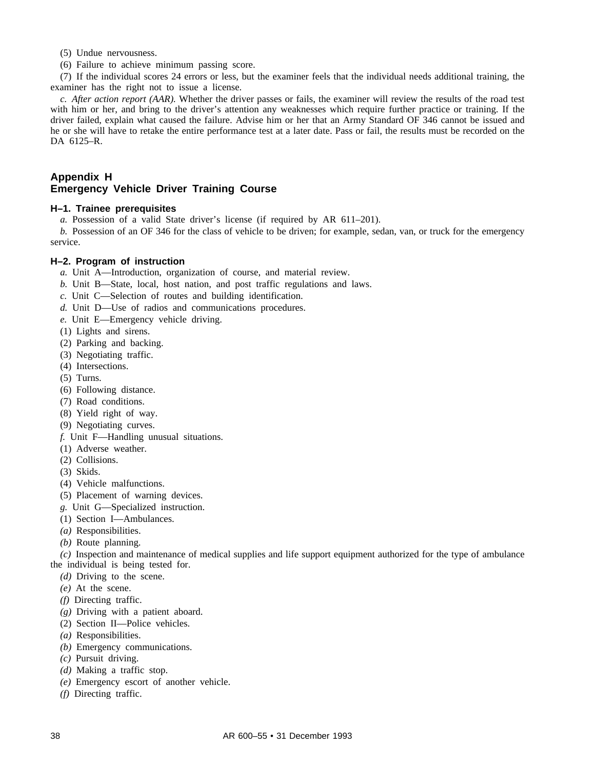(5) Undue nervousness.

(6) Failure to achieve minimum passing score.

(7) If the individual scores 24 errors or less, but the examiner feels that the individual needs additional training, the examiner has the right not to issue a license.

*c. After action report (AAR).* Whether the driver passes or fails, the examiner will review the results of the road test with him or her, and bring to the driver's attention any weaknesses which require further practice or training. If the driver failed, explain what caused the failure. Advise him or her that an Army Standard OF 346 cannot be issued and he or she will have to retake the entire performance test at a later date. Pass or fail, the results must be recorded on the DA 6125–R.

## Appendix H
## Emergency Vehicle Driver Training Course

### H–1. Trainee prerequisites

*a.* Possession of a valid State driver's license (if required by AR 611–201).

*b.* Possession of an OF 346 for the class of vehicle to be driven; for example, sedan, van, or truck for the emergency service.

### H–2. Program of instruction

*a.* Unit A—Introduction, organization of course, and material review.

*b.* Unit B—State, local, host nation, and post traffic regulations and laws.

*c.* Unit C—Selection of routes and building identification.

*d.* Unit D—Use of radios and communications procedures.

*e.* Unit E—Emergency vehicle driving.

(1) Lights and sirens.

(2) Parking and backing.

(3) Negotiating traffic.

(4) Intersections.

(5) Turns.

(6) Following distance.

(7) Road conditions.

(8) Yield right of way.

(9) Negotiating curves.

*f.* Unit F—Handling unusual situations.

(1) Adverse weather.

(2) Collisions.

(3) Skids.

(4) Vehicle malfunctions.

(5) Placement of warning devices.

*g.* Unit G—Specialized instruction.

(1) Section I—Ambulances.

*(a)* Responsibilities.

*(b)* Route planning.

*(c)* Inspection and maintenance of medical supplies and life support equipment authorized for the type of ambulance the individual is being tested for.

*(d)* Driving to the scene.

*(e)* At the scene.

*(f)* Directing traffic.

*(g)* Driving with a patient aboard.

(2) Section II—Police vehicles.

*(a)* Responsibilities.

*(b)* Emergency communications.

*(c)* Pursuit driving.

*(d)* Making a traffic stop.

*(e)* Emergency escort of another vehicle.

*(f)* Directing traffic.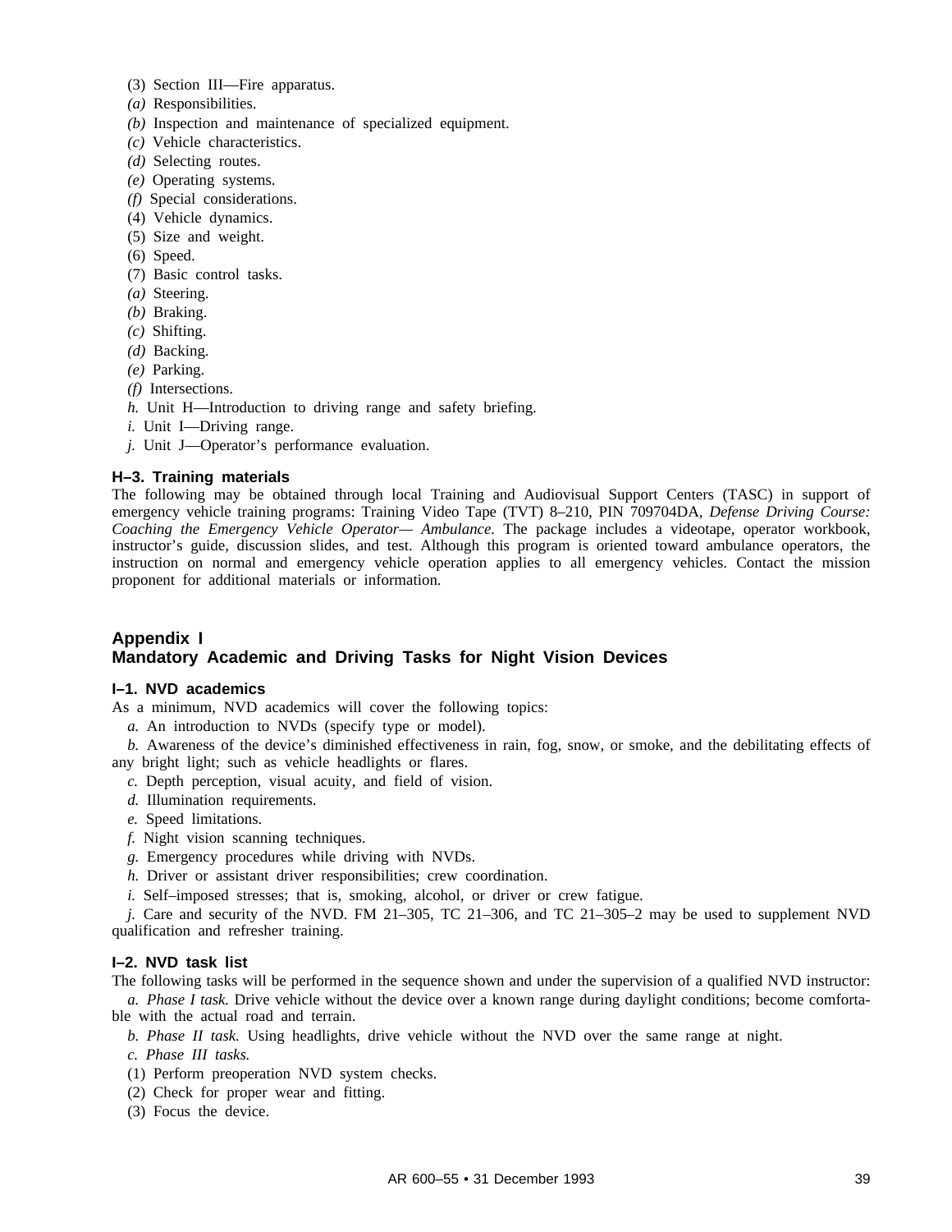(3) Section III—Fire apparatus.

*(a)* Responsibilities.

*(b)* Inspection and maintenance of specialized equipment.

*(c)* Vehicle characteristics.

*(d)* Selecting routes.

*(e)* Operating systems.

*(f)* Special considerations.

(4) Vehicle dynamics.

(5) Size and weight.

(6) Speed.

(7) Basic control tasks.

*(a)* Steering.

*(b)* Braking.

*(c)* Shifting.

*(d)* Backing.

*(e)* Parking.

*(f)* Intersections.

*h.* Unit H—Introduction to driving range and safety briefing.

*i.* Unit I—Driving range.

*j.* Unit J—Operator's performance evaluation.

### H–3. Training materials

The following may be obtained through local Training and Audiovisual Support Centers (TASC) in support of emergency vehicle training programs: Training Video Tape (TVT) 8–210, PIN 709704DA, *Defense Driving Course: Coaching the Emergency Vehicle Operator— Ambulance.* The package includes a videotape, operator workbook, instructor's guide, discussion slides, and test. Although this program is oriented toward ambulance operators, the instruction on normal and emergency vehicle operation applies to all emergency vehicles. Contact the mission proponent for additional materials or information.

## Appendix I
## Mandatory Academic and Driving Tasks for Night Vision Devices

### I–1. NVD academics

As a minimum, NVD academics will cover the following topics:

*a.* An introduction to NVDs (specify type or model).

*b.* Awareness of the device's diminished effectiveness in rain, fog, snow, or smoke, and the debilitating effects of any bright light; such as vehicle headlights or flares.

*c.* Depth perception, visual acuity, and field of vision.

*d.* Illumination requirements.

*e.* Speed limitations.

*f.* Night vision scanning techniques.

*g.* Emergency procedures while driving with NVDs.

*h.* Driver or assistant driver responsibilities; crew coordination.

*i.* Self–imposed stresses; that is, smoking, alcohol, or driver or crew fatigue.

*j.* Care and security of the NVD. FM 21–305, TC 21–306, and TC 21–305–2 may be used to supplement NVD qualification and refresher training.

### I–2. NVD task list

The following tasks will be performed in the sequence shown and under the supervision of a qualified NVD instructor:

*a. Phase I task.* Drive vehicle without the device over a known range during daylight conditions; become comfortable with the actual road and terrain.

*b. Phase II task.* Using headlights, drive vehicle without the NVD over the same range at night.

*c. Phase III tasks.*

(1) Perform preoperation NVD system checks.

(2) Check for proper wear and fitting.

(3) Focus the device.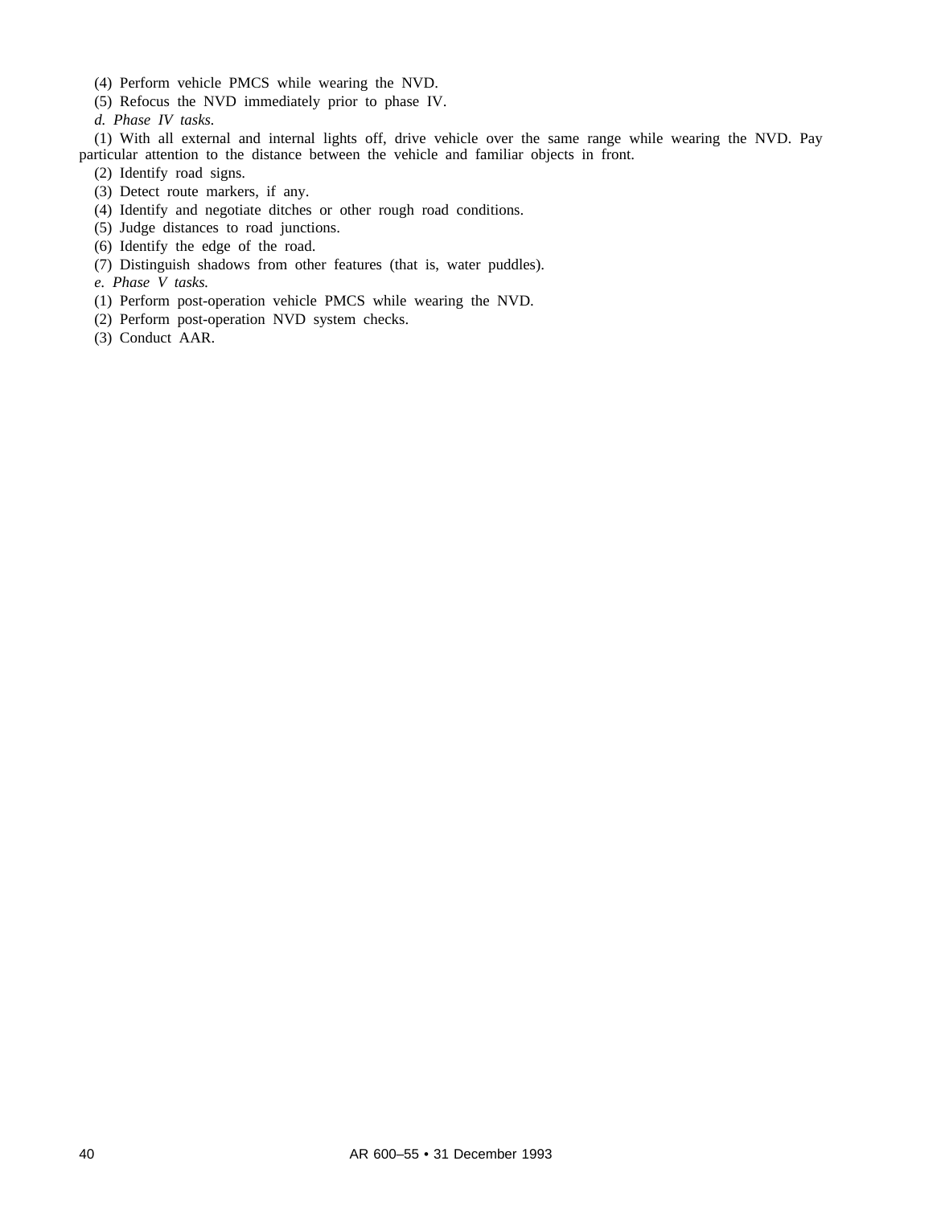(4) Perform vehicle PMCS while wearing the NVD.

(5) Refocus the NVD immediately prior to phase IV.

*d. Phase IV tasks.*

(1) With all external and internal lights off, drive vehicle over the same range while wearing the NVD. Pay particular attention to the distance between the vehicle and familiar objects in front.

(2) Identify road signs.

(3) Detect route markers, if any.

(4) Identify and negotiate ditches or other rough road conditions.

(5) Judge distances to road junctions.

(6) Identify the edge of the road.

(7) Distinguish shadows from other features (that is, water puddles).

*e. Phase V tasks.*

(1) Perform post-operation vehicle PMCS while wearing the NVD.

(2) Perform post-operation NVD system checks.

(3) Conduct AAR.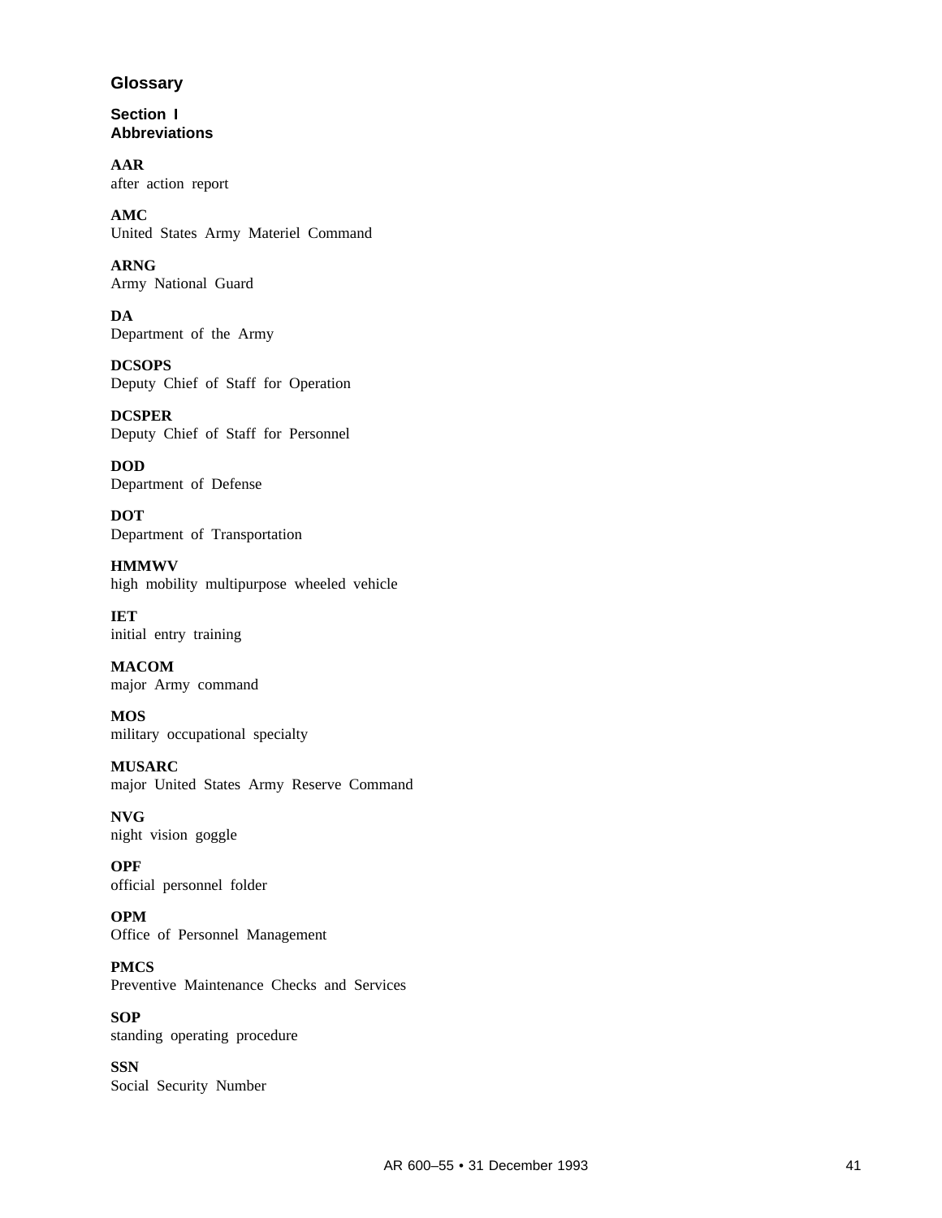# Glossary

## Section I
## Abbreviations

**AAR**
after action report

**AMC**
United States Army Materiel Command

**ARNG**
Army National Guard

**DA**
Department of the Army

**DCSOPS**
Deputy Chief of Staff for Operation

**DCSPER**
Deputy Chief of Staff for Personnel

**DOD**
Department of Defense

**DOT**
Department of Transportation

**HMMWV**
high mobility multipurpose wheeled vehicle

**IET**
initial entry training

**MACOM**
major Army command

**MOS**
military occupational specialty

**MUSARC**
major United States Army Reserve Command

**NVG**
night vision goggle

**OPF**
official personnel folder

**OPM**
Office of Personnel Management

**PMCS**
Preventive Maintenance Checks and Services

**SOP**
standing operating procedure

**SSN**
Social Security Number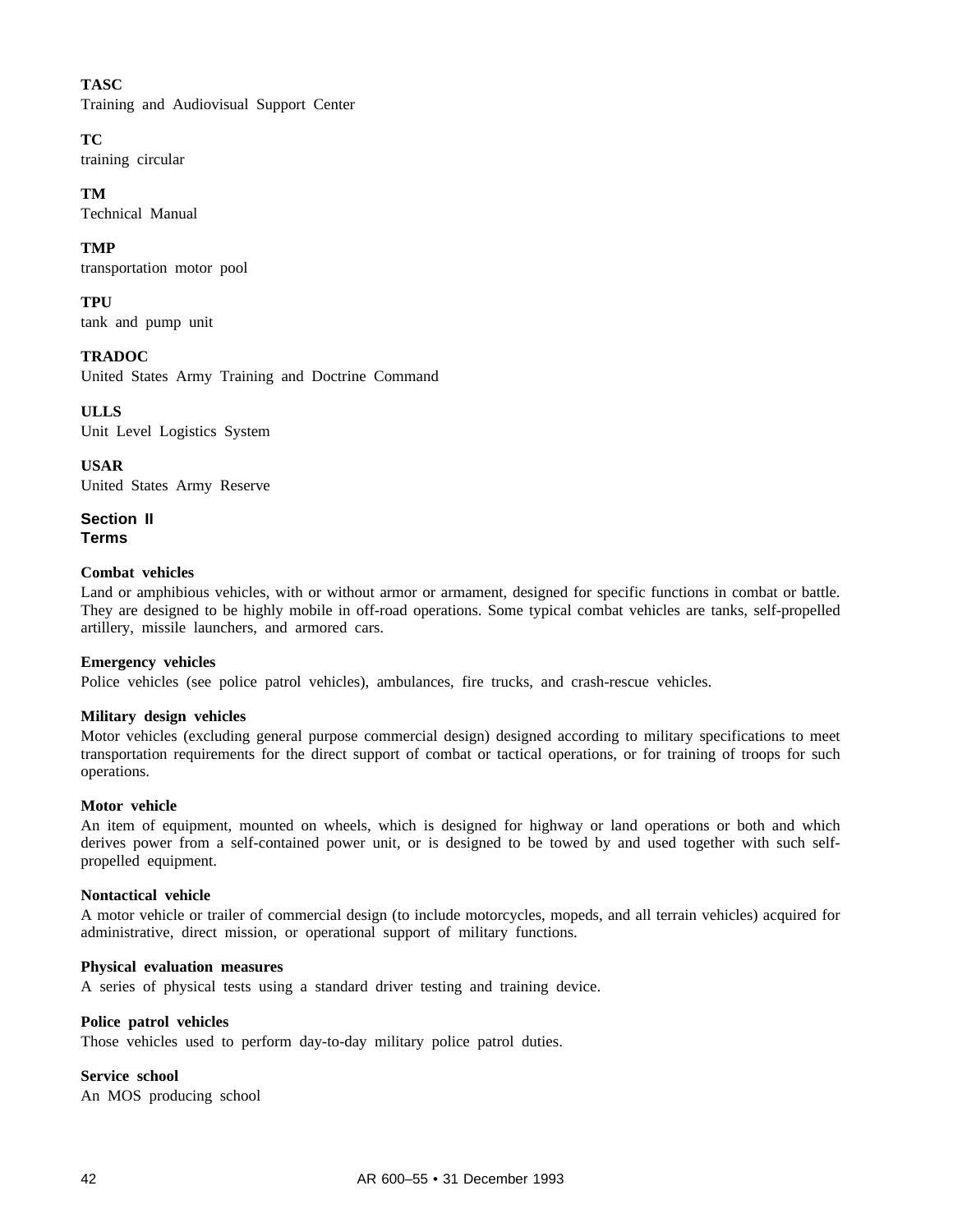**TASC**
Training and Audiovisual Support Center

**TC**
training circular

**TM**
Technical Manual

**TMP**
transportation motor pool

**TPU**
tank and pump unit

**TRADOC**
United States Army Training and Doctrine Command

**ULLS**
Unit Level Logistics System

**USAR**
United States Army Reserve

## Section II
## Terms

**Combat vehicles**
Land or amphibious vehicles, with or without armor or armament, designed for specific functions in combat or battle. They are designed to be highly mobile in off-road operations. Some typical combat vehicles are tanks, self-propelled artillery, missile launchers, and armored cars.

**Emergency vehicles**
Police vehicles (see police patrol vehicles), ambulances, fire trucks, and crash-rescue vehicles.

**Military design vehicles**
Motor vehicles (excluding general purpose commercial design) designed according to military specifications to meet transportation requirements for the direct support of combat or tactical operations, or for training of troops for such operations.

**Motor vehicle**
An item of equipment, mounted on wheels, which is designed for highway or land operations or both and which derives power from a self-contained power unit, or is designed to be towed by and used together with such self-propelled equipment.

**Nontactical vehicle**
A motor vehicle or trailer of commercial design (to include motorcycles, mopeds, and all terrain vehicles) acquired for administrative, direct mission, or operational support of military functions.

**Physical evaluation measures**
A series of physical tests using a standard driver testing and training device.

**Police patrol vehicles**
Those vehicles used to perform day-to-day military police patrol duties.

**Service school**
An MOS producing school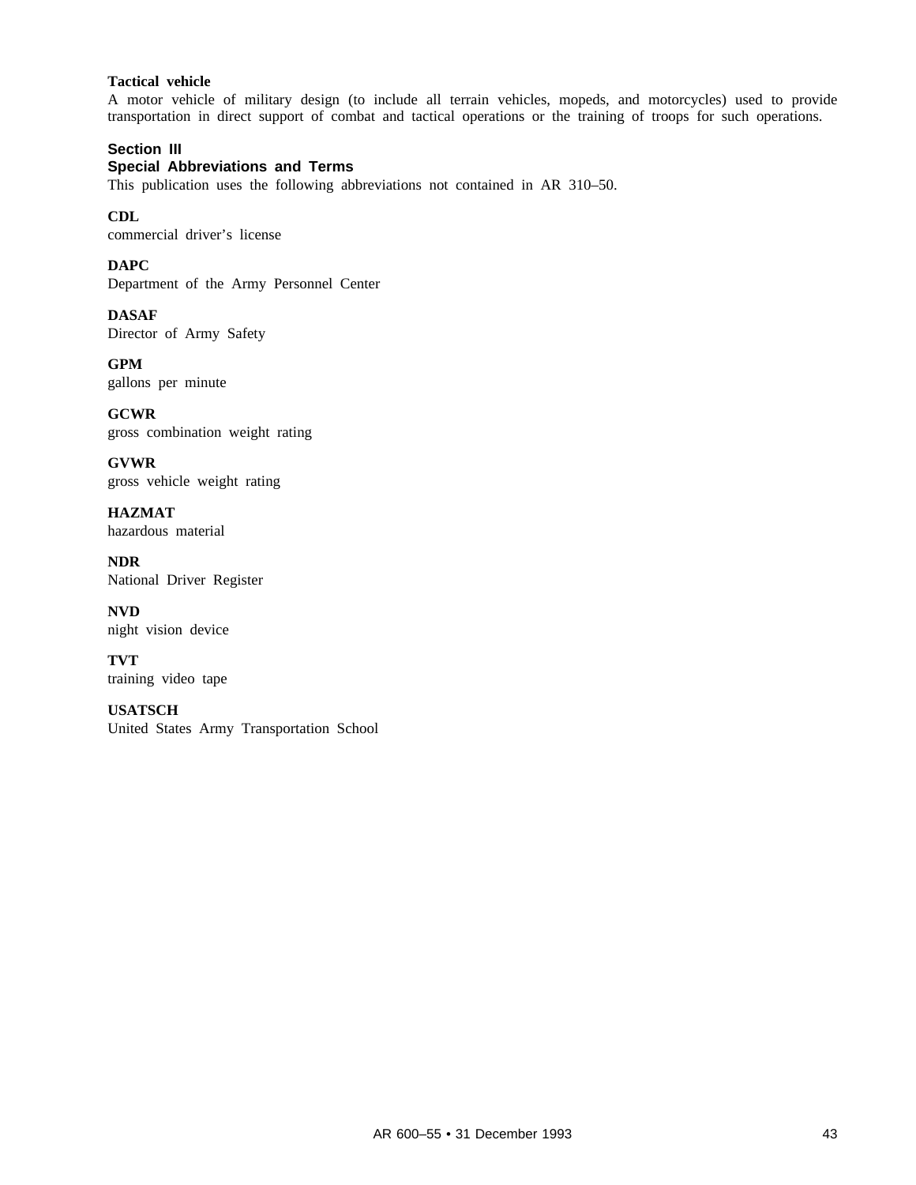**Tactical vehicle**
A motor vehicle of military design (to include all terrain vehicles, mopeds, and motorcycles) used to provide transportation in direct support of combat and tactical operations or the training of troops for such operations.

## Section III
## Special Abbreviations and Terms

This publication uses the following abbreviations not contained in AR 310–50.

**CDL**
commercial driver's license

**DAPC**
Department of the Army Personnel Center

**DASAF**
Director of Army Safety

**GPM**
gallons per minute

**GCWR**
gross combination weight rating

**GVWR**
gross vehicle weight rating

**HAZMAT**
hazardous material

**NDR**
National Driver Register

**NVD**
night vision device

**TVT**
training video tape

**USATSCH**
United States Army Transportation School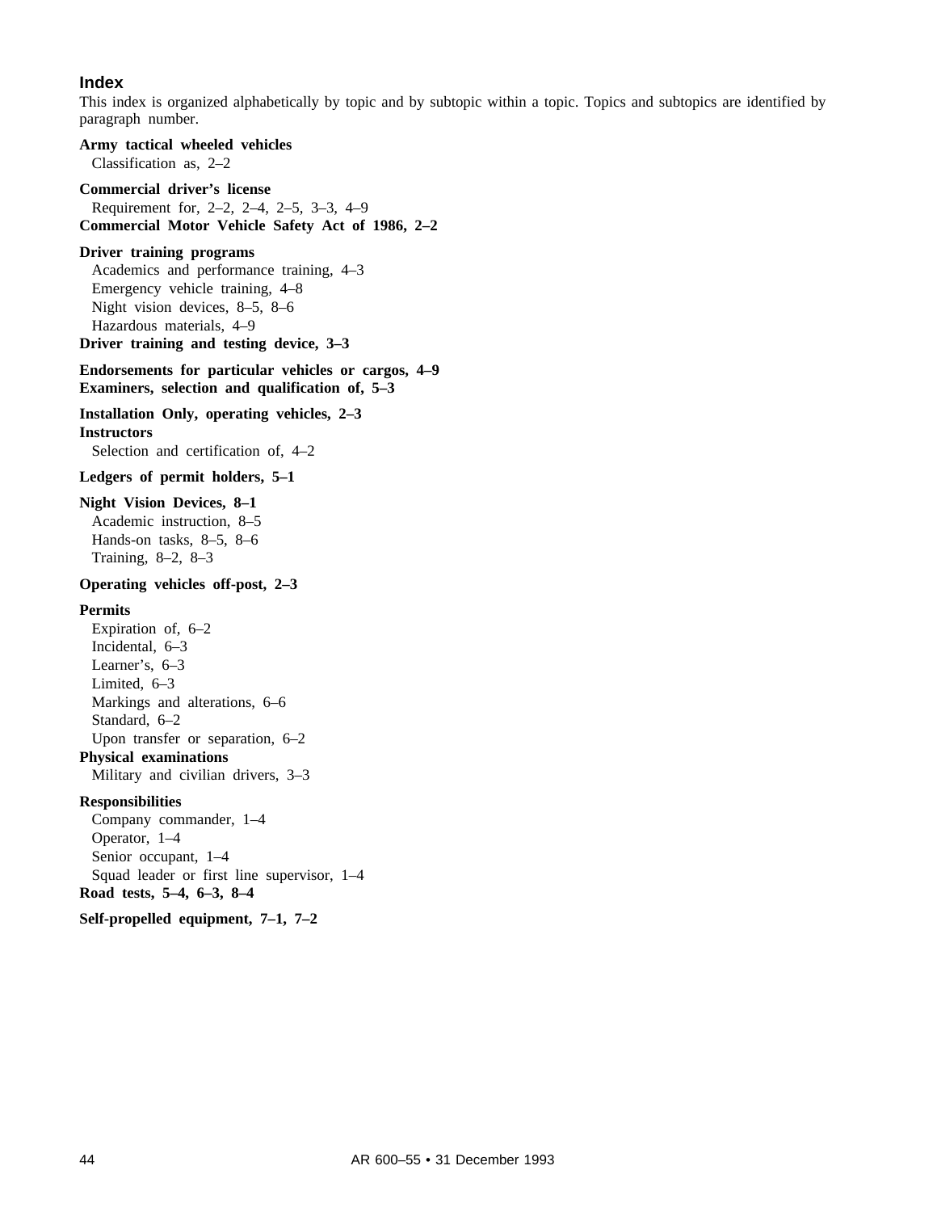## Index

This index is organized alphabetically by topic and by subtopic within a topic. Topics and subtopics are identified by paragraph number.

**Army tactical wheeled vehicles**
Classification as, 2–2

**Commercial driver's license**
Requirement for, 2–2, 2–4, 2–5, 3–3, 4–9

**Commercial Motor Vehicle Safety Act of 1986, 2–2**

**Driver training programs**
Academics and performance training, 4–3
Emergency vehicle training, 4–8
Night vision devices, 8–5, 8–6
Hazardous materials, 4–9

**Driver training and testing device, 3–3**

**Endorsements for particular vehicles or cargos, 4–9**

**Examiners, selection and qualification of, 5–3**

**Installation Only, operating vehicles, 2–3**

**Instructors**
Selection and certification of, 4–2

**Ledgers of permit holders, 5–1**

**Night Vision Devices, 8–1**
Academic instruction, 8–5
Hands-on tasks, 8–5, 8–6
Training, 8–2, 8–3

**Operating vehicles off-post, 2–3**

**Permits**
Expiration of, 6–2
Incidental, 6–3
Learner's, 6–3
Limited, 6–3
Markings and alterations, 6–6
Standard, 6–2
Upon transfer or separation, 6–2

**Physical examinations**
Military and civilian drivers, 3–3

**Responsibilities**
Company commander, 1–4
Operator, 1–4
Senior occupant, 1–4
Squad leader or first line supervisor, 1–4

**Road tests, 5–4, 6–3, 8–4**

**Self-propelled equipment, 7–1, 7–2**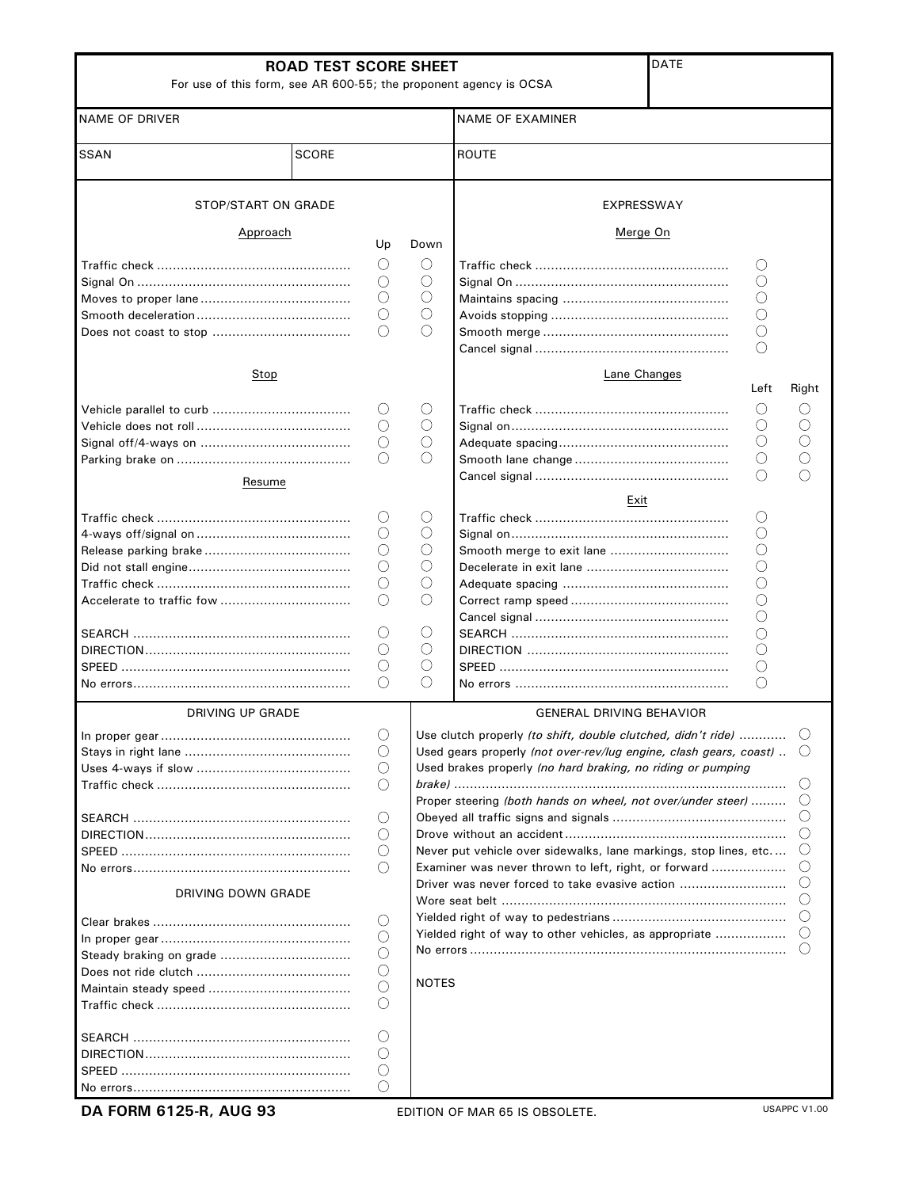# ROAD TEST SCORE SHEET

For use of this form, see AR 600-55; the proponent agency is OCSA

| DATE | |
|---|---|

| NAME OF DRIVER | NAME OF EXAMINER |
|---|---|
| SSAN | SCORE | ROUTE |

## STOP/START ON GRADE

| Approach | Up | Down |
|---|---|---|
| Traffic check | ○ | ○ |
| Signal On | ○ | ○ |
| Moves to proper lane | ○ | ○ |
| Smooth deceleration | ○ | ○ |
| Does not coast to stop | ○ | ○ |
| **Stop** | | |
| Vehicle parallel to curb | ○ | ○ |
| Vehicle does not roll | ○ | ○ |
| Signal off/4-ways on | ○ | ○ |
| Parking brake on | ○ | ○ |
| **Resume** | | |
| Traffic check | ○ | ○ |
| 4-ways off/signal on | ○ | ○ |
| Release parking brake | ○ | ○ |
| Did not stall engine | ○ | ○ |
| Traffic check | ○ | ○ |
| Accelerate to traffic fow | ○ | ○ |
| SEARCH | ○ | ○ |
| DIRECTION | ○ | ○ |
| SPEED | ○ | ○ |
| No errors | ○ | ○ |

## EXPRESSWAY

| Merge On | | |
|---|---|---|
| Traffic check | ○ | |
| Signal On | ○ | |
| Maintains spacing | ○ | |
| Avoids stopping | ○ | |
| Smooth merge | ○ | |
| Cancel signal | ○ | |
| **Lane Changes** | **Left** | **Right** |
| Traffic check | ○ | ○ |
| Signal on | ○ | ○ |
| Adequate spacing | ○ | ○ |
| Smooth lane change | ○ | ○ |
| Cancel signal | ○ | ○ |
| **Exit** | | |
| Traffic check | ○ | |
| Signal on | ○ | |
| Smooth merge to exit lane | ○ | |
| Decelerate in exit lane | ○ | |
| Adequate spacing | ○ | |
| Correct ramp speed | ○ | |
| Cancel signal | ○ | |
| SEARCH | ○ | |
| DIRECTION | ○ | |
| SPEED | ○ | |
| No errors | ○ | |

## DRIVING UP GRADE

| | |
|---|---|
| In proper gear | ○ |
| Stays in right lane | ○ |
| Uses 4-ways if slow | ○ |
| Traffic check | ○ |
| SEARCH | ○ |
| DIRECTION | ○ |
| SPEED | ○ |
| No errors | ○ |

## DRIVING DOWN GRADE

| | |
|---|---|
| Clear brakes | ○ |
| In proper gear | ○ |
| Steady braking on grade | ○ |
| Does not ride clutch | ○ |
| Maintain steady speed | ○ |
| Traffic check | ○ |
| SEARCH | ○ |
| DIRECTION | ○ |
| SPEED | ○ |
| No errors | ○ |

## GENERAL DRIVING BEHAVIOR

| | |
|---|---|
| Use clutch properly *(to shift, double clutched, didn't ride)* | ○ |
| Used gears properly *(not over-rev/lug engine, clash gears, coast)* | ○ |
| Used brakes properly *(no hard braking, no riding or pumping brake)* | ○ |
| Proper steering *(both hands on wheel, not over/under steer)* | ○ |
| Obeyed all traffic signs and signals | ○ |
| Drove without an accident | ○ |
| Never put vehicle over sidewalks, lane markings, stop lines, etc. | ○ |
| Examiner was never thrown to left, right, or forward | ○ |
| Driver was never forced to take evasive action | ○ |
| Wore seat belt | ○ |
| Yielded right of way to pedestrians | ○ |
| Yielded right of way to other vehicles, as appropriate | ○ |
| No errors | ○ |

NOTES

**DA FORM 6125-R, AUG 93** EDITION OF MAR 65 IS OBSOLETE. USAPPC V1.00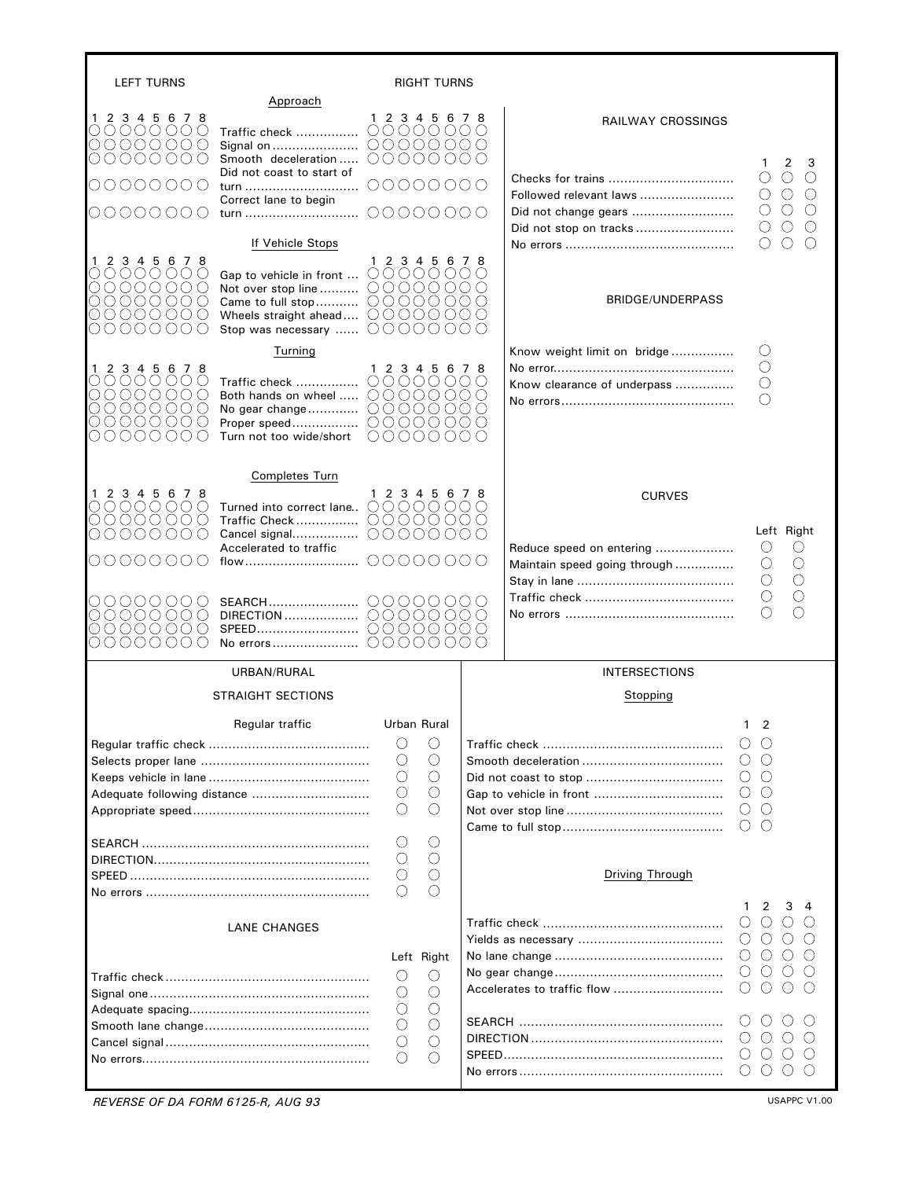## LEFT TURNS / RIGHT TURNS

### Approach

| Left 1 | 2 | 3 | 4 | 5 | 6 | 7 | 8 | Item | Right 1 | 2 | 3 | 4 | 5 | 6 | 7 | 8 |
|---|---|---|---|---|---|---|---|---|---|---|---|---|---|---|---|---|
| ○ | ○ | ○ | ○ | ○ | ○ | ○ | ○ | Traffic check | ○ | ○ | ○ | ○ | ○ | ○ | ○ | ○ |
| ○ | ○ | ○ | ○ | ○ | ○ | ○ | ○ | Signal on | ○ | ○ | ○ | ○ | ○ | ○ | ○ | ○ |
| ○ | ○ | ○ | ○ | ○ | ○ | ○ | ○ | Smooth deceleration | ○ | ○ | ○ | ○ | ○ | ○ | ○ | ○ |
| ○ | ○ | ○ | ○ | ○ | ○ | ○ | ○ | Did not coast to start of turn | ○ | ○ | ○ | ○ | ○ | ○ | ○ | ○ |
| ○ | ○ | ○ | ○ | ○ | ○ | ○ | ○ | Correct lane to begin turn | ○ | ○ | ○ | ○ | ○ | ○ | ○ | ○ |

### If Vehicle Stops

| Left 1 | 2 | 3 | 4 | 5 | 6 | 7 | 8 | Item | Right 1 | 2 | 3 | 4 | 5 | 6 | 7 | 8 |
|---|---|---|---|---|---|---|---|---|---|---|---|---|---|---|---|---|
| ○ | ○ | ○ | ○ | ○ | ○ | ○ | ○ | Gap to vehicle in front | ○ | ○ | ○ | ○ | ○ | ○ | ○ | ○ |
| ○ | ○ | ○ | ○ | ○ | ○ | ○ | ○ | Not over stop line | ○ | ○ | ○ | ○ | ○ | ○ | ○ | ○ |
| ○ | ○ | ○ | ○ | ○ | ○ | ○ | ○ | Came to full stop | ○ | ○ | ○ | ○ | ○ | ○ | ○ | ○ |
| ○ | ○ | ○ | ○ | ○ | ○ | ○ | ○ | Wheels straight ahead | ○ | ○ | ○ | ○ | ○ | ○ | ○ | ○ |
| ○ | ○ | ○ | ○ | ○ | ○ | ○ | ○ | Stop was necessary | ○ | ○ | ○ | ○ | ○ | ○ | ○ | ○ |

### Turning

| Left 1 | 2 | 3 | 4 | 5 | 6 | 7 | 8 | Item | Right 1 | 2 | 3 | 4 | 5 | 6 | 7 | 8 |
|---|---|---|---|---|---|---|---|---|---|---|---|---|---|---|---|---|
| ○ | ○ | ○ | ○ | ○ | ○ | ○ | ○ | Traffic check | ○ | ○ | ○ | ○ | ○ | ○ | ○ | ○ |
| ○ | ○ | ○ | ○ | ○ | ○ | ○ | ○ | Both hands on wheel | ○ | ○ | ○ | ○ | ○ | ○ | ○ | ○ |
| ○ | ○ | ○ | ○ | ○ | ○ | ○ | ○ | No gear change | ○ | ○ | ○ | ○ | ○ | ○ | ○ | ○ |
| ○ | ○ | ○ | ○ | ○ | ○ | ○ | ○ | Proper speed | ○ | ○ | ○ | ○ | ○ | ○ | ○ | ○ |
| ○ | ○ | ○ | ○ | ○ | ○ | ○ | ○ | Turn not too wide/short | ○ | ○ | ○ | ○ | ○ | ○ | ○ | ○ |

### Completes Turn

| Left 1 | 2 | 3 | 4 | 5 | 6 | 7 | 8 | Item | Right 1 | 2 | 3 | 4 | 5 | 6 | 7 | 8 |
|---|---|---|---|---|---|---|---|---|---|---|---|---|---|---|---|---|
| ○ | ○ | ○ | ○ | ○ | ○ | ○ | ○ | Turned into correct lane | ○ | ○ | ○ | ○ | ○ | ○ | ○ | ○ |
| ○ | ○ | ○ | ○ | ○ | ○ | ○ | ○ | Traffic Check | ○ | ○ | ○ | ○ | ○ | ○ | ○ | ○ |
| ○ | ○ | ○ | ○ | ○ | ○ | ○ | ○ | Cancel signal | ○ | ○ | ○ | ○ | ○ | ○ | ○ | ○ |
| ○ | ○ | ○ | ○ | ○ | ○ | ○ | ○ | Accelerated to traffic flow | ○ | ○ | ○ | ○ | ○ | ○ | ○ | ○ |
| ○ | ○ | ○ | ○ | ○ | ○ | ○ | ○ | SEARCH | ○ | ○ | ○ | ○ | ○ | ○ | ○ | ○ |
| ○ | ○ | ○ | ○ | ○ | ○ | ○ | ○ | DIRECTION | ○ | ○ | ○ | ○ | ○ | ○ | ○ | ○ |
| ○ | ○ | ○ | ○ | ○ | ○ | ○ | ○ | SPEED | ○ | ○ | ○ | ○ | ○ | ○ | ○ | ○ |
| ○ | ○ | ○ | ○ | ○ | ○ | ○ | ○ | No errors | ○ | ○ | ○ | ○ | ○ | ○ | ○ | ○ |

## RAILWAY CROSSINGS

| Item | 1 | 2 | 3 |
|---|---|---|---|
| Checks for trains | ○ | ○ | ○ |
| Followed relevant laws | ○ | ○ | ○ |
| Did not change gears | ○ | ○ | ○ |
| Did not stop on tracks | ○ | ○ | ○ |
| No errors | ○ | ○ | ○ |

## BRIDGE/UNDERPASS

| Item | |
|---|---|
| Know weight limit on bridge | ○ |
| No error | ○ |
| Know clearance of underpass | ○ |
| No errors | ○ |

## CURVES

| Item | Left | Right |
|---|---|---|
| Reduce speed on entering | ○ | ○ |
| Maintain speed going through | ○ | ○ |
| Stay in lane | ○ | ○ |
| Traffic check | ○ | ○ |
| No errors | ○ | ○ |

## URBAN/RURAL

### STRAIGHT SECTIONS

| Regular traffic | Urban | Rural |
|---|---|---|
| Regular traffic check | ○ | ○ |
| Selects proper lane | ○ | ○ |
| Keeps vehicle in lane | ○ | ○ |
| Adequate following distance | ○ | ○ |
| Appropriate speed | ○ | ○ |
| SEARCH | ○ | ○ |
| DIRECTION | ○ | ○ |
| SPEED | ○ | ○ |
| No errors | ○ | ○ |

### LANE CHANGES

| Item | Left | Right |
|---|---|---|
| Traffic check | ○ | ○ |
| Signal one | ○ | ○ |
| Adequate spacing | ○ | ○ |
| Smooth lane change | ○ | ○ |
| Cancel signal | ○ | ○ |
| No errors | ○ | ○ |

## INTERSECTIONS

### Stopping

| Item | 1 | 2 |
|---|---|---|
| Traffic check | ○ | ○ |
| Smooth deceleration | ○ | ○ |
| Did not coast to stop | ○ | ○ |
| Gap to vehicle in front | ○ | ○ |
| Not over stop line | ○ | ○ |
| Came to full stop | ○ | ○ |

### Driving Through

| Item | 1 | 2 | 3 | 4 |
|---|---|---|---|---|
| Traffic check | ○ | ○ | ○ | ○ |
| Yields as necessary | ○ | ○ | ○ | ○ |
| No lane change | ○ | ○ | ○ | ○ |
| No gear change | ○ | ○ | ○ | ○ |
| Accelerates to traffic flow | ○ | ○ | ○ | ○ |
| SEARCH | ○ | ○ | ○ | ○ |
| DIRECTION | ○ | ○ | ○ | ○ |
| SPEED | ○ | ○ | ○ | ○ |
| No errors | ○ | ○ | ○ | ○ |

*REVERSE OF DA FORM 6125-R, AUG 93*

USAPPC V1.00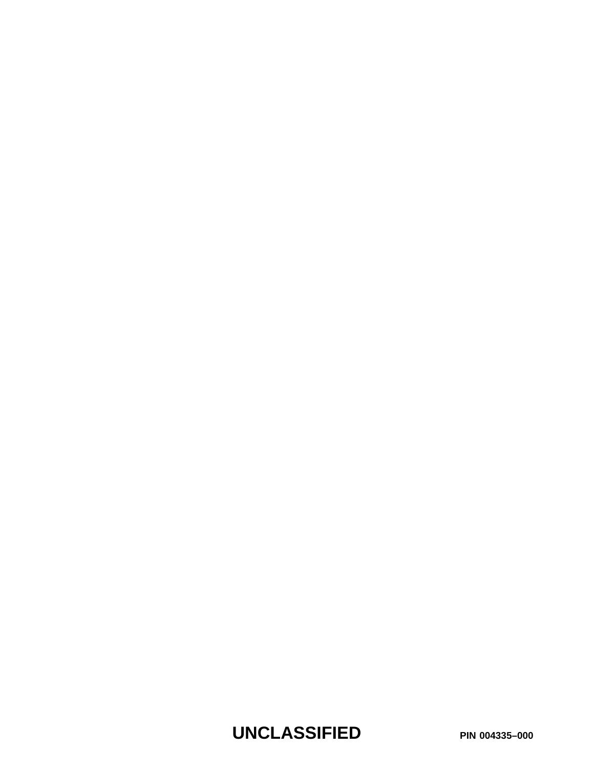**UNCLASSIFIED** **PIN 004335–000**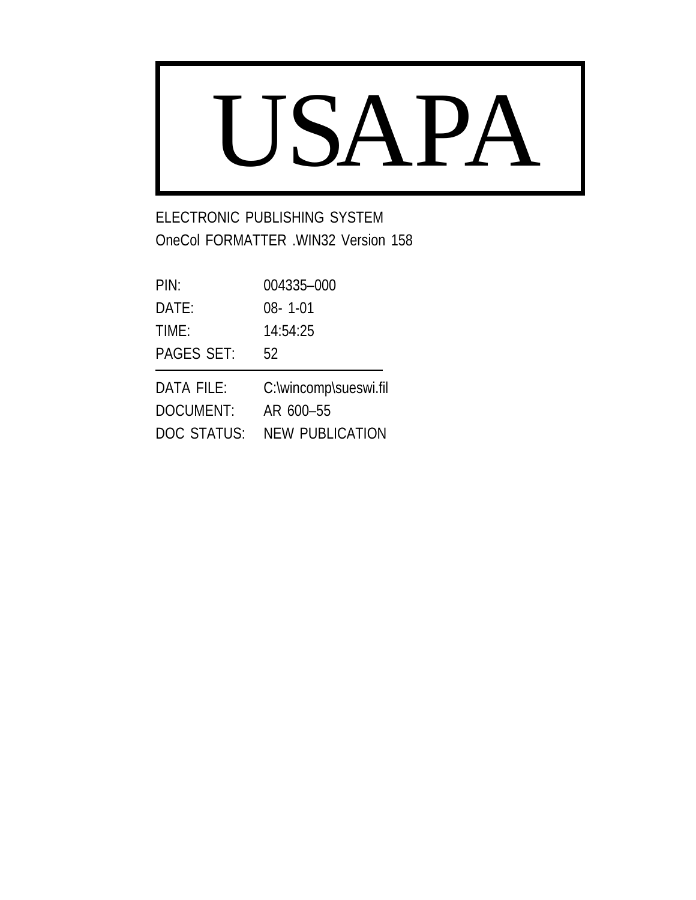# USAPA

ELECTRONIC PUBLISHING SYSTEM
OneCol FORMATTER .WIN32 Version 158

| | |
|---|---|
| PIN: | 004335–000 |
| DATE: | 08- 1-01 |
| TIME: | 14:54:25 |
| PAGES SET: | 52 |

| | |
|---|---|
| DATA FILE: | C:\wincomp\sueswi.fil |
| DOCUMENT: | AR 600–55 |
| DOC STATUS: | NEW PUBLICATION |